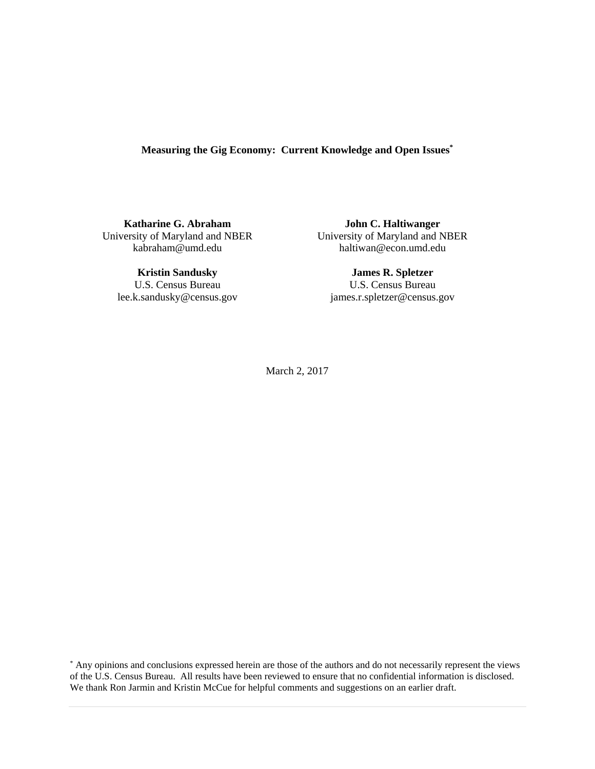# Measuring the Gig Economy: Current Knowledge and Open Issues[*]

**Katharine G. Abraham**
University of Maryland and NBER
kabraham@umd.edu

**John C. Haltiwanger**
University of Maryland and NBER
haltiwan@econ.umd.edu

**Kristin Sandusky**
U.S. Census Bureau
lee.k.sandusky@census.gov

**James R. Spletzer**
U.S. Census Bureau
james.r.spletzer@census.gov

March 2, 2017

[*] Any opinions and conclusions expressed herein are those of the authors and do not necessarily represent the views of the U.S. Census Bureau. All results have been reviewed to ensure that no confidential information is disclosed. We thank Ron Jarmin and Kristin McCue for helpful comments and suggestions on an earlier draft.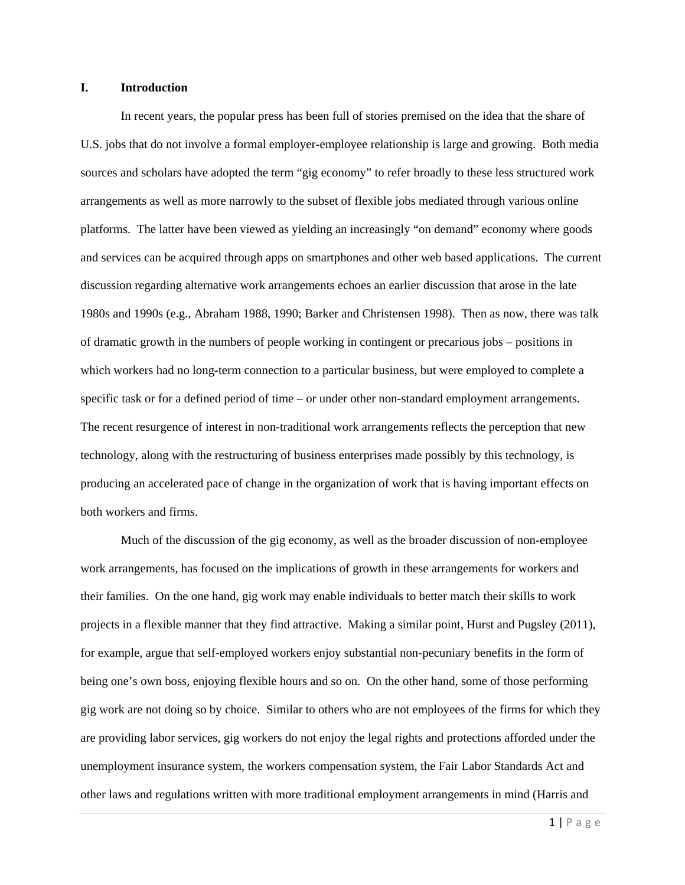# I. Introduction

In recent years, the popular press has been full of stories premised on the idea that the share of U.S. jobs that do not involve a formal employer-employee relationship is large and growing. Both media sources and scholars have adopted the term "gig economy" to refer broadly to these less structured work arrangements as well as more narrowly to the subset of flexible jobs mediated through various online platforms. The latter have been viewed as yielding an increasingly "on demand" economy where goods and services can be acquired through apps on smartphones and other web based applications. The current discussion regarding alternative work arrangements echoes an earlier discussion that arose in the late 1980s and 1990s (e.g., Abraham 1988, 1990; Barker and Christensen 1998). Then as now, there was talk of dramatic growth in the numbers of people working in contingent or precarious jobs – positions in which workers had no long-term connection to a particular business, but were employed to complete a specific task or for a defined period of time – or under other non-standard employment arrangements. The recent resurgence of interest in non-traditional work arrangements reflects the perception that new technology, along with the restructuring of business enterprises made possibly by this technology, is producing an accelerated pace of change in the organization of work that is having important effects on both workers and firms.

Much of the discussion of the gig economy, as well as the broader discussion of non-employee work arrangements, has focused on the implications of growth in these arrangements for workers and their families. On the one hand, gig work may enable individuals to better match their skills to work projects in a flexible manner that they find attractive. Making a similar point, Hurst and Pugsley (2011), for example, argue that self-employed workers enjoy substantial non-pecuniary benefits in the form of being one's own boss, enjoying flexible hours and so on. On the other hand, some of those performing gig work are not doing so by choice. Similar to others who are not employees of the firms for which they are providing labor services, gig workers do not enjoy the legal rights and protections afforded under the unemployment insurance system, the workers compensation system, the Fair Labor Standards Act and other laws and regulations written with more traditional employment arrangements in mind (Harris and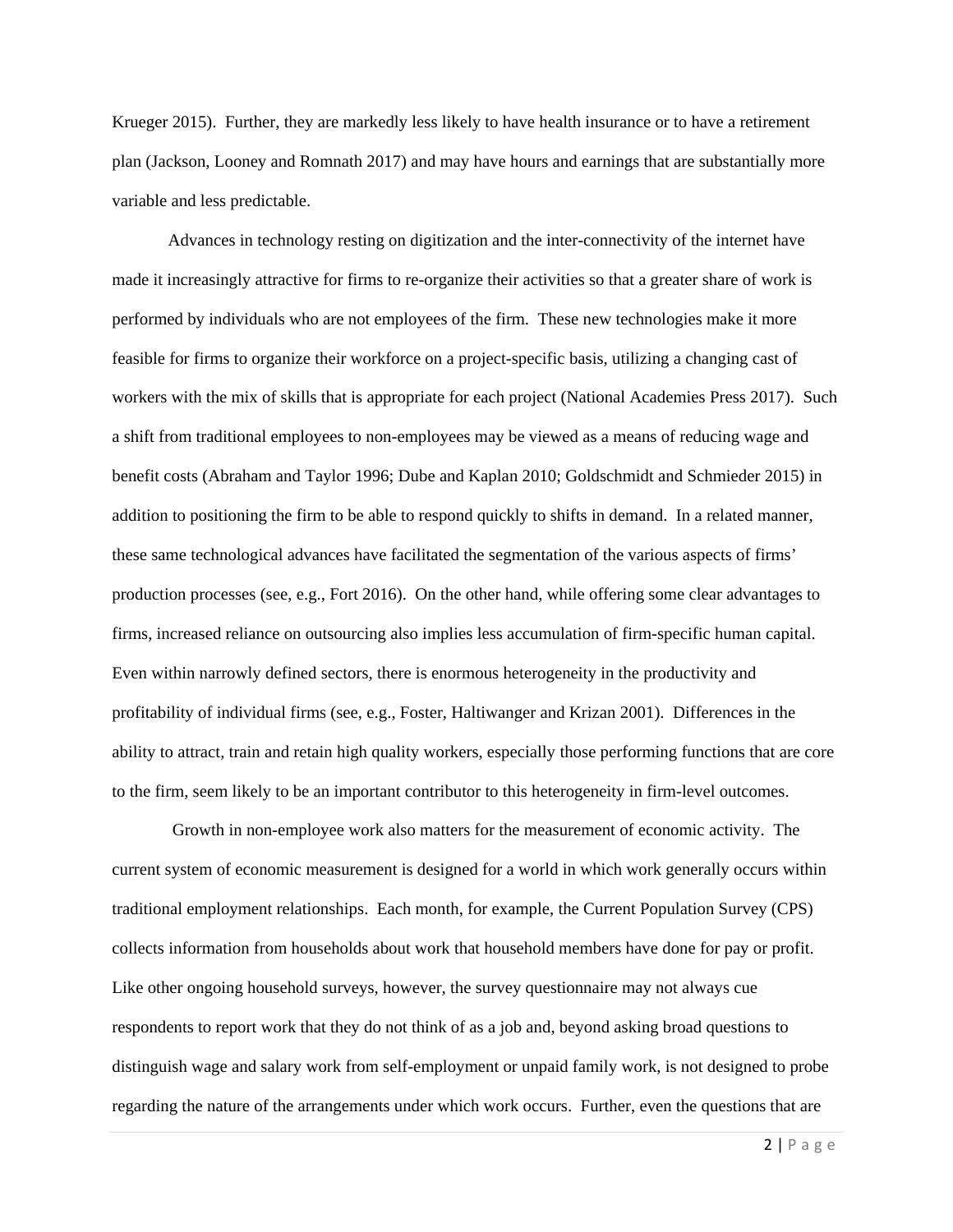Krueger 2015). Further, they are markedly less likely to have health insurance or to have a retirement plan (Jackson, Looney and Romnath 2017) and may have hours and earnings that are substantially more variable and less predictable.

Advances in technology resting on digitization and the inter-connectivity of the internet have made it increasingly attractive for firms to re-organize their activities so that a greater share of work is performed by individuals who are not employees of the firm. These new technologies make it more feasible for firms to organize their workforce on a project-specific basis, utilizing a changing cast of workers with the mix of skills that is appropriate for each project (National Academies Press 2017). Such a shift from traditional employees to non-employees may be viewed as a means of reducing wage and benefit costs (Abraham and Taylor 1996; Dube and Kaplan 2010; Goldschmidt and Schmieder 2015) in addition to positioning the firm to be able to respond quickly to shifts in demand. In a related manner, these same technological advances have facilitated the segmentation of the various aspects of firms' production processes (see, e.g., Fort 2016). On the other hand, while offering some clear advantages to firms, increased reliance on outsourcing also implies less accumulation of firm-specific human capital. Even within narrowly defined sectors, there is enormous heterogeneity in the productivity and profitability of individual firms (see, e.g., Foster, Haltiwanger and Krizan 2001). Differences in the ability to attract, train and retain high quality workers, especially those performing functions that are core to the firm, seem likely to be an important contributor to this heterogeneity in firm-level outcomes.

Growth in non-employee work also matters for the measurement of economic activity. The current system of economic measurement is designed for a world in which work generally occurs within traditional employment relationships. Each month, for example, the Current Population Survey (CPS) collects information from households about work that household members have done for pay or profit. Like other ongoing household surveys, however, the survey questionnaire may not always cue respondents to report work that they do not think of as a job and, beyond asking broad questions to distinguish wage and salary work from self-employment or unpaid family work, is not designed to probe regarding the nature of the arrangements under which work occurs. Further, even the questions that are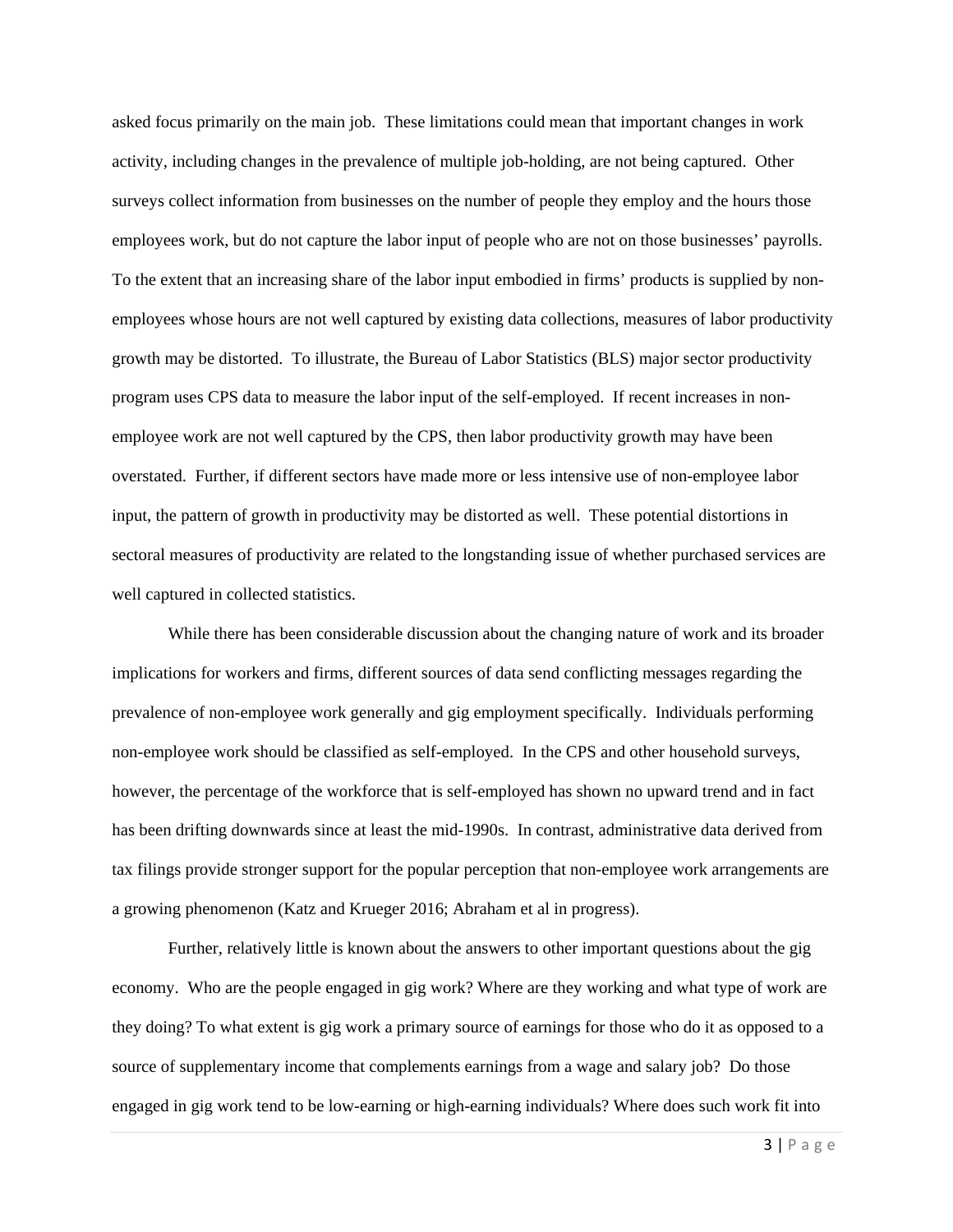asked focus primarily on the main job. These limitations could mean that important changes in work activity, including changes in the prevalence of multiple job-holding, are not being captured. Other surveys collect information from businesses on the number of people they employ and the hours those employees work, but do not capture the labor input of people who are not on those businesses' payrolls. To the extent that an increasing share of the labor input embodied in firms' products is supplied by non-employees whose hours are not well captured by existing data collections, measures of labor productivity growth may be distorted. To illustrate, the Bureau of Labor Statistics (BLS) major sector productivity program uses CPS data to measure the labor input of the self-employed. If recent increases in non-employee work are not well captured by the CPS, then labor productivity growth may have been overstated. Further, if different sectors have made more or less intensive use of non-employee labor input, the pattern of growth in productivity may be distorted as well. These potential distortions in sectoral measures of productivity are related to the longstanding issue of whether purchased services are well captured in collected statistics.

While there has been considerable discussion about the changing nature of work and its broader implications for workers and firms, different sources of data send conflicting messages regarding the prevalence of non-employee work generally and gig employment specifically. Individuals performing non-employee work should be classified as self-employed. In the CPS and other household surveys, however, the percentage of the workforce that is self-employed has shown no upward trend and in fact has been drifting downwards since at least the mid-1990s. In contrast, administrative data derived from tax filings provide stronger support for the popular perception that non-employee work arrangements are a growing phenomenon (Katz and Krueger 2016; Abraham et al in progress).

Further, relatively little is known about the answers to other important questions about the gig economy. Who are the people engaged in gig work? Where are they working and what type of work are they doing? To what extent is gig work a primary source of earnings for those who do it as opposed to a source of supplementary income that complements earnings from a wage and salary job? Do those engaged in gig work tend to be low-earning or high-earning individuals? Where does such work fit into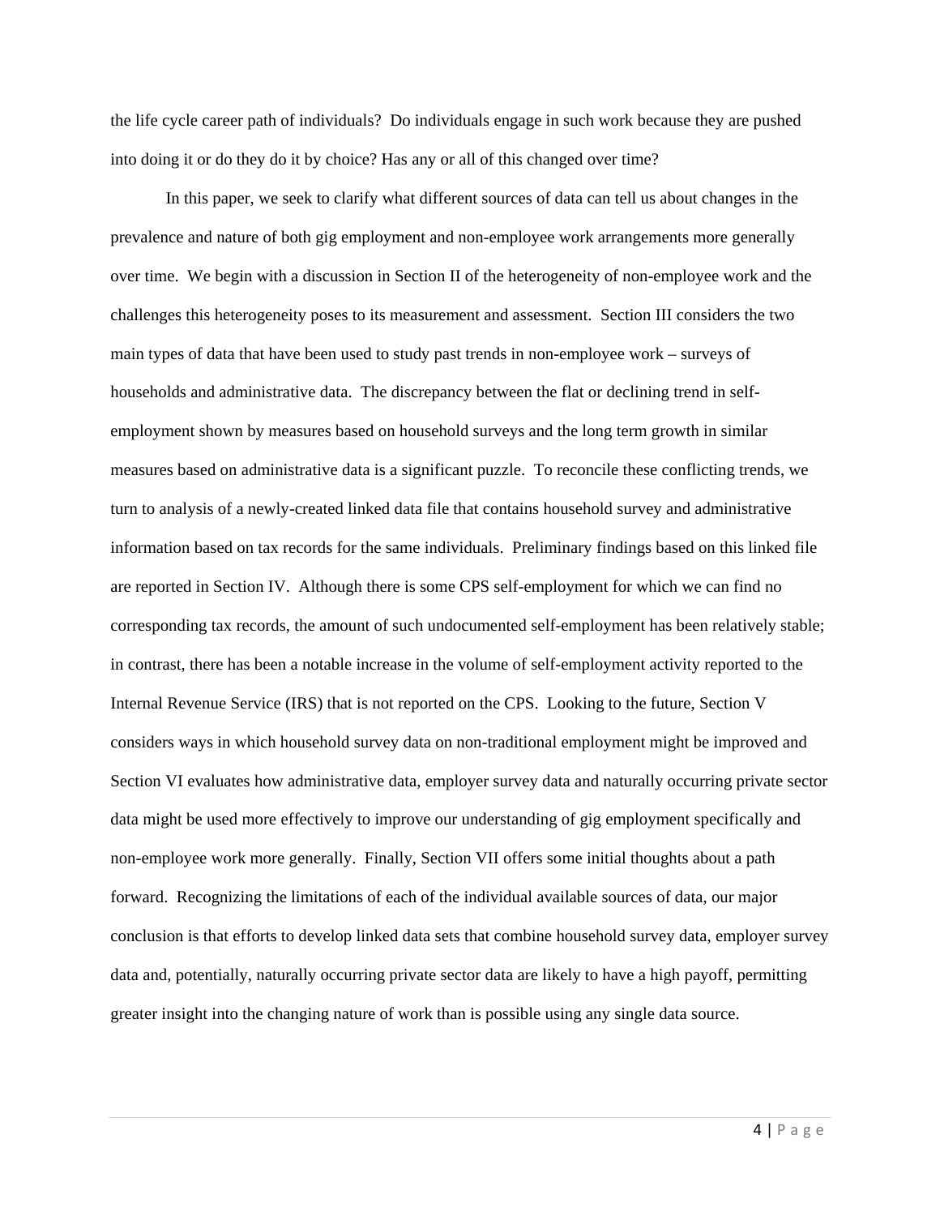the life cycle career path of individuals? Do individuals engage in such work because they are pushed into doing it or do they do it by choice? Has any or all of this changed over time?

In this paper, we seek to clarify what different sources of data can tell us about changes in the prevalence and nature of both gig employment and non-employee work arrangements more generally over time. We begin with a discussion in Section II of the heterogeneity of non-employee work and the challenges this heterogeneity poses to its measurement and assessment. Section III considers the two main types of data that have been used to study past trends in non-employee work – surveys of households and administrative data. The discrepancy between the flat or declining trend in self-employment shown by measures based on household surveys and the long term growth in similar measures based on administrative data is a significant puzzle. To reconcile these conflicting trends, we turn to analysis of a newly-created linked data file that contains household survey and administrative information based on tax records for the same individuals. Preliminary findings based on this linked file are reported in Section IV. Although there is some CPS self-employment for which we can find no corresponding tax records, the amount of such undocumented self-employment has been relatively stable; in contrast, there has been a notable increase in the volume of self-employment activity reported to the Internal Revenue Service (IRS) that is not reported on the CPS. Looking to the future, Section V considers ways in which household survey data on non-traditional employment might be improved and Section VI evaluates how administrative data, employer survey data and naturally occurring private sector data might be used more effectively to improve our understanding of gig employment specifically and non-employee work more generally. Finally, Section VII offers some initial thoughts about a path forward. Recognizing the limitations of each of the individual available sources of data, our major conclusion is that efforts to develop linked data sets that combine household survey data, employer survey data and, potentially, naturally occurring private sector data are likely to have a high payoff, permitting greater insight into the changing nature of work than is possible using any single data source.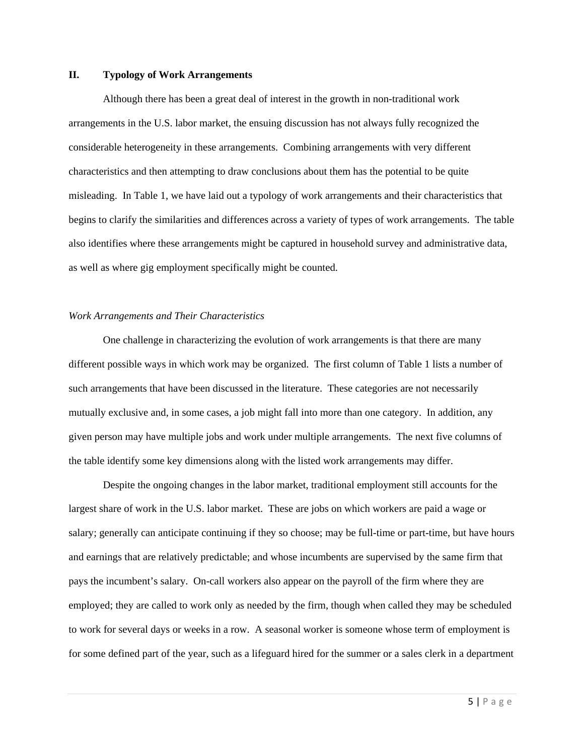## II. Typology of Work Arrangements

Although there has been a great deal of interest in the growth in non-traditional work arrangements in the U.S. labor market, the ensuing discussion has not always fully recognized the considerable heterogeneity in these arrangements. Combining arrangements with very different characteristics and then attempting to draw conclusions about them has the potential to be quite misleading. In Table 1, we have laid out a typology of work arrangements and their characteristics that begins to clarify the similarities and differences across a variety of types of work arrangements. The table also identifies where these arrangements might be captured in household survey and administrative data, as well as where gig employment specifically might be counted.

### *Work Arrangements and Their Characteristics*

One challenge in characterizing the evolution of work arrangements is that there are many different possible ways in which work may be organized. The first column of Table 1 lists a number of such arrangements that have been discussed in the literature. These categories are not necessarily mutually exclusive and, in some cases, a job might fall into more than one category. In addition, any given person may have multiple jobs and work under multiple arrangements. The next five columns of the table identify some key dimensions along with the listed work arrangements may differ.

Despite the ongoing changes in the labor market, traditional employment still accounts for the largest share of work in the U.S. labor market. These are jobs on which workers are paid a wage or salary; generally can anticipate continuing if they so choose; may be full-time or part-time, but have hours and earnings that are relatively predictable; and whose incumbents are supervised by the same firm that pays the incumbent's salary. On-call workers also appear on the payroll of the firm where they are employed; they are called to work only as needed by the firm, though when called they may be scheduled to work for several days or weeks in a row. A seasonal worker is someone whose term of employment is for some defined part of the year, such as a lifeguard hired for the summer or a sales clerk in a department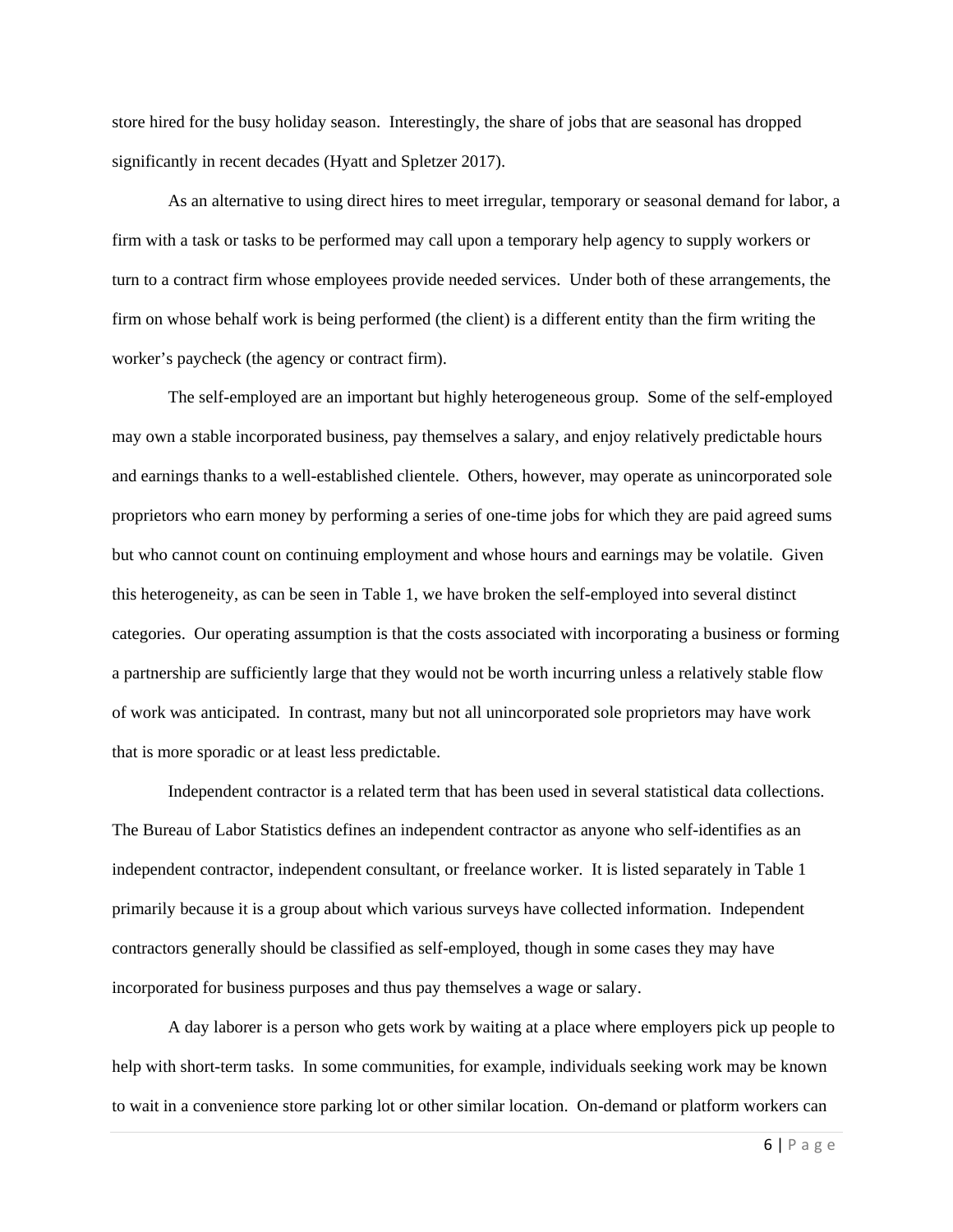store hired for the busy holiday season. Interestingly, the share of jobs that are seasonal has dropped significantly in recent decades (Hyatt and Spletzer 2017).

As an alternative to using direct hires to meet irregular, temporary or seasonal demand for labor, a firm with a task or tasks to be performed may call upon a temporary help agency to supply workers or turn to a contract firm whose employees provide needed services. Under both of these arrangements, the firm on whose behalf work is being performed (the client) is a different entity than the firm writing the worker's paycheck (the agency or contract firm).

The self-employed are an important but highly heterogeneous group. Some of the self-employed may own a stable incorporated business, pay themselves a salary, and enjoy relatively predictable hours and earnings thanks to a well-established clientele. Others, however, may operate as unincorporated sole proprietors who earn money by performing a series of one-time jobs for which they are paid agreed sums but who cannot count on continuing employment and whose hours and earnings may be volatile. Given this heterogeneity, as can be seen in Table 1, we have broken the self-employed into several distinct categories. Our operating assumption is that the costs associated with incorporating a business or forming a partnership are sufficiently large that they would not be worth incurring unless a relatively stable flow of work was anticipated. In contrast, many but not all unincorporated sole proprietors may have work that is more sporadic or at least less predictable.

Independent contractor is a related term that has been used in several statistical data collections. The Bureau of Labor Statistics defines an independent contractor as anyone who self-identifies as an independent contractor, independent consultant, or freelance worker. It is listed separately in Table 1 primarily because it is a group about which various surveys have collected information. Independent contractors generally should be classified as self-employed, though in some cases they may have incorporated for business purposes and thus pay themselves a wage or salary.

A day laborer is a person who gets work by waiting at a place where employers pick up people to help with short-term tasks. In some communities, for example, individuals seeking work may be known to wait in a convenience store parking lot or other similar location. On-demand or platform workers can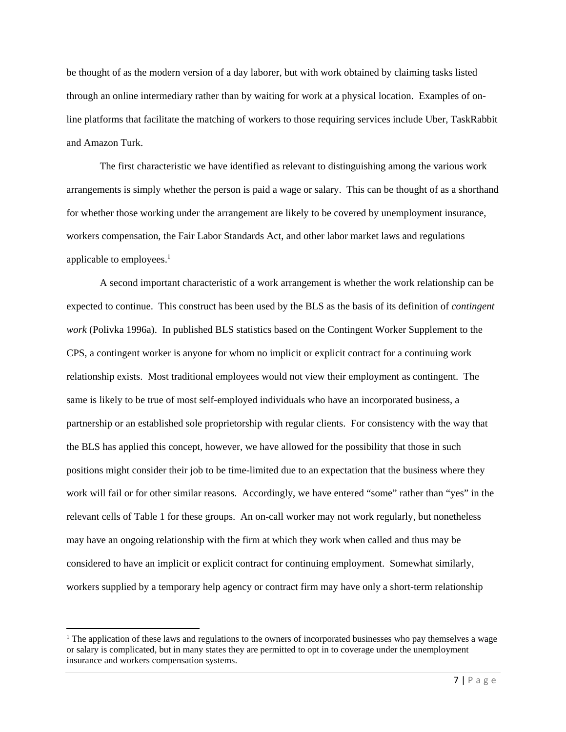be thought of as the modern version of a day laborer, but with work obtained by claiming tasks listed through an online intermediary rather than by waiting for work at a physical location. Examples of on-line platforms that facilitate the matching of workers to those requiring services include Uber, TaskRabbit and Amazon Turk.

The first characteristic we have identified as relevant to distinguishing among the various work arrangements is simply whether the person is paid a wage or salary. This can be thought of as a shorthand for whether those working under the arrangement are likely to be covered by unemployment insurance, workers compensation, the Fair Labor Standards Act, and other labor market laws and regulations applicable to employees.[1]

A second important characteristic of a work arrangement is whether the work relationship can be expected to continue. This construct has been used by the BLS as the basis of its definition of *contingent work* (Polivka 1996a). In published BLS statistics based on the Contingent Worker Supplement to the CPS, a contingent worker is anyone for whom no implicit or explicit contract for a continuing work relationship exists. Most traditional employees would not view their employment as contingent. The same is likely to be true of most self-employed individuals who have an incorporated business, a partnership or an established sole proprietorship with regular clients. For consistency with the way that the BLS has applied this concept, however, we have allowed for the possibility that those in such positions might consider their job to be time-limited due to an expectation that the business where they work will fail or for other similar reasons. Accordingly, we have entered "some" rather than "yes" in the relevant cells of Table 1 for these groups. An on-call worker may not work regularly, but nonetheless may have an ongoing relationship with the firm at which they work when called and thus may be considered to have an implicit or explicit contract for continuing employment. Somewhat similarly, workers supplied by a temporary help agency or contract firm may have only a short-term relationship

[1] The application of these laws and regulations to the owners of incorporated businesses who pay themselves a wage or salary is complicated, but in many states they are permitted to opt in to coverage under the unemployment insurance and workers compensation systems.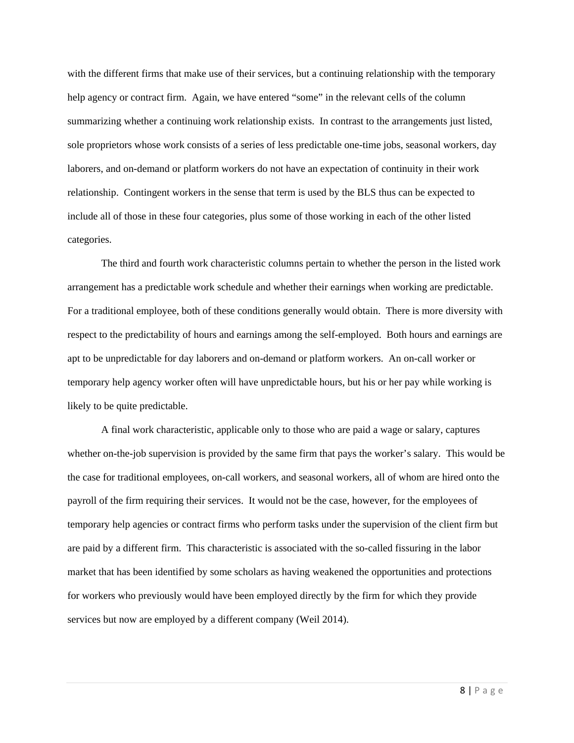with the different firms that make use of their services, but a continuing relationship with the temporary help agency or contract firm. Again, we have entered "some" in the relevant cells of the column summarizing whether a continuing work relationship exists. In contrast to the arrangements just listed, sole proprietors whose work consists of a series of less predictable one-time jobs, seasonal workers, day laborers, and on-demand or platform workers do not have an expectation of continuity in their work relationship. Contingent workers in the sense that term is used by the BLS thus can be expected to include all of those in these four categories, plus some of those working in each of the other listed categories.

The third and fourth work characteristic columns pertain to whether the person in the listed work arrangement has a predictable work schedule and whether their earnings when working are predictable. For a traditional employee, both of these conditions generally would obtain. There is more diversity with respect to the predictability of hours and earnings among the self-employed. Both hours and earnings are apt to be unpredictable for day laborers and on-demand or platform workers. An on-call worker or temporary help agency worker often will have unpredictable hours, but his or her pay while working is likely to be quite predictable.

A final work characteristic, applicable only to those who are paid a wage or salary, captures whether on-the-job supervision is provided by the same firm that pays the worker's salary. This would be the case for traditional employees, on-call workers, and seasonal workers, all of whom are hired onto the payroll of the firm requiring their services. It would not be the case, however, for the employees of temporary help agencies or contract firms who perform tasks under the supervision of the client firm but are paid by a different firm. This characteristic is associated with the so-called fissuring in the labor market that has been identified by some scholars as having weakened the opportunities and protections for workers who previously would have been employed directly by the firm for which they provide services but now are employed by a different company (Weil 2014).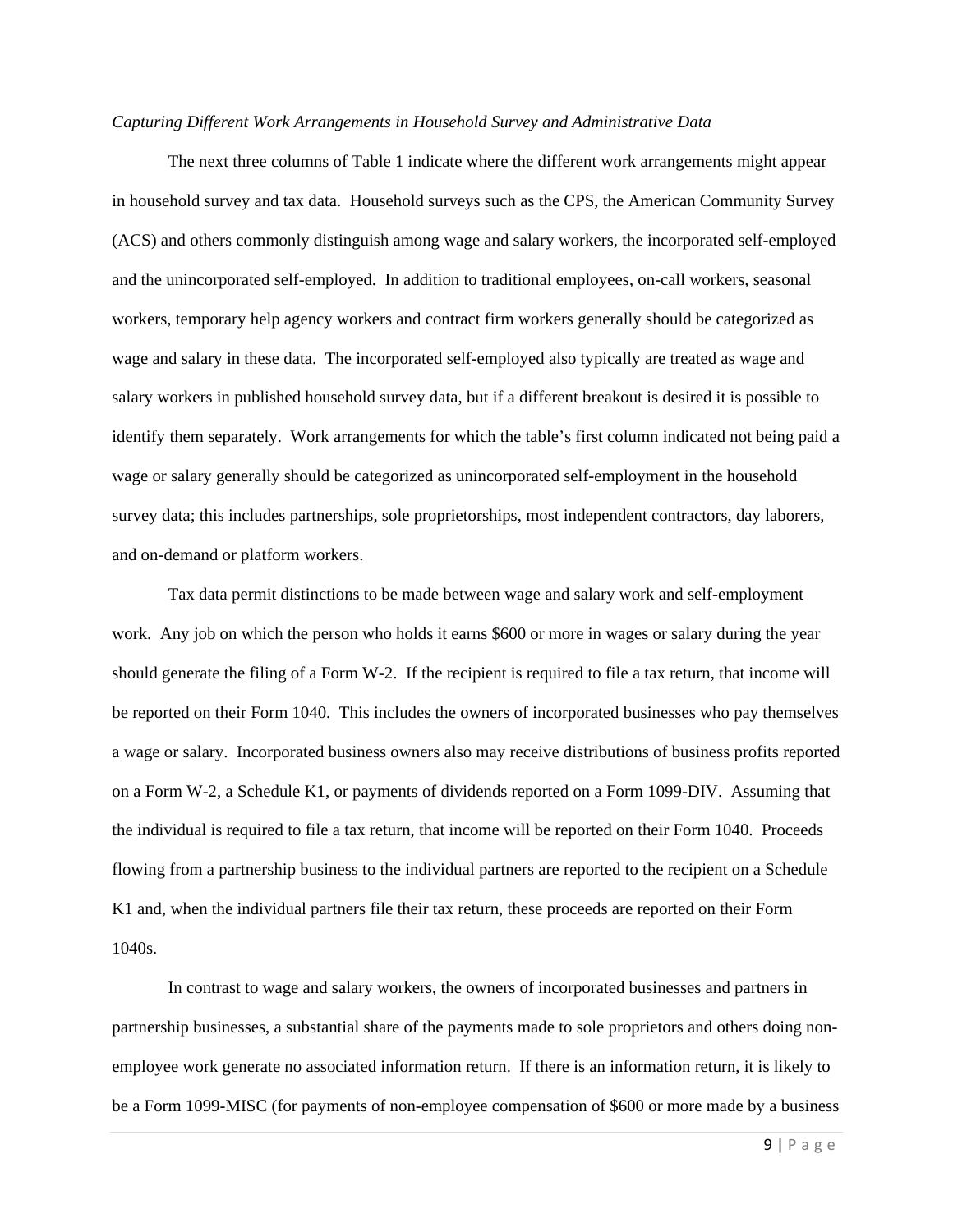*Capturing Different Work Arrangements in Household Survey and Administrative Data*

The next three columns of Table 1 indicate where the different work arrangements might appear in household survey and tax data. Household surveys such as the CPS, the American Community Survey (ACS) and others commonly distinguish among wage and salary workers, the incorporated self-employed and the unincorporated self-employed. In addition to traditional employees, on-call workers, seasonal workers, temporary help agency workers and contract firm workers generally should be categorized as wage and salary in these data. The incorporated self-employed also typically are treated as wage and salary workers in published household survey data, but if a different breakout is desired it is possible to identify them separately. Work arrangements for which the table's first column indicated not being paid a wage or salary generally should be categorized as unincorporated self-employment in the household survey data; this includes partnerships, sole proprietorships, most independent contractors, day laborers, and on-demand or platform workers.

Tax data permit distinctions to be made between wage and salary work and self-employment work. Any job on which the person who holds it earns $600 or more in wages or salary during the year should generate the filing of a Form W-2. If the recipient is required to file a tax return, that income will be reported on their Form 1040. This includes the owners of incorporated businesses who pay themselves a wage or salary. Incorporated business owners also may receive distributions of business profits reported on a Form W-2, a Schedule K1, or payments of dividends reported on a Form 1099-DIV. Assuming that the individual is required to file a tax return, that income will be reported on their Form 1040. Proceeds flowing from a partnership business to the individual partners are reported to the recipient on a Schedule K1 and, when the individual partners file their tax return, these proceeds are reported on their Form 1040s.

In contrast to wage and salary workers, the owners of incorporated businesses and partners in partnership businesses, a substantial share of the payments made to sole proprietors and others doing non-employee work generate no associated information return. If there is an information return, it is likely to be a Form 1099-MISC (for payments of non-employee compensation of $600 or more made by a business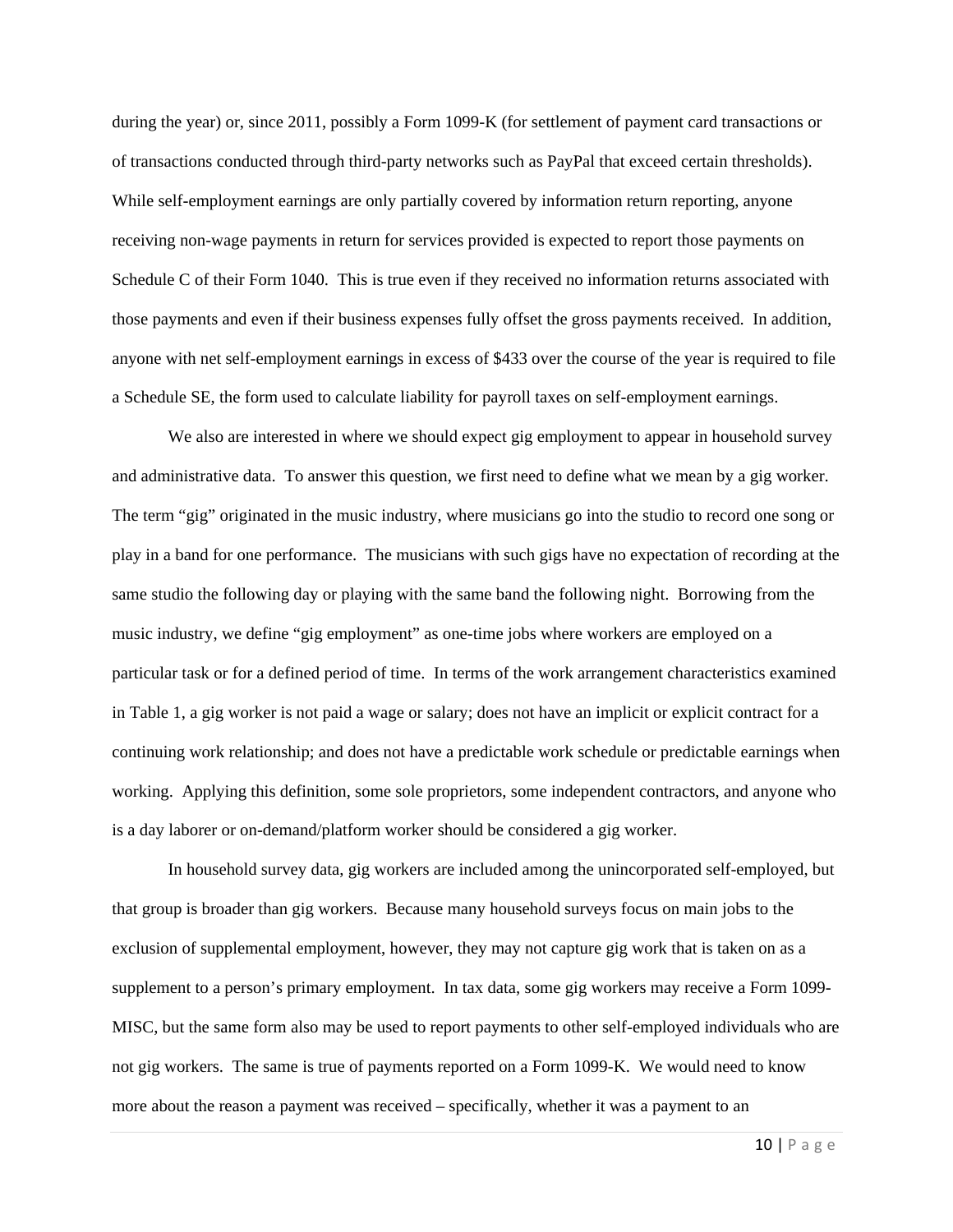during the year) or, since 2011, possibly a Form 1099-K (for settlement of payment card transactions or of transactions conducted through third-party networks such as PayPal that exceed certain thresholds). While self-employment earnings are only partially covered by information return reporting, anyone receiving non-wage payments in return for services provided is expected to report those payments on Schedule C of their Form 1040. This is true even if they received no information returns associated with those payments and even if their business expenses fully offset the gross payments received. In addition, anyone with net self-employment earnings in excess of $433 over the course of the year is required to file a Schedule SE, the form used to calculate liability for payroll taxes on self-employment earnings.

We also are interested in where we should expect gig employment to appear in household survey and administrative data. To answer this question, we first need to define what we mean by a gig worker. The term "gig" originated in the music industry, where musicians go into the studio to record one song or play in a band for one performance. The musicians with such gigs have no expectation of recording at the same studio the following day or playing with the same band the following night. Borrowing from the music industry, we define "gig employment" as one-time jobs where workers are employed on a particular task or for a defined period of time. In terms of the work arrangement characteristics examined in Table 1, a gig worker is not paid a wage or salary; does not have an implicit or explicit contract for a continuing work relationship; and does not have a predictable work schedule or predictable earnings when working. Applying this definition, some sole proprietors, some independent contractors, and anyone who is a day laborer or on-demand/platform worker should be considered a gig worker.

In household survey data, gig workers are included among the unincorporated self-employed, but that group is broader than gig workers. Because many household surveys focus on main jobs to the exclusion of supplemental employment, however, they may not capture gig work that is taken on as a supplement to a person's primary employment. In tax data, some gig workers may receive a Form 1099-MISC, but the same form also may be used to report payments to other self-employed individuals who are not gig workers. The same is true of payments reported on a Form 1099-K. We would need to know more about the reason a payment was received – specifically, whether it was a payment to an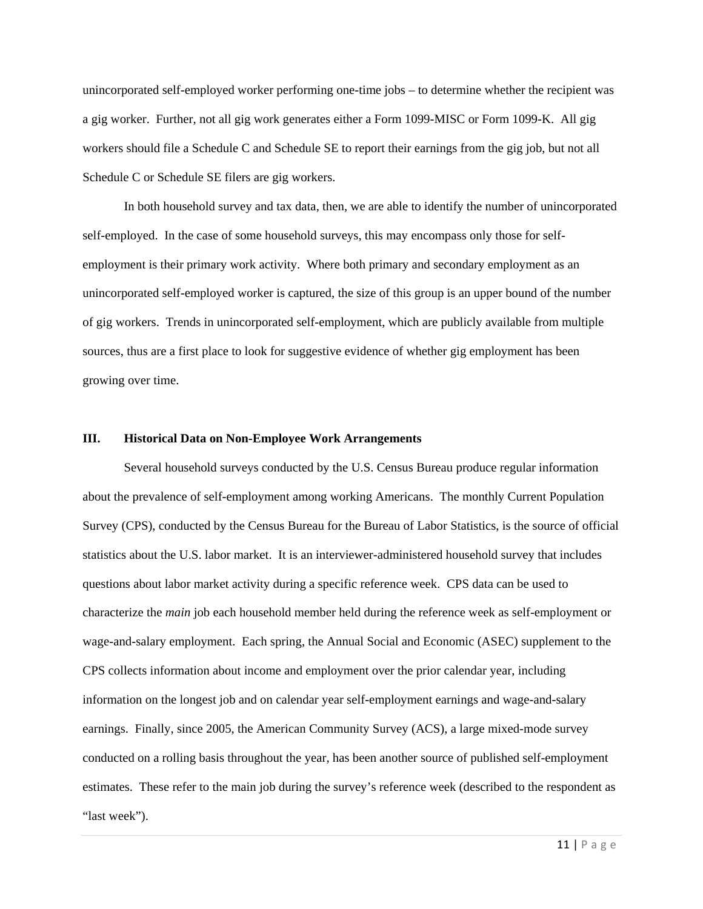unincorporated self-employed worker performing one-time jobs – to determine whether the recipient was a gig worker.  Further, not all gig work generates either a Form 1099-MISC or Form 1099-K.  All gig workers should file a Schedule C and Schedule SE to report their earnings from the gig job, but not all Schedule C or Schedule SE filers are gig workers.

In both household survey and tax data, then, we are able to identify the number of unincorporated self-employed.  In the case of some household surveys, this may encompass only those for self-employment is their primary work activity.  Where both primary and secondary employment as an unincorporated self-employed worker is captured, the size of this group is an upper bound of the number of gig workers.  Trends in unincorporated self-employment, which are publicly available from multiple sources, thus are a first place to look for suggestive evidence of whether gig employment has been growing over time.

## III. Historical Data on Non-Employee Work Arrangements

Several household surveys conducted by the U.S. Census Bureau produce regular information about the prevalence of self-employment among working Americans.  The monthly Current Population Survey (CPS), conducted by the Census Bureau for the Bureau of Labor Statistics, is the source of official statistics about the U.S. labor market.  It is an interviewer-administered household survey that includes questions about labor market activity during a specific reference week.  CPS data can be used to characterize the *main* job each household member held during the reference week as self-employment or wage-and-salary employment.  Each spring, the Annual Social and Economic (ASEC) supplement to the CPS collects information about income and employment over the prior calendar year, including information on the longest job and on calendar year self-employment earnings and wage-and-salary earnings.  Finally, since 2005, the American Community Survey (ACS), a large mixed-mode survey conducted on a rolling basis throughout the year, has been another source of published self-employment estimates.  These refer to the main job during the survey's reference week (described to the respondent as "last week").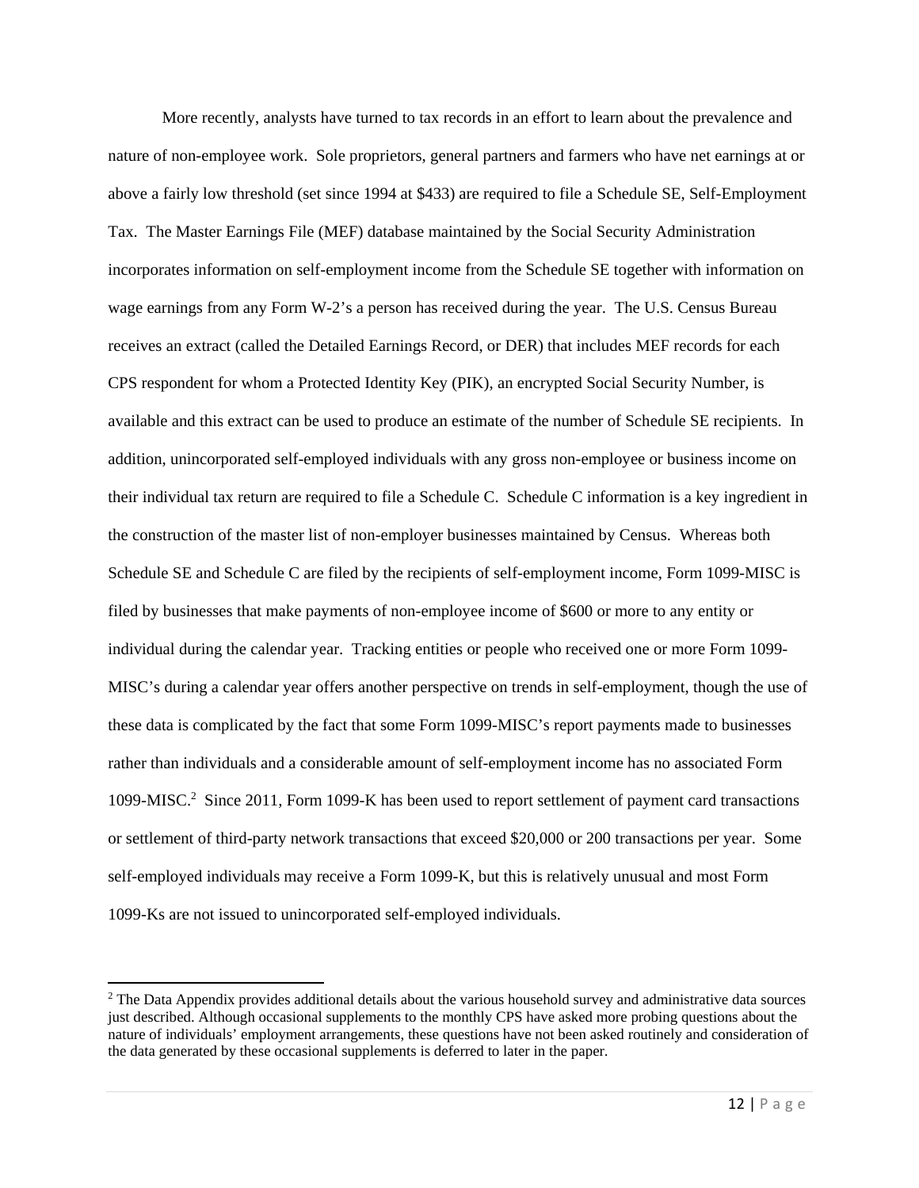More recently, analysts have turned to tax records in an effort to learn about the prevalence and nature of non-employee work. Sole proprietors, general partners and farmers who have net earnings at or above a fairly low threshold (set since 1994 at $433) are required to file a Schedule SE, Self-Employment Tax. The Master Earnings File (MEF) database maintained by the Social Security Administration incorporates information on self-employment income from the Schedule SE together with information on wage earnings from any Form W-2's a person has received during the year. The U.S. Census Bureau receives an extract (called the Detailed Earnings Record, or DER) that includes MEF records for each CPS respondent for whom a Protected Identity Key (PIK), an encrypted Social Security Number, is available and this extract can be used to produce an estimate of the number of Schedule SE recipients. In addition, unincorporated self-employed individuals with any gross non-employee or business income on their individual tax return are required to file a Schedule C. Schedule C information is a key ingredient in the construction of the master list of non-employer businesses maintained by Census. Whereas both Schedule SE and Schedule C are filed by the recipients of self-employment income, Form 1099-MISC is filed by businesses that make payments of non-employee income of $600 or more to any entity or individual during the calendar year. Tracking entities or people who received one or more Form 1099-MISC's during a calendar year offers another perspective on trends in self-employment, though the use of these data is complicated by the fact that some Form 1099-MISC's report payments made to businesses rather than individuals and a considerable amount of self-employment income has no associated Form 1099-MISC.[2] Since 2011, Form 1099-K has been used to report settlement of payment card transactions or settlement of third-party network transactions that exceed $20,000 or 200 transactions per year. Some self-employed individuals may receive a Form 1099-K, but this is relatively unusual and most Form 1099-Ks are not issued to unincorporated self-employed individuals.

[2] The Data Appendix provides additional details about the various household survey and administrative data sources just described. Although occasional supplements to the monthly CPS have asked more probing questions about the nature of individuals' employment arrangements, these questions have not been asked routinely and consideration of the data generated by these occasional supplements is deferred to later in the paper.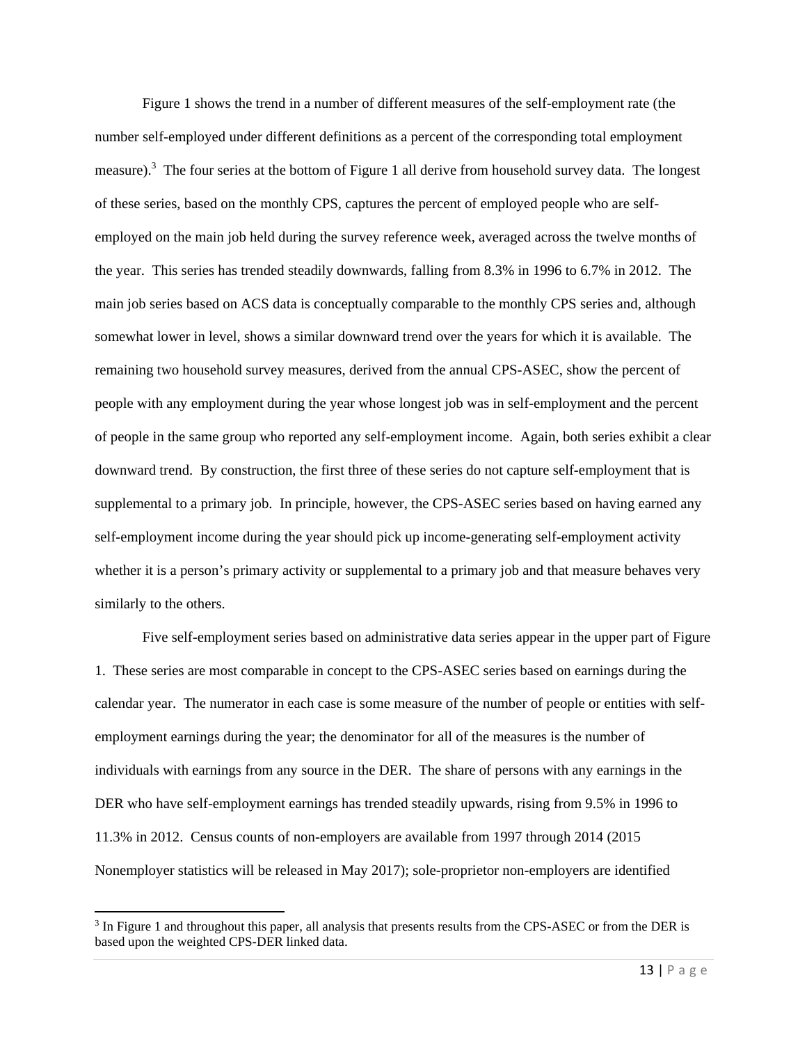Figure 1 shows the trend in a number of different measures of the self-employment rate (the number self-employed under different definitions as a percent of the corresponding total employment measure).[3] The four series at the bottom of Figure 1 all derive from household survey data. The longest of these series, based on the monthly CPS, captures the percent of employed people who are self-employed on the main job held during the survey reference week, averaged across the twelve months of the year. This series has trended steadily downwards, falling from 8.3% in 1996 to 6.7% in 2012. The main job series based on ACS data is conceptually comparable to the monthly CPS series and, although somewhat lower in level, shows a similar downward trend over the years for which it is available. The remaining two household survey measures, derived from the annual CPS-ASEC, show the percent of people with any employment during the year whose longest job was in self-employment and the percent of people in the same group who reported any self-employment income. Again, both series exhibit a clear downward trend. By construction, the first three of these series do not capture self-employment that is supplemental to a primary job. In principle, however, the CPS-ASEC series based on having earned any self-employment income during the year should pick up income-generating self-employment activity whether it is a person's primary activity or supplemental to a primary job and that measure behaves very similarly to the others.

Five self-employment series based on administrative data series appear in the upper part of Figure 1. These series are most comparable in concept to the CPS-ASEC series based on earnings during the calendar year. The numerator in each case is some measure of the number of people or entities with self-employment earnings during the year; the denominator for all of the measures is the number of individuals with earnings from any source in the DER. The share of persons with any earnings in the DER who have self-employment earnings has trended steadily upwards, rising from 9.5% in 1996 to 11.3% in 2012. Census counts of non-employers are available from 1997 through 2014 (2015 Nonemployer statistics will be released in May 2017); sole-proprietor non-employers are identified

[3] In Figure 1 and throughout this paper, all analysis that presents results from the CPS-ASEC or from the DER is based upon the weighted CPS-DER linked data.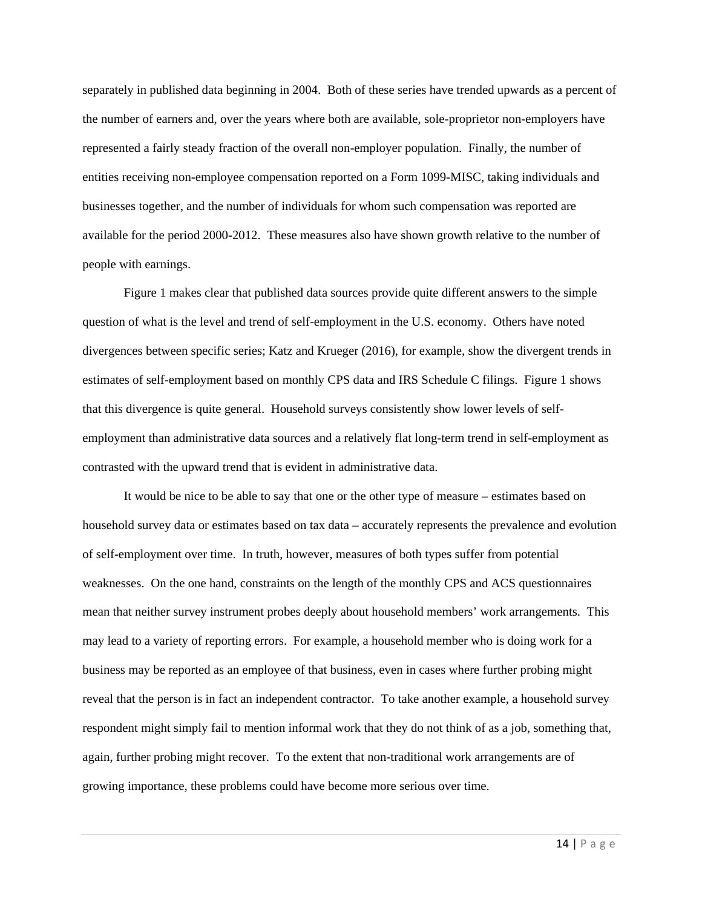separately in published data beginning in 2004. Both of these series have trended upwards as a percent of the number of earners and, over the years where both are available, sole-proprietor non-employers have represented a fairly steady fraction of the overall non-employer population. Finally, the number of entities receiving non-employee compensation reported on a Form 1099-MISC, taking individuals and businesses together, and the number of individuals for whom such compensation was reported are available for the period 2000-2012. These measures also have shown growth relative to the number of people with earnings.

Figure 1 makes clear that published data sources provide quite different answers to the simple question of what is the level and trend of self-employment in the U.S. economy. Others have noted divergences between specific series; Katz and Krueger (2016), for example, show the divergent trends in estimates of self-employment based on monthly CPS data and IRS Schedule C filings. Figure 1 shows that this divergence is quite general. Household surveys consistently show lower levels of self-employment than administrative data sources and a relatively flat long-term trend in self-employment as contrasted with the upward trend that is evident in administrative data.

It would be nice to be able to say that one or the other type of measure – estimates based on household survey data or estimates based on tax data – accurately represents the prevalence and evolution of self-employment over time. In truth, however, measures of both types suffer from potential weaknesses. On the one hand, constraints on the length of the monthly CPS and ACS questionnaires mean that neither survey instrument probes deeply about household members' work arrangements. This may lead to a variety of reporting errors. For example, a household member who is doing work for a business may be reported as an employee of that business, even in cases where further probing might reveal that the person is in fact an independent contractor. To take another example, a household survey respondent might simply fail to mention informal work that they do not think of as a job, something that, again, further probing might recover. To the extent that non-traditional work arrangements are of growing importance, these problems could have become more serious over time.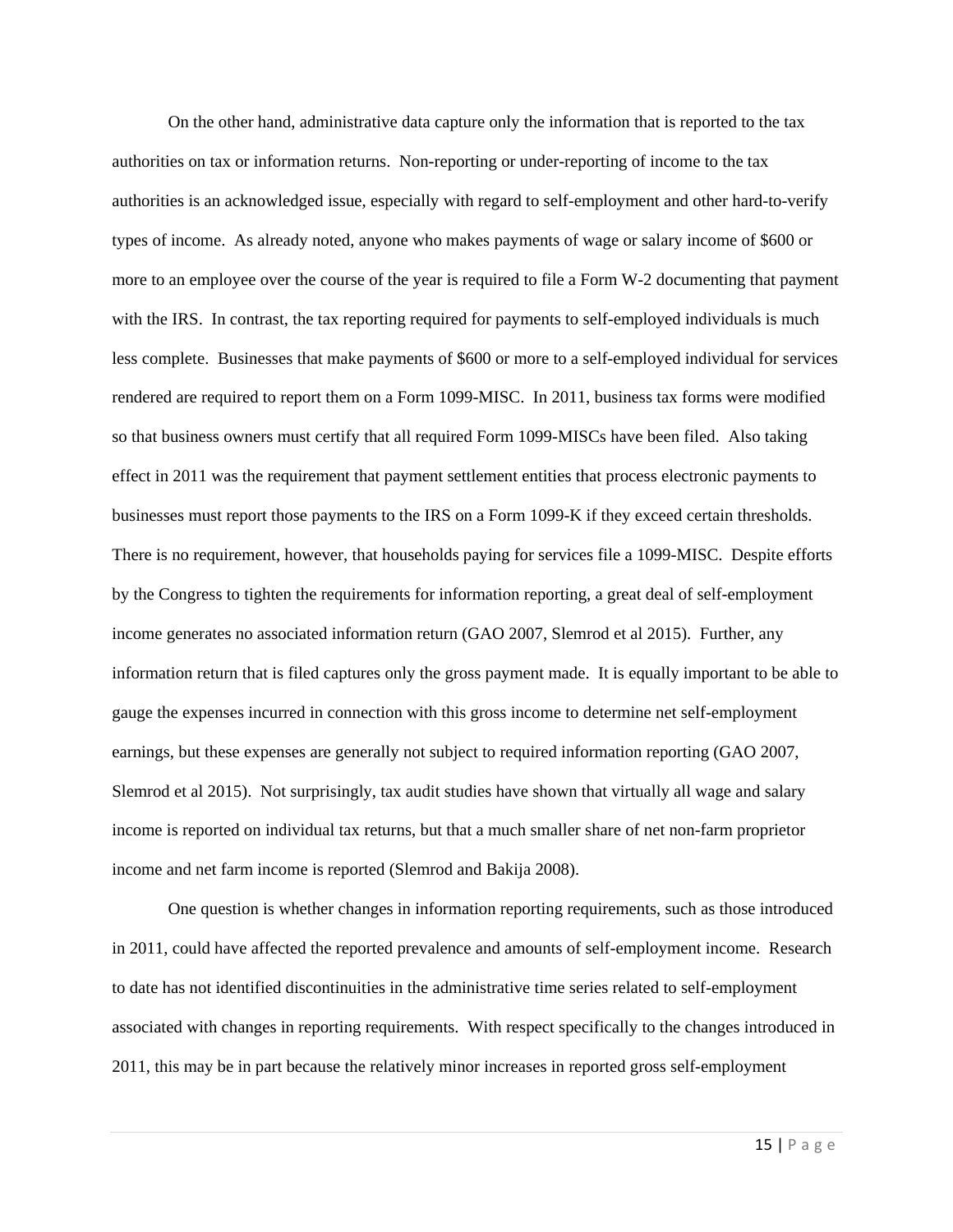On the other hand, administrative data capture only the information that is reported to the tax authorities on tax or information returns. Non-reporting or under-reporting of income to the tax authorities is an acknowledged issue, especially with regard to self-employment and other hard-to-verify types of income. As already noted, anyone who makes payments of wage or salary income of $600 or more to an employee over the course of the year is required to file a Form W-2 documenting that payment with the IRS. In contrast, the tax reporting required for payments to self-employed individuals is much less complete. Businesses that make payments of $600 or more to a self-employed individual for services rendered are required to report them on a Form 1099-MISC. In 2011, business tax forms were modified so that business owners must certify that all required Form 1099-MISCs have been filed. Also taking effect in 2011 was the requirement that payment settlement entities that process electronic payments to businesses must report those payments to the IRS on a Form 1099-K if they exceed certain thresholds. There is no requirement, however, that households paying for services file a 1099-MISC. Despite efforts by the Congress to tighten the requirements for information reporting, a great deal of self-employment income generates no associated information return (GAO 2007, Slemrod et al 2015). Further, any information return that is filed captures only the gross payment made. It is equally important to be able to gauge the expenses incurred in connection with this gross income to determine net self-employment earnings, but these expenses are generally not subject to required information reporting (GAO 2007, Slemrod et al 2015). Not surprisingly, tax audit studies have shown that virtually all wage and salary income is reported on individual tax returns, but that a much smaller share of net non-farm proprietor income and net farm income is reported (Slemrod and Bakija 2008).

One question is whether changes in information reporting requirements, such as those introduced in 2011, could have affected the reported prevalence and amounts of self-employment income. Research to date has not identified discontinuities in the administrative time series related to self-employment associated with changes in reporting requirements. With respect specifically to the changes introduced in 2011, this may be in part because the relatively minor increases in reported gross self-employment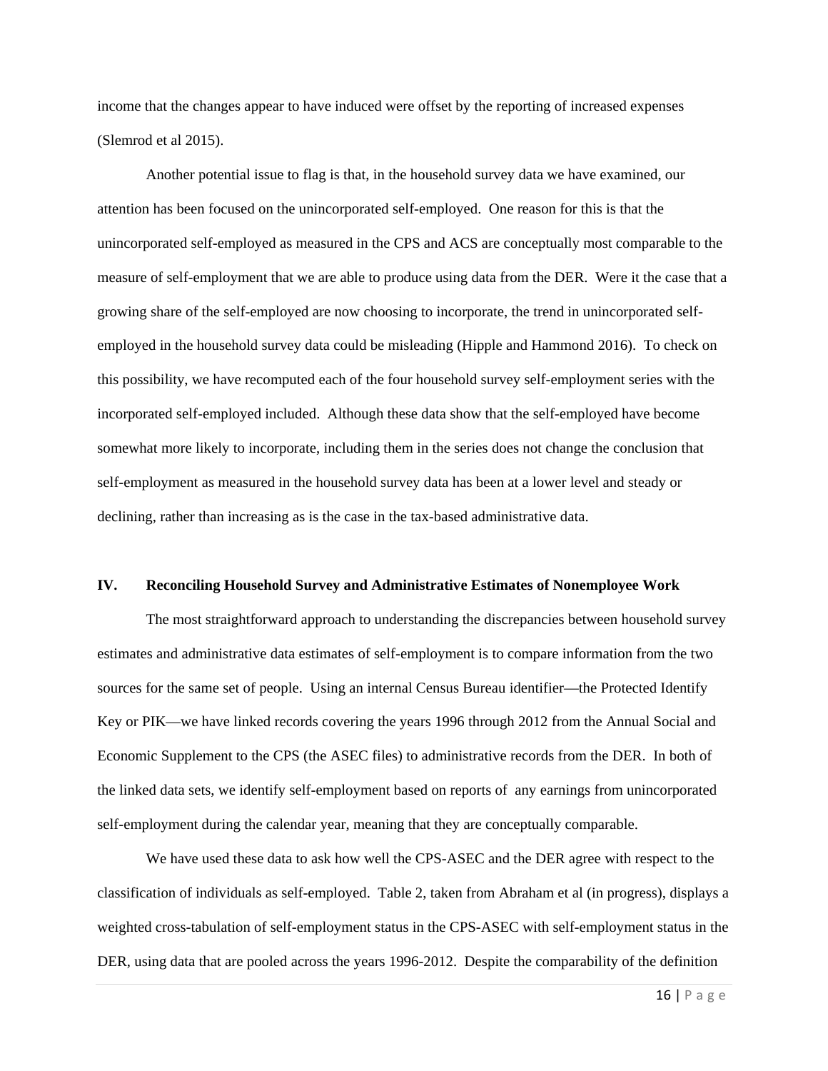income that the changes appear to have induced were offset by the reporting of increased expenses (Slemrod et al 2015).

Another potential issue to flag is that, in the household survey data we have examined, our attention has been focused on the unincorporated self-employed. One reason for this is that the unincorporated self-employed as measured in the CPS and ACS are conceptually most comparable to the measure of self-employment that we are able to produce using data from the DER. Were it the case that a growing share of the self-employed are now choosing to incorporate, the trend in unincorporated self-employed in the household survey data could be misleading (Hipple and Hammond 2016). To check on this possibility, we have recomputed each of the four household survey self-employment series with the incorporated self-employed included. Although these data show that the self-employed have become somewhat more likely to incorporate, including them in the series does not change the conclusion that self-employment as measured in the household survey data has been at a lower level and steady or declining, rather than increasing as is the case in the tax-based administrative data.

## IV. Reconciling Household Survey and Administrative Estimates of Nonemployee Work

The most straightforward approach to understanding the discrepancies between household survey estimates and administrative data estimates of self-employment is to compare information from the two sources for the same set of people. Using an internal Census Bureau identifier—the Protected Identify Key or PIK—we have linked records covering the years 1996 through 2012 from the Annual Social and Economic Supplement to the CPS (the ASEC files) to administrative records from the DER. In both of the linked data sets, we identify self-employment based on reports of any earnings from unincorporated self-employment during the calendar year, meaning that they are conceptually comparable.

We have used these data to ask how well the CPS-ASEC and the DER agree with respect to the classification of individuals as self-employed. Table 2, taken from Abraham et al (in progress), displays a weighted cross-tabulation of self-employment status in the CPS-ASEC with self-employment status in the DER, using data that are pooled across the years 1996-2012. Despite the comparability of the definition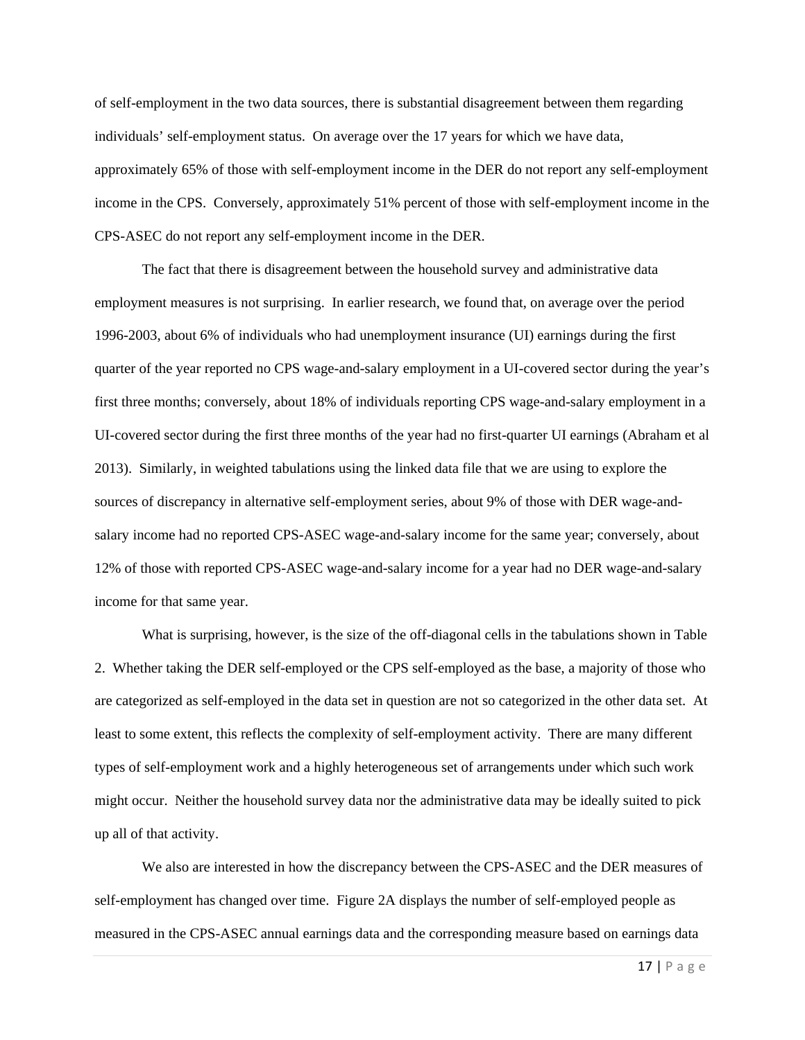of self-employment in the two data sources, there is substantial disagreement between them regarding individuals' self-employment status. On average over the 17 years for which we have data, approximately 65% of those with self-employment income in the DER do not report any self-employment income in the CPS. Conversely, approximately 51% percent of those with self-employment income in the CPS-ASEC do not report any self-employment income in the DER.

The fact that there is disagreement between the household survey and administrative data employment measures is not surprising. In earlier research, we found that, on average over the period 1996-2003, about 6% of individuals who had unemployment insurance (UI) earnings during the first quarter of the year reported no CPS wage-and-salary employment in a UI-covered sector during the year's first three months; conversely, about 18% of individuals reporting CPS wage-and-salary employment in a UI-covered sector during the first three months of the year had no first-quarter UI earnings (Abraham et al 2013). Similarly, in weighted tabulations using the linked data file that we are using to explore the sources of discrepancy in alternative self-employment series, about 9% of those with DER wage-and-salary income had no reported CPS-ASEC wage-and-salary income for the same year; conversely, about 12% of those with reported CPS-ASEC wage-and-salary income for a year had no DER wage-and-salary income for that same year.

What is surprising, however, is the size of the off-diagonal cells in the tabulations shown in Table 2. Whether taking the DER self-employed or the CPS self-employed as the base, a majority of those who are categorized as self-employed in the data set in question are not so categorized in the other data set. At least to some extent, this reflects the complexity of self-employment activity. There are many different types of self-employment work and a highly heterogeneous set of arrangements under which such work might occur. Neither the household survey data nor the administrative data may be ideally suited to pick up all of that activity.

We also are interested in how the discrepancy between the CPS-ASEC and the DER measures of self-employment has changed over time. Figure 2A displays the number of self-employed people as measured in the CPS-ASEC annual earnings data and the corresponding measure based on earnings data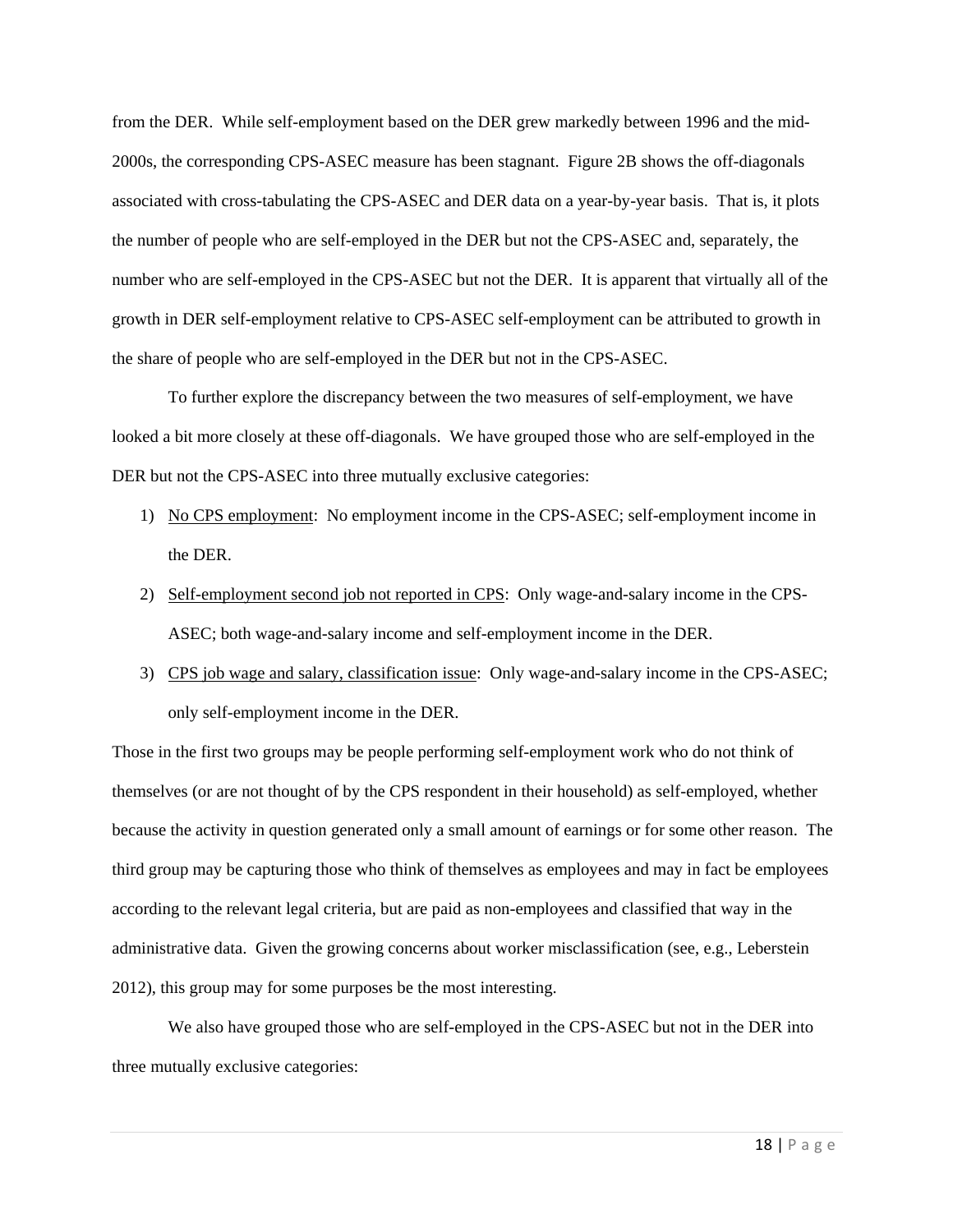from the DER. While self-employment based on the DER grew markedly between 1996 and the mid-2000s, the corresponding CPS-ASEC measure has been stagnant. Figure 2B shows the off-diagonals associated with cross-tabulating the CPS-ASEC and DER data on a year-by-year basis. That is, it plots the number of people who are self-employed in the DER but not the CPS-ASEC and, separately, the number who are self-employed in the CPS-ASEC but not the DER. It is apparent that virtually all of the growth in DER self-employment relative to CPS-ASEC self-employment can be attributed to growth in the share of people who are self-employed in the DER but not in the CPS-ASEC.

To further explore the discrepancy between the two measures of self-employment, we have looked a bit more closely at these off-diagonals. We have grouped those who are self-employed in the DER but not the CPS-ASEC into three mutually exclusive categories:

1) <u>No CPS employment</u>: No employment income in the CPS-ASEC; self-employment income in the DER.
2) <u>Self-employment second job not reported in CPS</u>: Only wage-and-salary income in the CPS-ASEC; both wage-and-salary income and self-employment income in the DER.
3) <u>CPS job wage and salary, classification issue</u>: Only wage-and-salary income in the CPS-ASEC; only self-employment income in the DER.

Those in the first two groups may be people performing self-employment work who do not think of themselves (or are not thought of by the CPS respondent in their household) as self-employed, whether because the activity in question generated only a small amount of earnings or for some other reason. The third group may be capturing those who think of themselves as employees and may in fact be employees according to the relevant legal criteria, but are paid as non-employees and classified that way in the administrative data. Given the growing concerns about worker misclassification (see, e.g., Leberstein 2012), this group may for some purposes be the most interesting.

We also have grouped those who are self-employed in the CPS-ASEC but not in the DER into three mutually exclusive categories: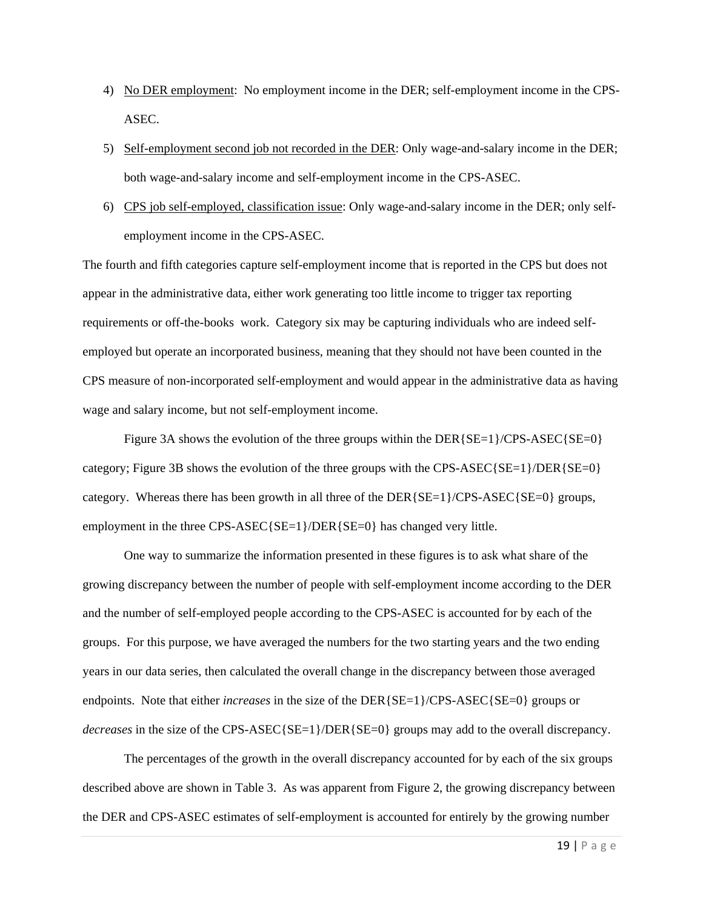4) <u>No DER employment</u>: No employment income in the DER; self-employment income in the CPS-ASEC.

5) <u>Self-employment second job not recorded in the DER</u>: Only wage-and-salary income in the DER; both wage-and-salary income and self-employment income in the CPS-ASEC.

6) <u>CPS job self-employed, classification issue</u>: Only wage-and-salary income in the DER; only self-employment income in the CPS-ASEC.

The fourth and fifth categories capture self-employment income that is reported in the CPS but does not appear in the administrative data, either work generating too little income to trigger tax reporting requirements or off-the-books work. Category six may be capturing individuals who are indeed self-employed but operate an incorporated business, meaning that they should not have been counted in the CPS measure of non-incorporated self-employment and would appear in the administrative data as having wage and salary income, but not self-employment income.

Figure 3A shows the evolution of the three groups within the DER{SE=1}/CPS-ASEC{SE=0} category; Figure 3B shows the evolution of the three groups with the CPS-ASEC{SE=1}/DER{SE=0} category. Whereas there has been growth in all three of the DER{SE=1}/CPS-ASEC{SE=0} groups, employment in the three CPS-ASEC{SE=1}/DER{SE=0} has changed very little.

One way to summarize the information presented in these figures is to ask what share of the growing discrepancy between the number of people with self-employment income according to the DER and the number of self-employed people according to the CPS-ASEC is accounted for by each of the groups. For this purpose, we have averaged the numbers for the two starting years and the two ending years in our data series, then calculated the overall change in the discrepancy between those averaged endpoints. Note that either *increases* in the size of the DER{SE=1}/CPS-ASEC{SE=0} groups or *decreases* in the size of the CPS-ASEC{SE=1}/DER{SE=0} groups may add to the overall discrepancy.

The percentages of the growth in the overall discrepancy accounted for by each of the six groups described above are shown in Table 3. As was apparent from Figure 2, the growing discrepancy between the DER and CPS-ASEC estimates of self-employment is accounted for entirely by the growing number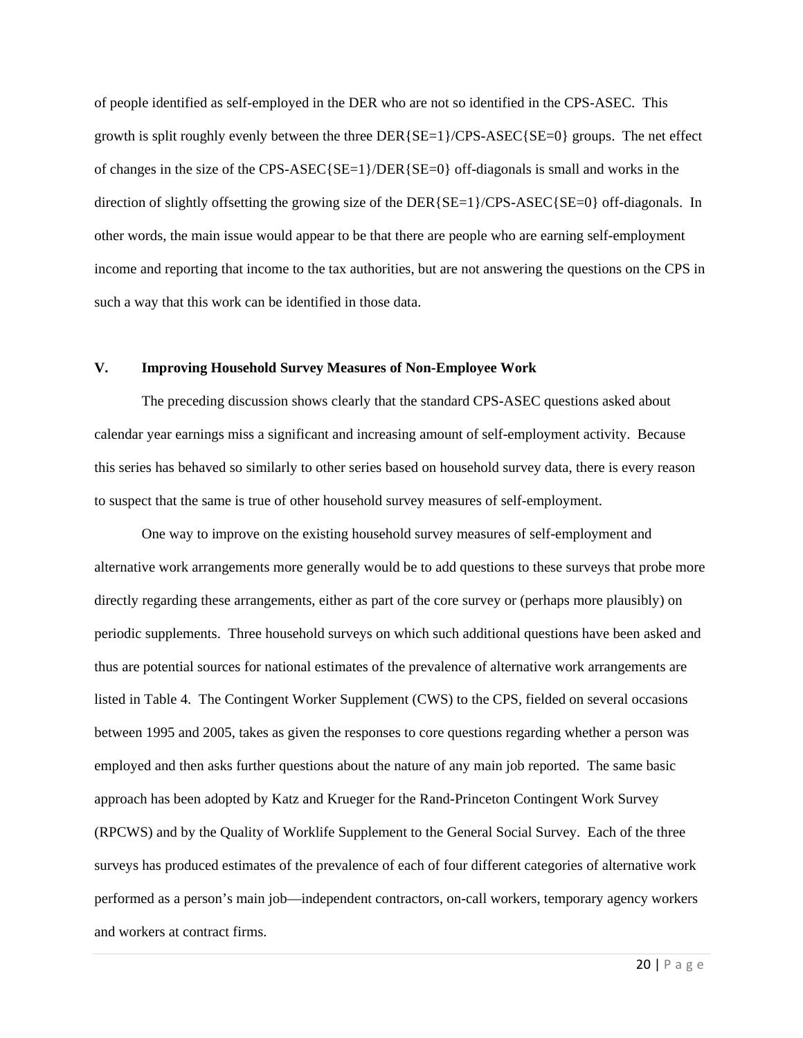of people identified as self-employed in the DER who are not so identified in the CPS-ASEC. This growth is split roughly evenly between the three DER{SE=1}/CPS-ASEC{SE=0} groups. The net effect of changes in the size of the CPS-ASEC{SE=1}/DER{SE=0} off-diagonals is small and works in the direction of slightly offsetting the growing size of the DER{SE=1}/CPS-ASEC{SE=0} off-diagonals. In other words, the main issue would appear to be that there are people who are earning self-employment income and reporting that income to the tax authorities, but are not answering the questions on the CPS in such a way that this work can be identified in those data.

## V. Improving Household Survey Measures of Non-Employee Work

The preceding discussion shows clearly that the standard CPS-ASEC questions asked about calendar year earnings miss a significant and increasing amount of self-employment activity. Because this series has behaved so similarly to other series based on household survey data, there is every reason to suspect that the same is true of other household survey measures of self-employment.

One way to improve on the existing household survey measures of self-employment and alternative work arrangements more generally would be to add questions to these surveys that probe more directly regarding these arrangements, either as part of the core survey or (perhaps more plausibly) on periodic supplements. Three household surveys on which such additional questions have been asked and thus are potential sources for national estimates of the prevalence of alternative work arrangements are listed in Table 4. The Contingent Worker Supplement (CWS) to the CPS, fielded on several occasions between 1995 and 2005, takes as given the responses to core questions regarding whether a person was employed and then asks further questions about the nature of any main job reported. The same basic approach has been adopted by Katz and Krueger for the Rand-Princeton Contingent Work Survey (RPCWS) and by the Quality of Worklife Supplement to the General Social Survey. Each of the three surveys has produced estimates of the prevalence of each of four different categories of alternative work performed as a person's main job—independent contractors, on-call workers, temporary agency workers and workers at contract firms.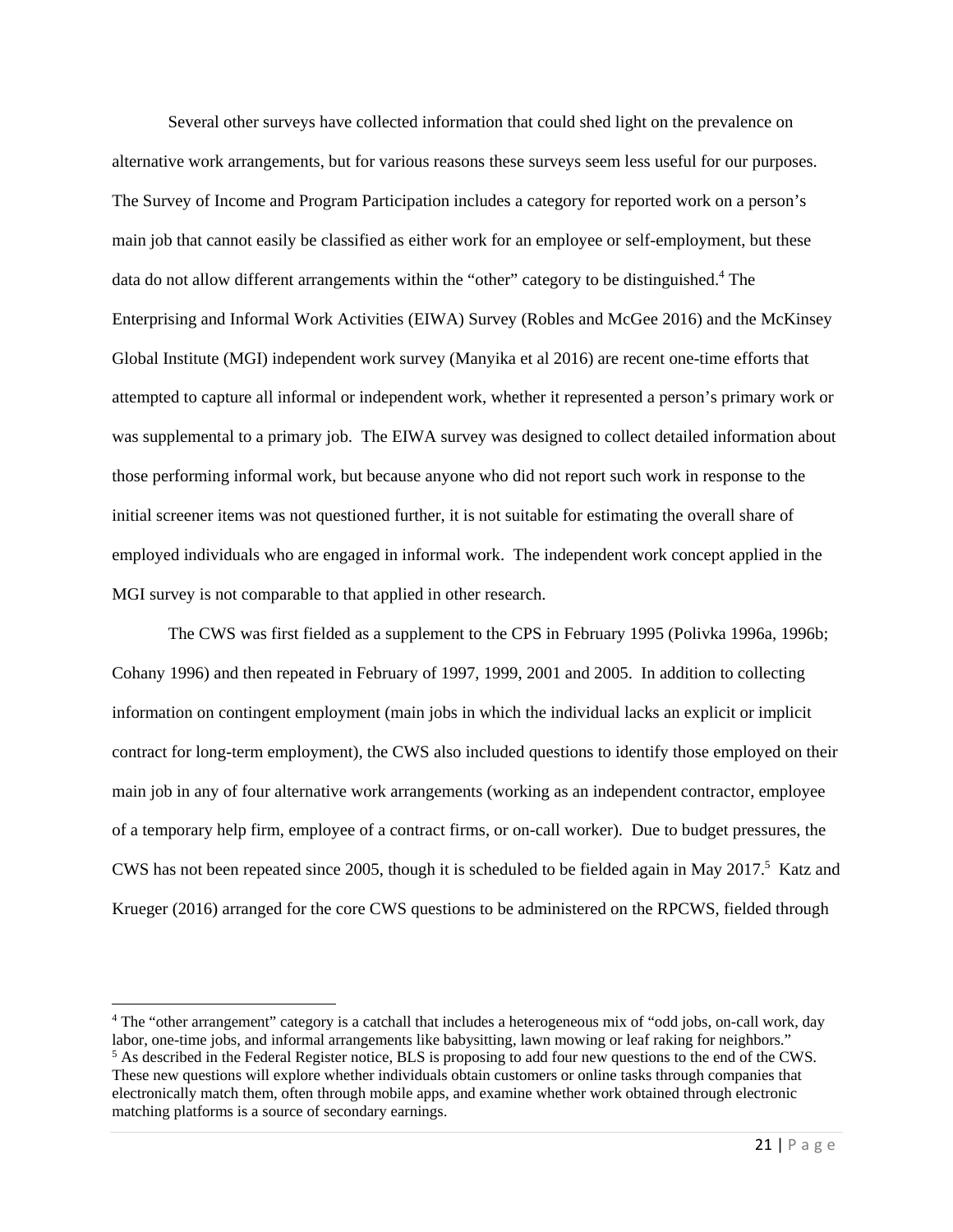Several other surveys have collected information that could shed light on the prevalence on alternative work arrangements, but for various reasons these surveys seem less useful for our purposes. The Survey of Income and Program Participation includes a category for reported work on a person's main job that cannot easily be classified as either work for an employee or self-employment, but these data do not allow different arrangements within the "other" category to be distinguished.[4] The Enterprising and Informal Work Activities (EIWA) Survey (Robles and McGee 2016) and the McKinsey Global Institute (MGI) independent work survey (Manyika et al 2016) are recent one-time efforts that attempted to capture all informal or independent work, whether it represented a person's primary work or was supplemental to a primary job. The EIWA survey was designed to collect detailed information about those performing informal work, but because anyone who did not report such work in response to the initial screener items was not questioned further, it is not suitable for estimating the overall share of employed individuals who are engaged in informal work. The independent work concept applied in the MGI survey is not comparable to that applied in other research.

The CWS was first fielded as a supplement to the CPS in February 1995 (Polivka 1996a, 1996b; Cohany 1996) and then repeated in February of 1997, 1999, 2001 and 2005. In addition to collecting information on contingent employment (main jobs in which the individual lacks an explicit or implicit contract for long-term employment), the CWS also included questions to identify those employed on their main job in any of four alternative work arrangements (working as an independent contractor, employee of a temporary help firm, employee of a contract firms, or on-call worker). Due to budget pressures, the CWS has not been repeated since 2005, though it is scheduled to be fielded again in May 2017.[5] Katz and Krueger (2016) arranged for the core CWS questions to be administered on the RPCWS, fielded through

[4] The "other arrangement" category is a catchall that includes a heterogeneous mix of "odd jobs, on-call work, day labor, one-time jobs, and informal arrangements like babysitting, lawn mowing or leaf raking for neighbors."

[5] As described in the Federal Register notice, BLS is proposing to add four new questions to the end of the CWS. These new questions will explore whether individuals obtain customers or online tasks through companies that electronically match them, often through mobile apps, and examine whether work obtained through electronic matching platforms is a source of secondary earnings.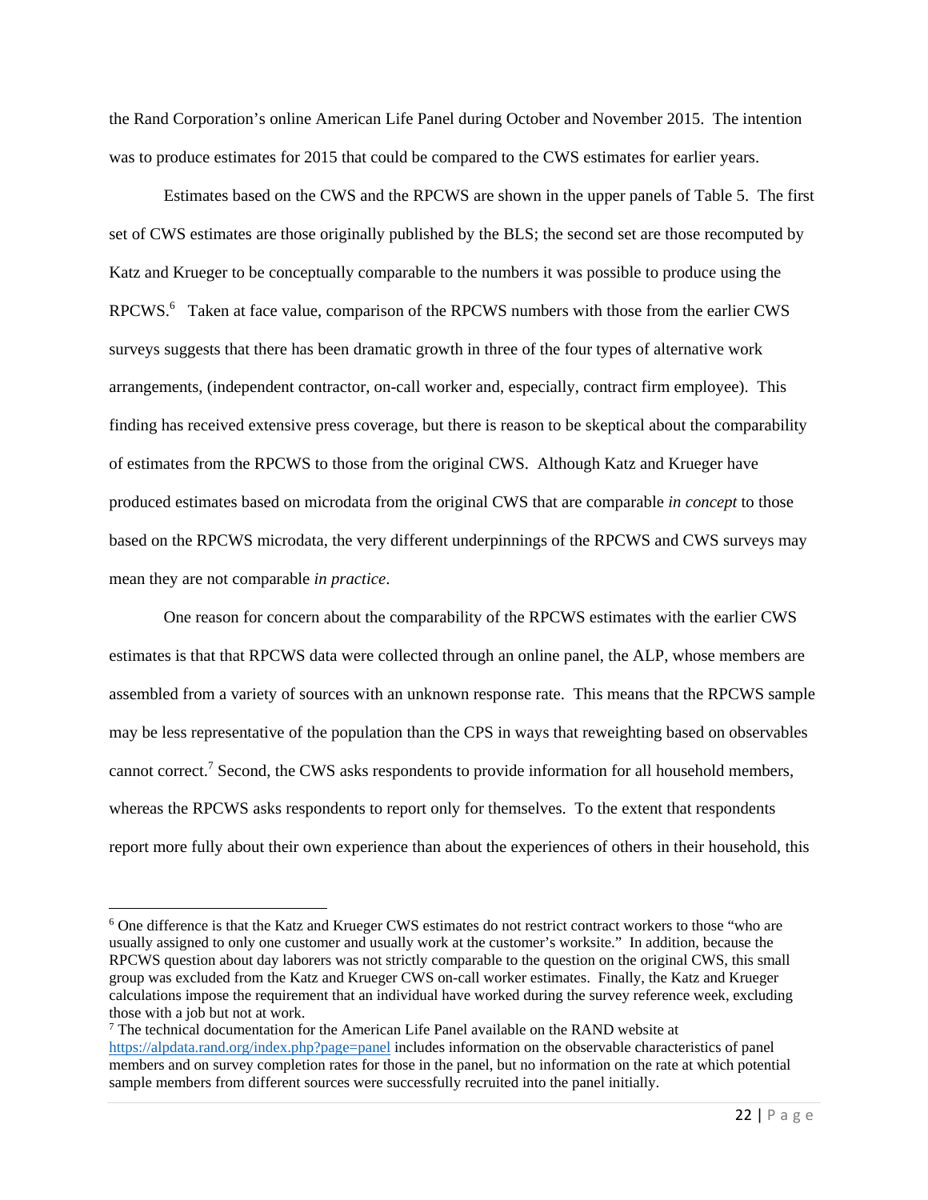the Rand Corporation's online American Life Panel during October and November 2015. The intention was to produce estimates for 2015 that could be compared to the CWS estimates for earlier years.

Estimates based on the CWS and the RPCWS are shown in the upper panels of Table 5. The first set of CWS estimates are those originally published by the BLS; the second set are those recomputed by Katz and Krueger to be conceptually comparable to the numbers it was possible to produce using the RPCWS.[6] Taken at face value, comparison of the RPCWS numbers with those from the earlier CWS surveys suggests that there has been dramatic growth in three of the four types of alternative work arrangements, (independent contractor, on-call worker and, especially, contract firm employee). This finding has received extensive press coverage, but there is reason to be skeptical about the comparability of estimates from the RPCWS to those from the original CWS. Although Katz and Krueger have produced estimates based on microdata from the original CWS that are comparable *in concept* to those based on the RPCWS microdata, the very different underpinnings of the RPCWS and CWS surveys may mean they are not comparable *in practice*.

One reason for concern about the comparability of the RPCWS estimates with the earlier CWS estimates is that that RPCWS data were collected through an online panel, the ALP, whose members are assembled from a variety of sources with an unknown response rate. This means that the RPCWS sample may be less representative of the population than the CPS in ways that reweighting based on observables cannot correct.[7] Second, the CWS asks respondents to provide information for all household members, whereas the RPCWS asks respondents to report only for themselves. To the extent that respondents report more fully about their own experience than about the experiences of others in their household, this

[6] One difference is that the Katz and Krueger CWS estimates do not restrict contract workers to those "who are usually assigned to only one customer and usually work at the customer's worksite." In addition, because the RPCWS question about day laborers was not strictly comparable to the question on the original CWS, this small group was excluded from the Katz and Krueger CWS on-call worker estimates. Finally, the Katz and Krueger calculations impose the requirement that an individual have worked during the survey reference week, excluding those with a job but not at work.

[7] The technical documentation for the American Life Panel available on the RAND website at https://alpdata.rand.org/index.php?page=panel includes information on the observable characteristics of panel members and on survey completion rates for those in the panel, but no information on the rate at which potential sample members from different sources were successfully recruited into the panel initially.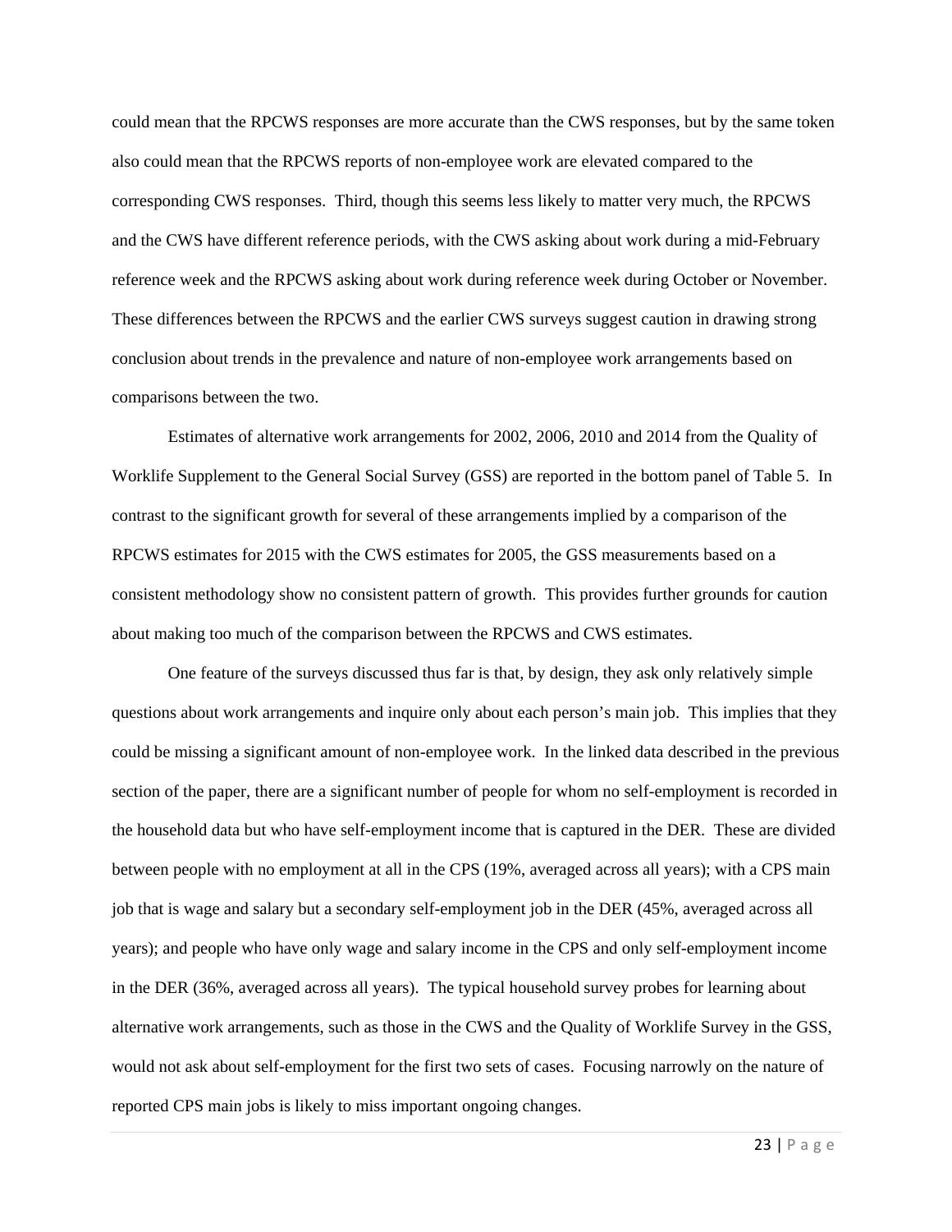could mean that the RPCWS responses are more accurate than the CWS responses, but by the same token also could mean that the RPCWS reports of non-employee work are elevated compared to the corresponding CWS responses. Third, though this seems less likely to matter very much, the RPCWS and the CWS have different reference periods, with the CWS asking about work during a mid-February reference week and the RPCWS asking about work during reference week during October or November. These differences between the RPCWS and the earlier CWS surveys suggest caution in drawing strong conclusion about trends in the prevalence and nature of non-employee work arrangements based on comparisons between the two.

Estimates of alternative work arrangements for 2002, 2006, 2010 and 2014 from the Quality of Worklife Supplement to the General Social Survey (GSS) are reported in the bottom panel of Table 5. In contrast to the significant growth for several of these arrangements implied by a comparison of the RPCWS estimates for 2015 with the CWS estimates for 2005, the GSS measurements based on a consistent methodology show no consistent pattern of growth. This provides further grounds for caution about making too much of the comparison between the RPCWS and CWS estimates.

One feature of the surveys discussed thus far is that, by design, they ask only relatively simple questions about work arrangements and inquire only about each person's main job. This implies that they could be missing a significant amount of non-employee work. In the linked data described in the previous section of the paper, there are a significant number of people for whom no self-employment is recorded in the household data but who have self-employment income that is captured in the DER. These are divided between people with no employment at all in the CPS (19%, averaged across all years); with a CPS main job that is wage and salary but a secondary self-employment job in the DER (45%, averaged across all years); and people who have only wage and salary income in the CPS and only self-employment income in the DER (36%, averaged across all years). The typical household survey probes for learning about alternative work arrangements, such as those in the CWS and the Quality of Worklife Survey in the GSS, would not ask about self-employment for the first two sets of cases. Focusing narrowly on the nature of reported CPS main jobs is likely to miss important ongoing changes.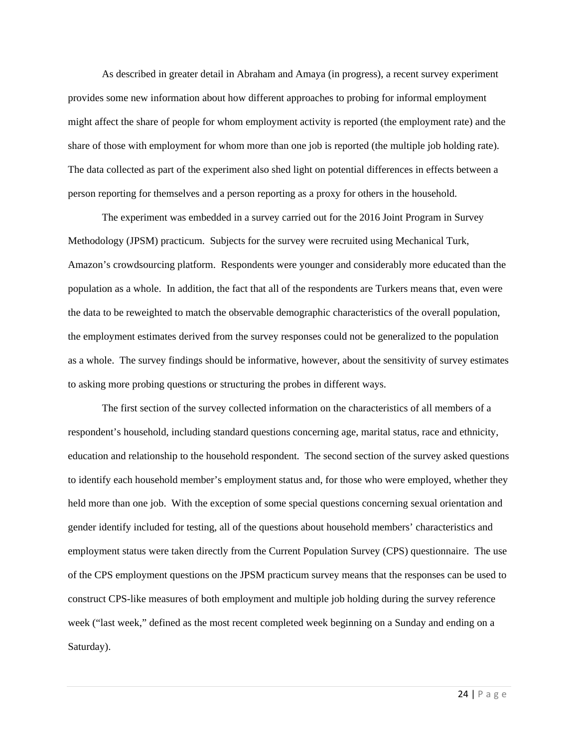As described in greater detail in Abraham and Amaya (in progress), a recent survey experiment provides some new information about how different approaches to probing for informal employment might affect the share of people for whom employment activity is reported (the employment rate) and the share of those with employment for whom more than one job is reported (the multiple job holding rate). The data collected as part of the experiment also shed light on potential differences in effects between a person reporting for themselves and a person reporting as a proxy for others in the household.

The experiment was embedded in a survey carried out for the 2016 Joint Program in Survey Methodology (JPSM) practicum. Subjects for the survey were recruited using Mechanical Turk, Amazon's crowdsourcing platform. Respondents were younger and considerably more educated than the population as a whole. In addition, the fact that all of the respondents are Turkers means that, even were the data to be reweighted to match the observable demographic characteristics of the overall population, the employment estimates derived from the survey responses could not be generalized to the population as a whole. The survey findings should be informative, however, about the sensitivity of survey estimates to asking more probing questions or structuring the probes in different ways.

The first section of the survey collected information on the characteristics of all members of a respondent's household, including standard questions concerning age, marital status, race and ethnicity, education and relationship to the household respondent. The second section of the survey asked questions to identify each household member's employment status and, for those who were employed, whether they held more than one job. With the exception of some special questions concerning sexual orientation and gender identify included for testing, all of the questions about household members' characteristics and employment status were taken directly from the Current Population Survey (CPS) questionnaire. The use of the CPS employment questions on the JPSM practicum survey means that the responses can be used to construct CPS-like measures of both employment and multiple job holding during the survey reference week ("last week," defined as the most recent completed week beginning on a Sunday and ending on a Saturday).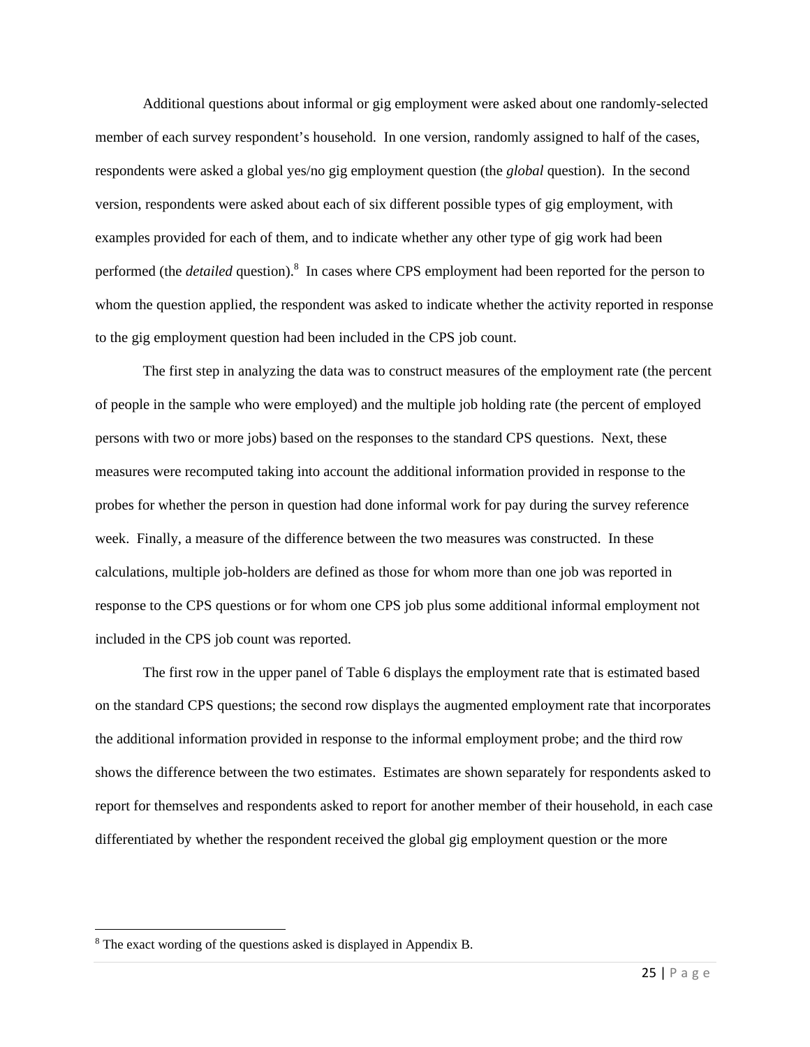Additional questions about informal or gig employment were asked about one randomly-selected member of each survey respondent's household. In one version, randomly assigned to half of the cases, respondents were asked a global yes/no gig employment question (the *global* question). In the second version, respondents were asked about each of six different possible types of gig employment, with examples provided for each of them, and to indicate whether any other type of gig work had been performed (the *detailed* question).[8] In cases where CPS employment had been reported for the person to whom the question applied, the respondent was asked to indicate whether the activity reported in response to the gig employment question had been included in the CPS job count.

The first step in analyzing the data was to construct measures of the employment rate (the percent of people in the sample who were employed) and the multiple job holding rate (the percent of employed persons with two or more jobs) based on the responses to the standard CPS questions. Next, these measures were recomputed taking into account the additional information provided in response to the probes for whether the person in question had done informal work for pay during the survey reference week. Finally, a measure of the difference between the two measures was constructed. In these calculations, multiple job-holders are defined as those for whom more than one job was reported in response to the CPS questions or for whom one CPS job plus some additional informal employment not included in the CPS job count was reported.

The first row in the upper panel of Table 6 displays the employment rate that is estimated based on the standard CPS questions; the second row displays the augmented employment rate that incorporates the additional information provided in response to the informal employment probe; and the third row shows the difference between the two estimates. Estimates are shown separately for respondents asked to report for themselves and respondents asked to report for another member of their household, in each case differentiated by whether the respondent received the global gig employment question or the more

[8] The exact wording of the questions asked is displayed in Appendix B.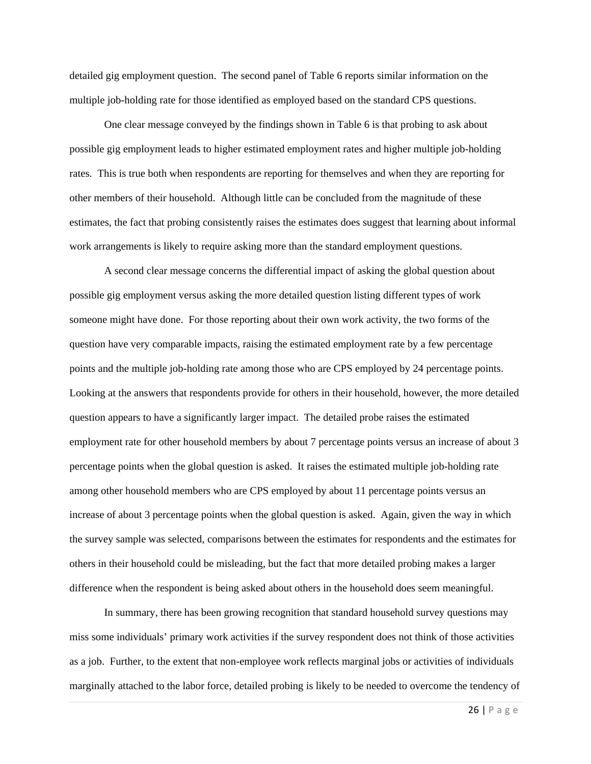detailed gig employment question. The second panel of Table 6 reports similar information on the multiple job-holding rate for those identified as employed based on the standard CPS questions.

One clear message conveyed by the findings shown in Table 6 is that probing to ask about possible gig employment leads to higher estimated employment rates and higher multiple job-holding rates. This is true both when respondents are reporting for themselves and when they are reporting for other members of their household. Although little can be concluded from the magnitude of these estimates, the fact that probing consistently raises the estimates does suggest that learning about informal work arrangements is likely to require asking more than the standard employment questions.

A second clear message concerns the differential impact of asking the global question about possible gig employment versus asking the more detailed question listing different types of work someone might have done. For those reporting about their own work activity, the two forms of the question have very comparable impacts, raising the estimated employment rate by a few percentage points and the multiple job-holding rate among those who are CPS employed by 24 percentage points. Looking at the answers that respondents provide for others in their household, however, the more detailed question appears to have a significantly larger impact. The detailed probe raises the estimated employment rate for other household members by about 7 percentage points versus an increase of about 3 percentage points when the global question is asked. It raises the estimated multiple job-holding rate among other household members who are CPS employed by about 11 percentage points versus an increase of about 3 percentage points when the global question is asked. Again, given the way in which the survey sample was selected, comparisons between the estimates for respondents and the estimates for others in their household could be misleading, but the fact that more detailed probing makes a larger difference when the respondent is being asked about others in the household does seem meaningful.

In summary, there has been growing recognition that standard household survey questions may miss some individuals' primary work activities if the survey respondent does not think of those activities as a job. Further, to the extent that non-employee work reflects marginal jobs or activities of individuals marginally attached to the labor force, detailed probing is likely to be needed to overcome the tendency of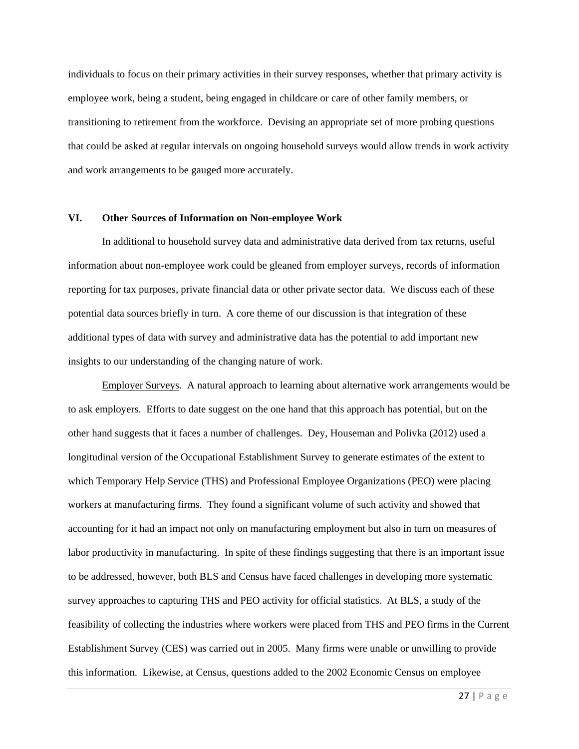individuals to focus on their primary activities in their survey responses, whether that primary activity is employee work, being a student, being engaged in childcare or care of other family members, or transitioning to retirement from the workforce. Devising an appropriate set of more probing questions that could be asked at regular intervals on ongoing household surveys would allow trends in work activity and work arrangements to be gauged more accurately.

## VI. Other Sources of Information on Non-employee Work

In additional to household survey data and administrative data derived from tax returns, useful information about non-employee work could be gleaned from employer surveys, records of information reporting for tax purposes, private financial data or other private sector data. We discuss each of these potential data sources briefly in turn. A core theme of our discussion is that integration of these additional types of data with survey and administrative data has the potential to add important new insights to our understanding of the changing nature of work.

Employer Surveys. A natural approach to learning about alternative work arrangements would be to ask employers. Efforts to date suggest on the one hand that this approach has potential, but on the other hand suggests that it faces a number of challenges. Dey, Houseman and Polivka (2012) used a longitudinal version of the Occupational Establishment Survey to generate estimates of the extent to which Temporary Help Service (THS) and Professional Employee Organizations (PEO) were placing workers at manufacturing firms. They found a significant volume of such activity and showed that accounting for it had an impact not only on manufacturing employment but also in turn on measures of labor productivity in manufacturing. In spite of these findings suggesting that there is an important issue to be addressed, however, both BLS and Census have faced challenges in developing more systematic survey approaches to capturing THS and PEO activity for official statistics. At BLS, a study of the feasibility of collecting the industries where workers were placed from THS and PEO firms in the Current Establishment Survey (CES) was carried out in 2005. Many firms were unable or unwilling to provide this information. Likewise, at Census, questions added to the 2002 Economic Census on employee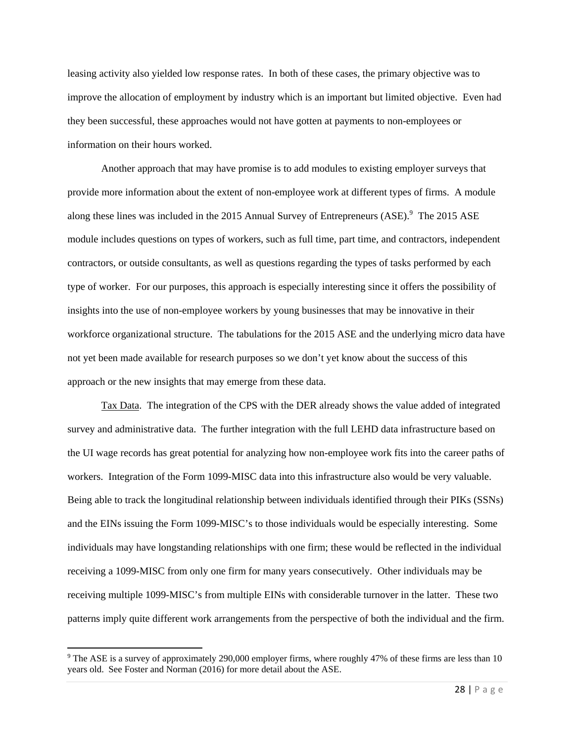leasing activity also yielded low response rates. In both of these cases, the primary objective was to improve the allocation of employment by industry which is an important but limited objective. Even had they been successful, these approaches would not have gotten at payments to non-employees or information on their hours worked.

Another approach that may have promise is to add modules to existing employer surveys that provide more information about the extent of non-employee work at different types of firms. A module along these lines was included in the 2015 Annual Survey of Entrepreneurs (ASE).[9] The 2015 ASE module includes questions on types of workers, such as full time, part time, and contractors, independent contractors, or outside consultants, as well as questions regarding the types of tasks performed by each type of worker. For our purposes, this approach is especially interesting since it offers the possibility of insights into the use of non-employee workers by young businesses that may be innovative in their workforce organizational structure. The tabulations for the 2015 ASE and the underlying micro data have not yet been made available for research purposes so we don't yet know about the success of this approach or the new insights that may emerge from these data.

Tax Data. The integration of the CPS with the DER already shows the value added of integrated survey and administrative data. The further integration with the full LEHD data infrastructure based on the UI wage records has great potential for analyzing how non-employee work fits into the career paths of workers. Integration of the Form 1099-MISC data into this infrastructure also would be very valuable. Being able to track the longitudinal relationship between individuals identified through their PIKs (SSNs) and the EINs issuing the Form 1099-MISC's to those individuals would be especially interesting. Some individuals may have longstanding relationships with one firm; these would be reflected in the individual receiving a 1099-MISC from only one firm for many years consecutively. Other individuals may be receiving multiple 1099-MISC's from multiple EINs with considerable turnover in the latter. These two patterns imply quite different work arrangements from the perspective of both the individual and the firm.

[9] The ASE is a survey of approximately 290,000 employer firms, where roughly 47% of these firms are less than 10 years old. See Foster and Norman (2016) for more detail about the ASE.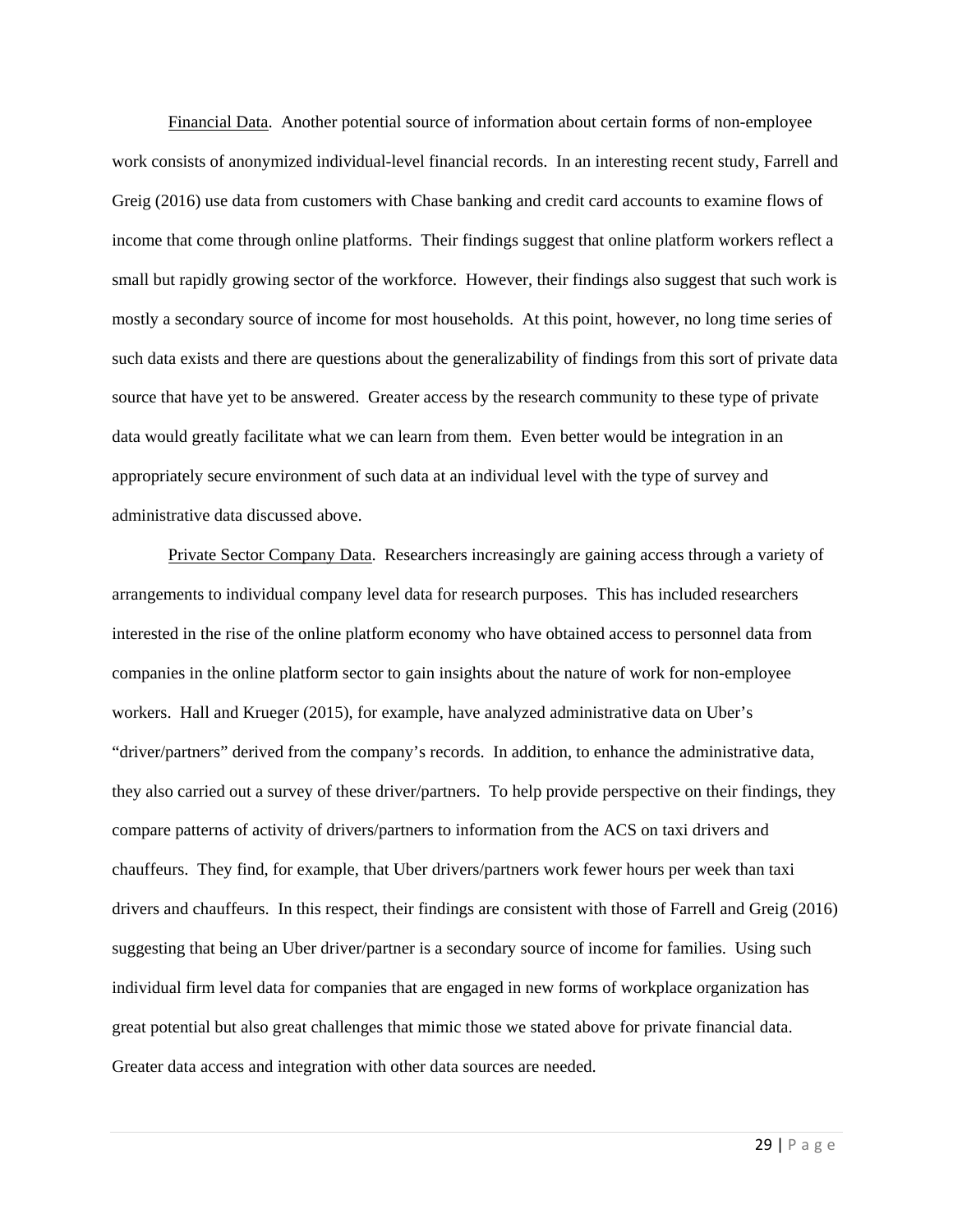Financial Data. Another potential source of information about certain forms of non-employee work consists of anonymized individual-level financial records. In an interesting recent study, Farrell and Greig (2016) use data from customers with Chase banking and credit card accounts to examine flows of income that come through online platforms. Their findings suggest that online platform workers reflect a small but rapidly growing sector of the workforce. However, their findings also suggest that such work is mostly a secondary source of income for most households. At this point, however, no long time series of such data exists and there are questions about the generalizability of findings from this sort of private data source that have yet to be answered. Greater access by the research community to these type of private data would greatly facilitate what we can learn from them. Even better would be integration in an appropriately secure environment of such data at an individual level with the type of survey and administrative data discussed above.

Private Sector Company Data. Researchers increasingly are gaining access through a variety of arrangements to individual company level data for research purposes. This has included researchers interested in the rise of the online platform economy who have obtained access to personnel data from companies in the online platform sector to gain insights about the nature of work for non-employee workers. Hall and Krueger (2015), for example, have analyzed administrative data on Uber's "driver/partners" derived from the company's records. In addition, to enhance the administrative data, they also carried out a survey of these driver/partners. To help provide perspective on their findings, they compare patterns of activity of drivers/partners to information from the ACS on taxi drivers and chauffeurs. They find, for example, that Uber drivers/partners work fewer hours per week than taxi drivers and chauffeurs. In this respect, their findings are consistent with those of Farrell and Greig (2016) suggesting that being an Uber driver/partner is a secondary source of income for families. Using such individual firm level data for companies that are engaged in new forms of workplace organization has great potential but also great challenges that mimic those we stated above for private financial data. Greater data access and integration with other data sources are needed.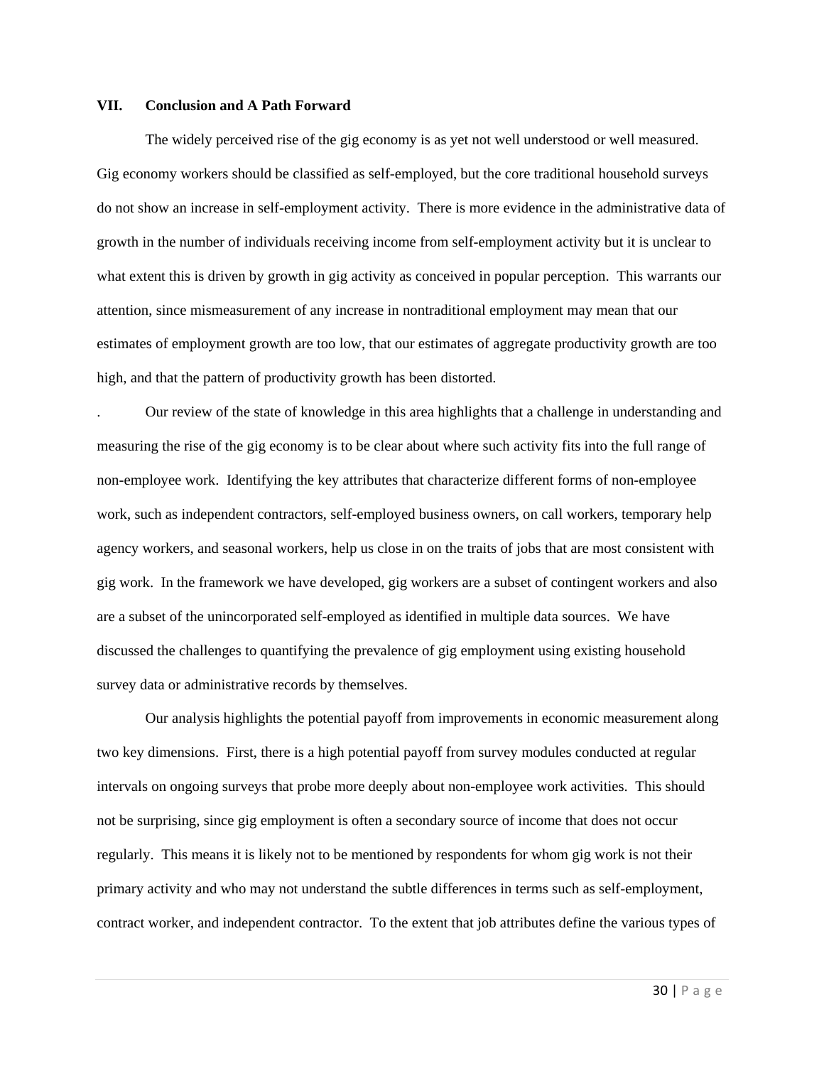## VII. Conclusion and A Path Forward

The widely perceived rise of the gig economy is as yet not well understood or well measured. Gig economy workers should be classified as self-employed, but the core traditional household surveys do not show an increase in self-employment activity. There is more evidence in the administrative data of growth in the number of individuals receiving income from self-employment activity but it is unclear to what extent this is driven by growth in gig activity as conceived in popular perception. This warrants our attention, since mismeasurement of any increase in nontraditional employment may mean that our estimates of employment growth are too low, that our estimates of aggregate productivity growth are too high, and that the pattern of productivity growth has been distorted.

. Our review of the state of knowledge in this area highlights that a challenge in understanding and measuring the rise of the gig economy is to be clear about where such activity fits into the full range of non-employee work. Identifying the key attributes that characterize different forms of non-employee work, such as independent contractors, self-employed business owners, on call workers, temporary help agency workers, and seasonal workers, help us close in on the traits of jobs that are most consistent with gig work. In the framework we have developed, gig workers are a subset of contingent workers and also are a subset of the unincorporated self-employed as identified in multiple data sources. We have discussed the challenges to quantifying the prevalence of gig employment using existing household survey data or administrative records by themselves.

Our analysis highlights the potential payoff from improvements in economic measurement along two key dimensions. First, there is a high potential payoff from survey modules conducted at regular intervals on ongoing surveys that probe more deeply about non-employee work activities. This should not be surprising, since gig employment is often a secondary source of income that does not occur regularly. This means it is likely not to be mentioned by respondents for whom gig work is not their primary activity and who may not understand the subtle differences in terms such as self-employment, contract worker, and independent contractor. To the extent that job attributes define the various types of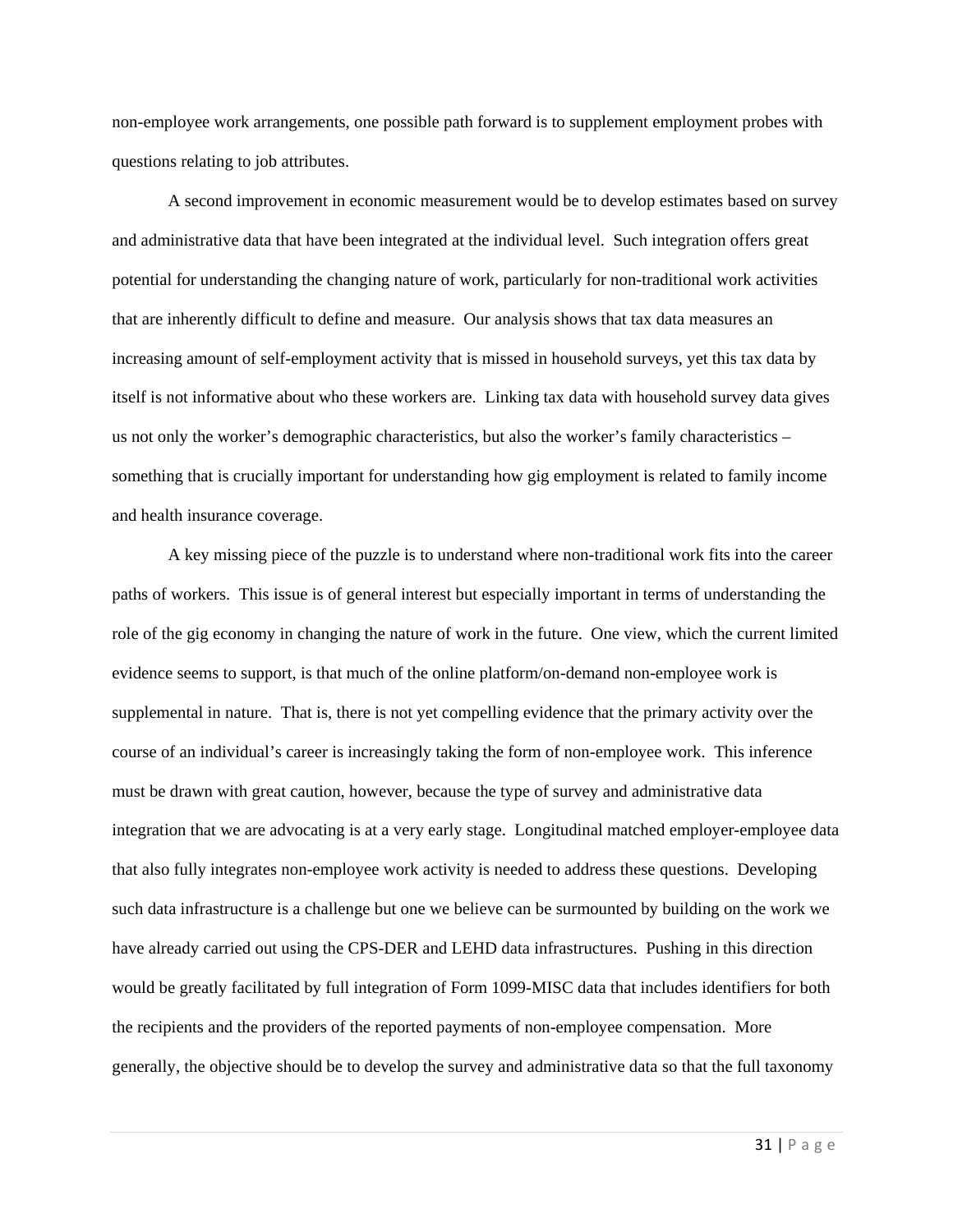non-employee work arrangements, one possible path forward is to supplement employment probes with questions relating to job attributes.

A second improvement in economic measurement would be to develop estimates based on survey and administrative data that have been integrated at the individual level. Such integration offers great potential for understanding the changing nature of work, particularly for non-traditional work activities that are inherently difficult to define and measure. Our analysis shows that tax data measures an increasing amount of self-employment activity that is missed in household surveys, yet this tax data by itself is not informative about who these workers are. Linking tax data with household survey data gives us not only the worker's demographic characteristics, but also the worker's family characteristics – something that is crucially important for understanding how gig employment is related to family income and health insurance coverage.

A key missing piece of the puzzle is to understand where non-traditional work fits into the career paths of workers. This issue is of general interest but especially important in terms of understanding the role of the gig economy in changing the nature of work in the future. One view, which the current limited evidence seems to support, is that much of the online platform/on-demand non-employee work is supplemental in nature. That is, there is not yet compelling evidence that the primary activity over the course of an individual's career is increasingly taking the form of non-employee work. This inference must be drawn with great caution, however, because the type of survey and administrative data integration that we are advocating is at a very early stage. Longitudinal matched employer-employee data that also fully integrates non-employee work activity is needed to address these questions. Developing such data infrastructure is a challenge but one we believe can be surmounted by building on the work we have already carried out using the CPS-DER and LEHD data infrastructures. Pushing in this direction would be greatly facilitated by full integration of Form 1099-MISC data that includes identifiers for both the recipients and the providers of the reported payments of non-employee compensation. More generally, the objective should be to develop the survey and administrative data so that the full taxonomy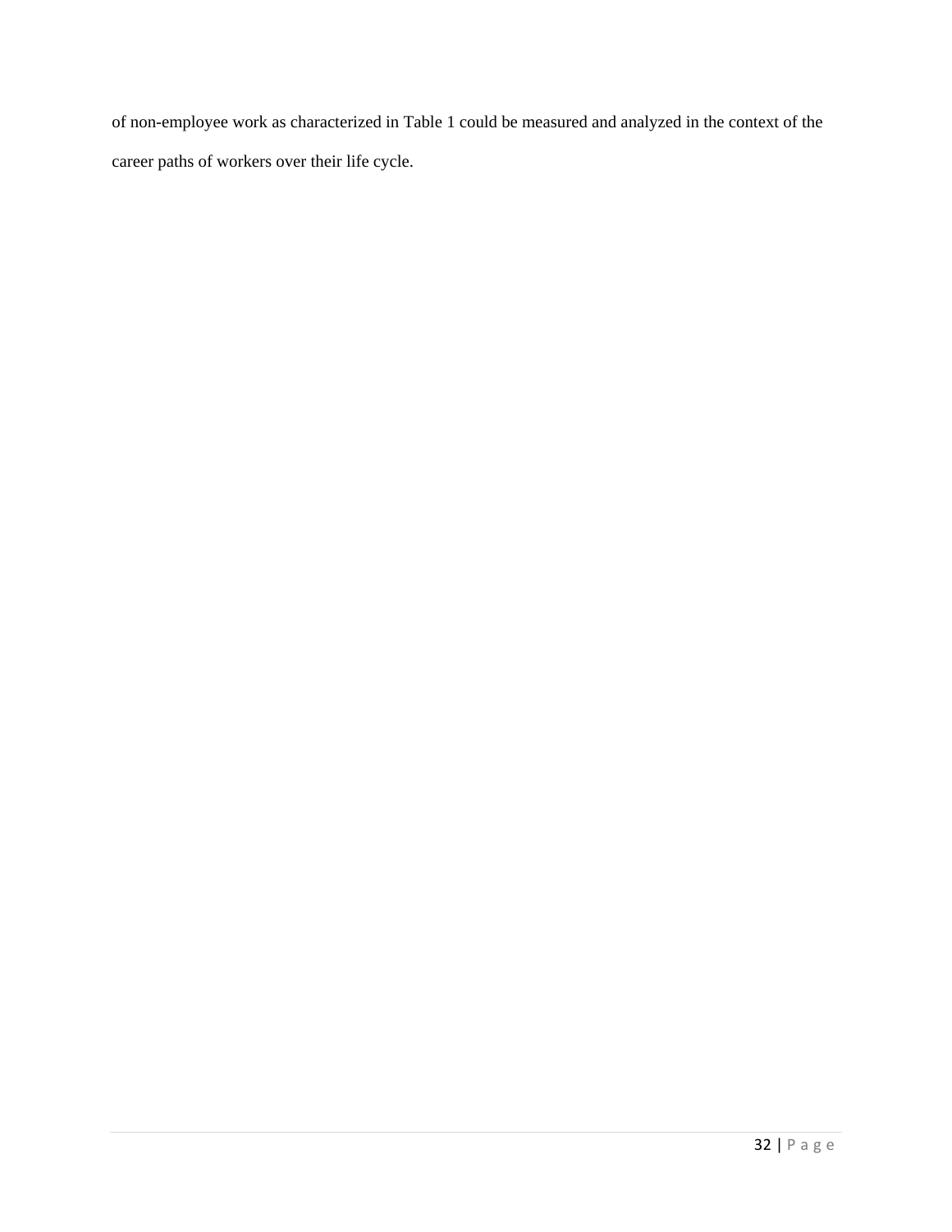of non-employee work as characterized in Table 1 could be measured and analyzed in the context of the career paths of workers over their life cycle.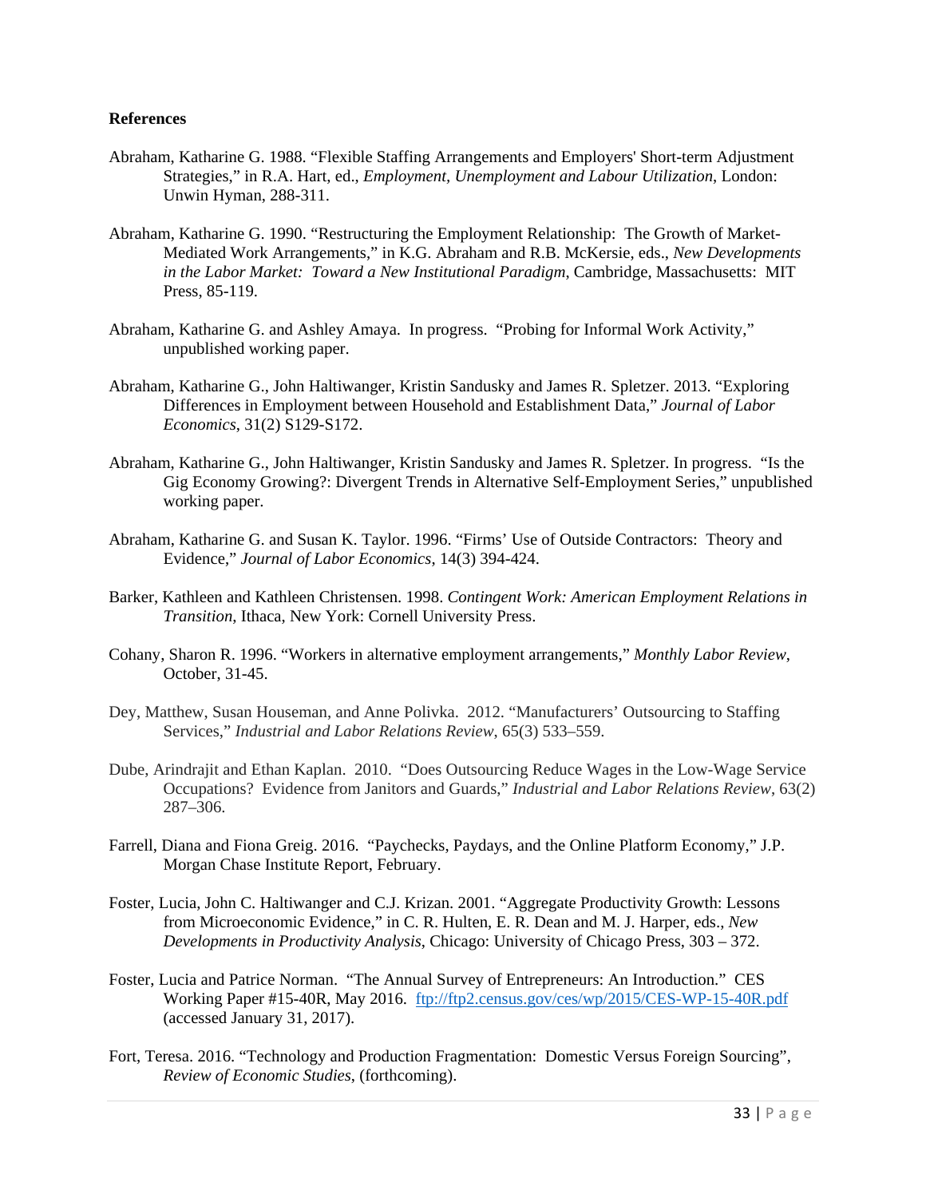**References**

Abraham, Katharine G. 1988. "Flexible Staffing Arrangements and Employers' Short-term Adjustment Strategies," in R.A. Hart, ed., *Employment, Unemployment and Labour Utilization*, London: Unwin Hyman, 288-311.

Abraham, Katharine G. 1990. "Restructuring the Employment Relationship: The Growth of Market-Mediated Work Arrangements," in K.G. Abraham and R.B. McKersie, eds., *New Developments in the Labor Market: Toward a New Institutional Paradigm*, Cambridge, Massachusetts: MIT Press, 85-119.

Abraham, Katharine G. and Ashley Amaya. In progress. "Probing for Informal Work Activity," unpublished working paper.

Abraham, Katharine G., John Haltiwanger, Kristin Sandusky and James R. Spletzer. 2013. "Exploring Differences in Employment between Household and Establishment Data," *Journal of Labor Economics*, 31(2) S129-S172.

Abraham, Katharine G., John Haltiwanger, Kristin Sandusky and James R. Spletzer. In progress. "Is the Gig Economy Growing?: Divergent Trends in Alternative Self-Employment Series," unpublished working paper.

Abraham, Katharine G. and Susan K. Taylor. 1996. "Firms' Use of Outside Contractors: Theory and Evidence," *Journal of Labor Economics*, 14(3) 394-424.

Barker, Kathleen and Kathleen Christensen. 1998. *Contingent Work: American Employment Relations in Transition*, Ithaca, New York: Cornell University Press.

Cohany, Sharon R. 1996. "Workers in alternative employment arrangements," *Monthly Labor Review*, October, 31-45.

Dey, Matthew, Susan Houseman, and Anne Polivka. 2012. "Manufacturers' Outsourcing to Staffing Services," *Industrial and Labor Relations Review*, 65(3) 533–559.

Dube, Arindrajit and Ethan Kaplan. 2010. "Does Outsourcing Reduce Wages in the Low-Wage Service Occupations? Evidence from Janitors and Guards," *Industrial and Labor Relations Review*, 63(2) 287–306.

Farrell, Diana and Fiona Greig. 2016. "Paychecks, Paydays, and the Online Platform Economy," J.P. Morgan Chase Institute Report, February.

Foster, Lucia, John C. Haltiwanger and C.J. Krizan. 2001. "Aggregate Productivity Growth: Lessons from Microeconomic Evidence," in C. R. Hulten, E. R. Dean and M. J. Harper, eds., *New Developments in Productivity Analysis*, Chicago: University of Chicago Press, 303 – 372.

Foster, Lucia and Patrice Norman. "The Annual Survey of Entrepreneurs: An Introduction." CES Working Paper #15-40R, May 2016. ftp://ftp2.census.gov/ces/wp/2015/CES-WP-15-40R.pdf (accessed January 31, 2017).

Fort, Teresa. 2016. "Technology and Production Fragmentation: Domestic Versus Foreign Sourcing", *Review of Economic Studies*, (forthcoming).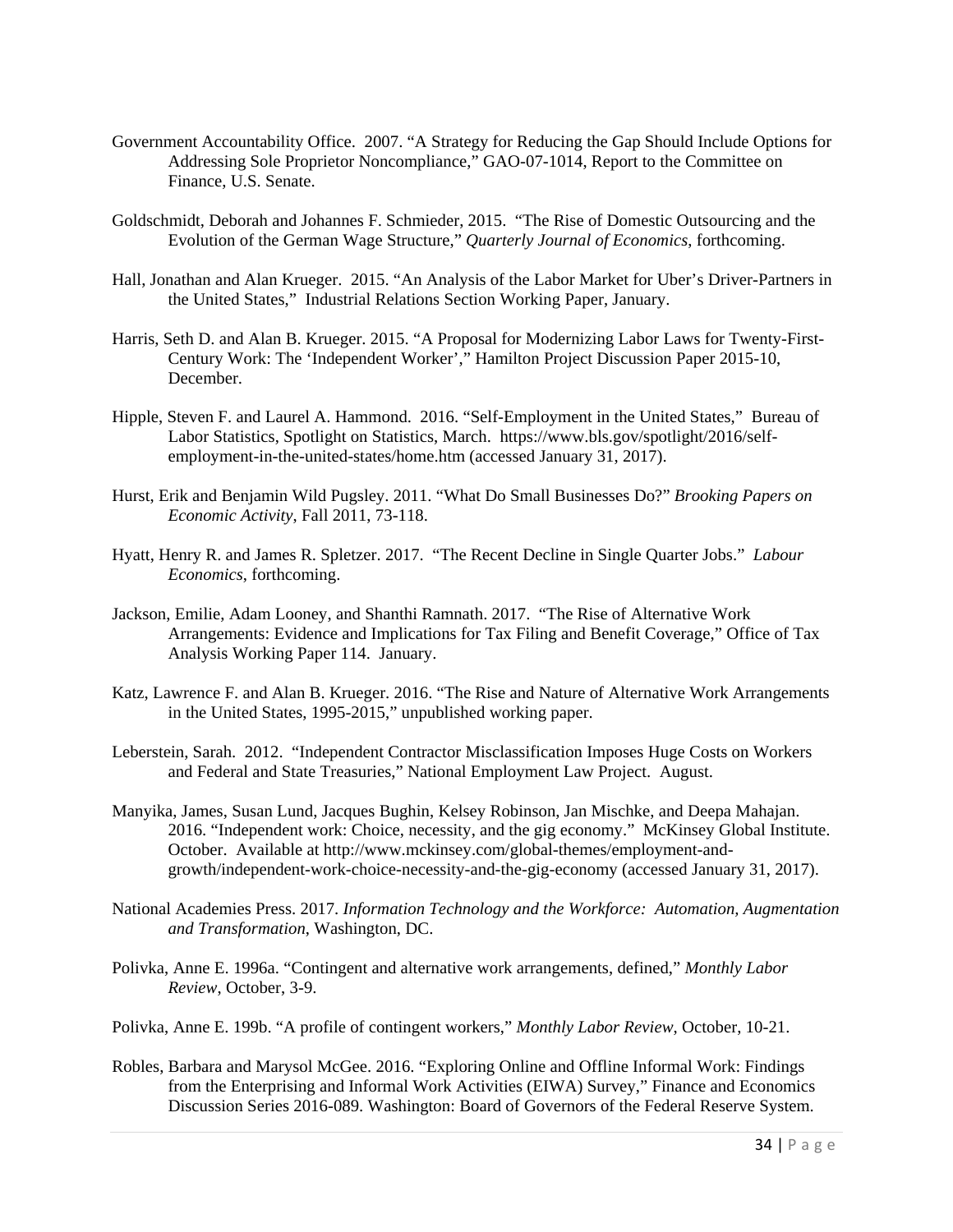Government Accountability Office. 2007. "A Strategy for Reducing the Gap Should Include Options for Addressing Sole Proprietor Noncompliance," GAO-07-1014, Report to the Committee on Finance, U.S. Senate.

Goldschmidt, Deborah and Johannes F. Schmieder, 2015. "The Rise of Domestic Outsourcing and the Evolution of the German Wage Structure," *Quarterly Journal of Economics*, forthcoming.

Hall, Jonathan and Alan Krueger. 2015. "An Analysis of the Labor Market for Uber's Driver-Partners in the United States," Industrial Relations Section Working Paper, January.

Harris, Seth D. and Alan B. Krueger. 2015. "A Proposal for Modernizing Labor Laws for Twenty-First-Century Work: The 'Independent Worker'," Hamilton Project Discussion Paper 2015-10, December.

Hipple, Steven F. and Laurel A. Hammond. 2016. "Self-Employment in the United States," Bureau of Labor Statistics, Spotlight on Statistics, March. https://www.bls.gov/spotlight/2016/self-employment-in-the-united-states/home.htm (accessed January 31, 2017).

Hurst, Erik and Benjamin Wild Pugsley. 2011. "What Do Small Businesses Do?" *Brooking Papers on Economic Activity*, Fall 2011, 73-118.

Hyatt, Henry R. and James R. Spletzer. 2017. "The Recent Decline in Single Quarter Jobs." *Labour Economics*, forthcoming.

Jackson, Emilie, Adam Looney, and Shanthi Ramnath. 2017. "The Rise of Alternative Work Arrangements: Evidence and Implications for Tax Filing and Benefit Coverage," Office of Tax Analysis Working Paper 114. January.

Katz, Lawrence F. and Alan B. Krueger. 2016. "The Rise and Nature of Alternative Work Arrangements in the United States, 1995-2015," unpublished working paper.

Leberstein, Sarah. 2012. "Independent Contractor Misclassification Imposes Huge Costs on Workers and Federal and State Treasuries," National Employment Law Project. August.

Manyika, James, Susan Lund, Jacques Bughin, Kelsey Robinson, Jan Mischke, and Deepa Mahajan. 2016. "Independent work: Choice, necessity, and the gig economy." McKinsey Global Institute. October. Available at http://www.mckinsey.com/global-themes/employment-and-growth/independent-work-choice-necessity-and-the-gig-economy (accessed January 31, 2017).

National Academies Press. 2017. *Information Technology and the Workforce: Automation, Augmentation and Transformation*, Washington, DC.

Polivka, Anne E. 1996a. "Contingent and alternative work arrangements, defined," *Monthly Labor Review*, October, 3-9.

Polivka, Anne E. 199b. "A profile of contingent workers," *Monthly Labor Review*, October, 10-21.

Robles, Barbara and Marysol McGee. 2016. "Exploring Online and Offline Informal Work: Findings from the Enterprising and Informal Work Activities (EIWA) Survey," Finance and Economics Discussion Series 2016-089. Washington: Board of Governors of the Federal Reserve System.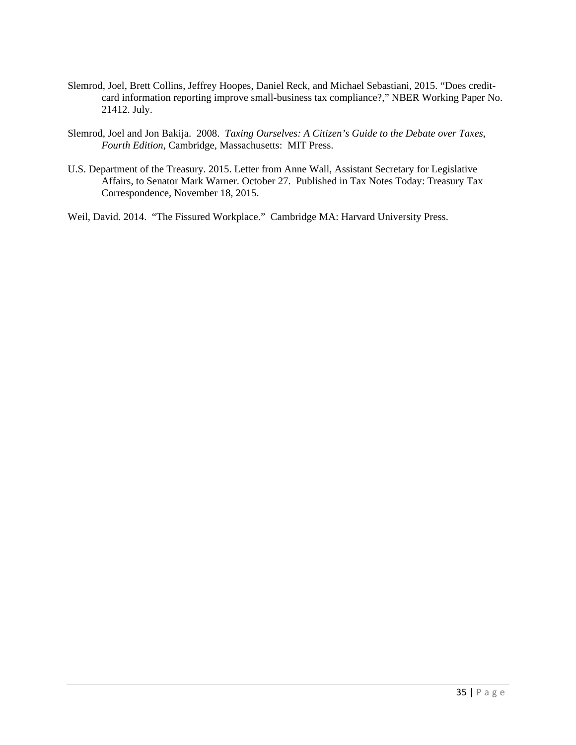Slemrod, Joel, Brett Collins, Jeffrey Hoopes, Daniel Reck, and Michael Sebastiani, 2015. "Does credit-card information reporting improve small-business tax compliance?," NBER Working Paper No. 21412. July.

Slemrod, Joel and Jon Bakija. 2008. *Taxing Ourselves: A Citizen's Guide to the Debate over Taxes, Fourth Edition*, Cambridge, Massachusetts: MIT Press.

U.S. Department of the Treasury. 2015. Letter from Anne Wall, Assistant Secretary for Legislative Affairs, to Senator Mark Warner. October 27. Published in Tax Notes Today: Treasury Tax Correspondence, November 18, 2015.

Weil, David. 2014. "The Fissured Workplace." Cambridge MA: Harvard University Press.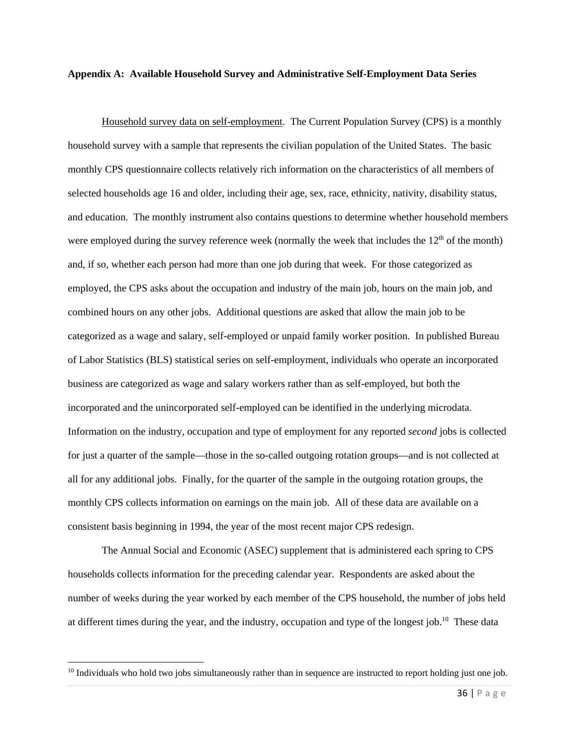**Appendix A: Available Household Survey and Administrative Self-Employment Data Series**

Household survey data on self-employment. The Current Population Survey (CPS) is a monthly household survey with a sample that represents the civilian population of the United States. The basic monthly CPS questionnaire collects relatively rich information on the characteristics of all members of selected households age 16 and older, including their age, sex, race, ethnicity, nativity, disability status, and education. The monthly instrument also contains questions to determine whether household members were employed during the survey reference week (normally the week that includes the 12th of the month) and, if so, whether each person had more than one job during that week. For those categorized as employed, the CPS asks about the occupation and industry of the main job, hours on the main job, and combined hours on any other jobs. Additional questions are asked that allow the main job to be categorized as a wage and salary, self-employed or unpaid family worker position. In published Bureau of Labor Statistics (BLS) statistical series on self-employment, individuals who operate an incorporated business are categorized as wage and salary workers rather than as self-employed, but both the incorporated and the unincorporated self-employed can be identified in the underlying microdata. Information on the industry, occupation and type of employment for any reported *second* jobs is collected for just a quarter of the sample—those in the so-called outgoing rotation groups—and is not collected at all for any additional jobs. Finally, for the quarter of the sample in the outgoing rotation groups, the monthly CPS collects information on earnings on the main job. All of these data are available on a consistent basis beginning in 1994, the year of the most recent major CPS redesign.

The Annual Social and Economic (ASEC) supplement that is administered each spring to CPS households collects information for the preceding calendar year. Respondents are asked about the number of weeks during the year worked by each member of the CPS household, the number of jobs held at different times during the year, and the industry, occupation and type of the longest job.[10] These data

[10] Individuals who hold two jobs simultaneously rather than in sequence are instructed to report holding just one job.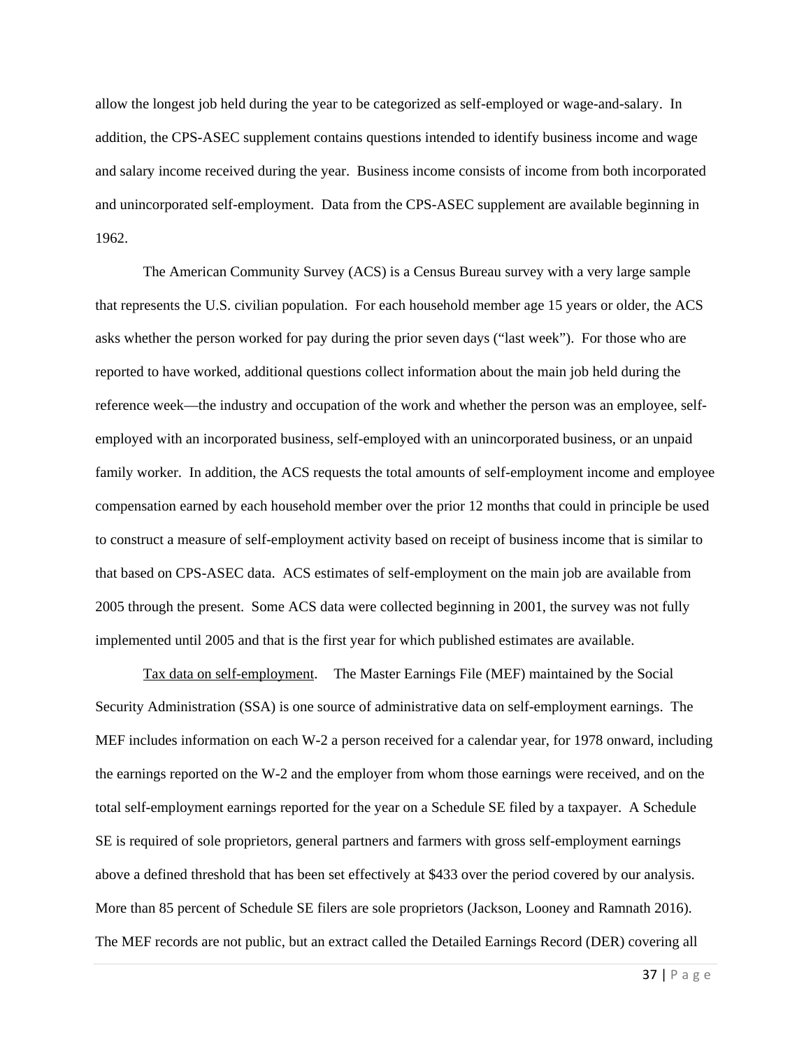allow the longest job held during the year to be categorized as self-employed or wage-and-salary. In addition, the CPS-ASEC supplement contains questions intended to identify business income and wage and salary income received during the year. Business income consists of income from both incorporated and unincorporated self-employment. Data from the CPS-ASEC supplement are available beginning in 1962.

The American Community Survey (ACS) is a Census Bureau survey with a very large sample that represents the U.S. civilian population. For each household member age 15 years or older, the ACS asks whether the person worked for pay during the prior seven days ("last week"). For those who are reported to have worked, additional questions collect information about the main job held during the reference week—the industry and occupation of the work and whether the person was an employee, self-employed with an incorporated business, self-employed with an unincorporated business, or an unpaid family worker. In addition, the ACS requests the total amounts of self-employment income and employee compensation earned by each household member over the prior 12 months that could in principle be used to construct a measure of self-employment activity based on receipt of business income that is similar to that based on CPS-ASEC data. ACS estimates of self-employment on the main job are available from 2005 through the present. Some ACS data were collected beginning in 2001, the survey was not fully implemented until 2005 and that is the first year for which published estimates are available.

Tax data on self-employment. The Master Earnings File (MEF) maintained by the Social Security Administration (SSA) is one source of administrative data on self-employment earnings. The MEF includes information on each W-2 a person received for a calendar year, for 1978 onward, including the earnings reported on the W-2 and the employer from whom those earnings were received, and on the total self-employment earnings reported for the year on a Schedule SE filed by a taxpayer. A Schedule SE is required of sole proprietors, general partners and farmers with gross self-employment earnings above a defined threshold that has been set effectively at $433 over the period covered by our analysis. More than 85 percent of Schedule SE filers are sole proprietors (Jackson, Looney and Ramnath 2016). The MEF records are not public, but an extract called the Detailed Earnings Record (DER) covering all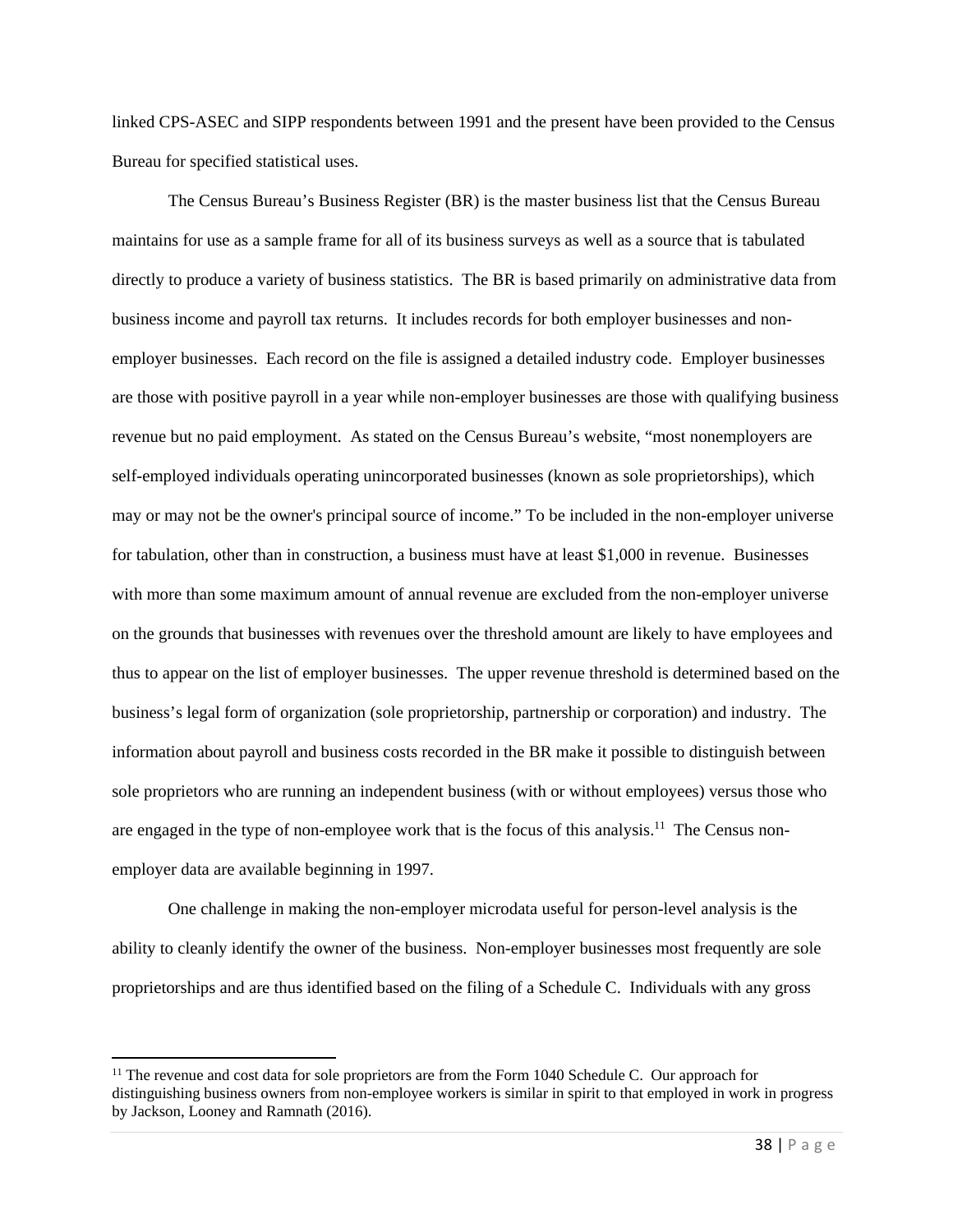linked CPS-ASEC and SIPP respondents between 1991 and the present have been provided to the Census Bureau for specified statistical uses.

The Census Bureau's Business Register (BR) is the master business list that the Census Bureau maintains for use as a sample frame for all of its business surveys as well as a source that is tabulated directly to produce a variety of business statistics. The BR is based primarily on administrative data from business income and payroll tax returns. It includes records for both employer businesses and non-employer businesses. Each record on the file is assigned a detailed industry code. Employer businesses are those with positive payroll in a year while non-employer businesses are those with qualifying business revenue but no paid employment. As stated on the Census Bureau's website, "most nonemployers are self-employed individuals operating unincorporated businesses (known as sole proprietorships), which may or may not be the owner's principal source of income." To be included in the non-employer universe for tabulation, other than in construction, a business must have at least $1,000 in revenue. Businesses with more than some maximum amount of annual revenue are excluded from the non-employer universe on the grounds that businesses with revenues over the threshold amount are likely to have employees and thus to appear on the list of employer businesses. The upper revenue threshold is determined based on the business's legal form of organization (sole proprietorship, partnership or corporation) and industry. The information about payroll and business costs recorded in the BR make it possible to distinguish between sole proprietors who are running an independent business (with or without employees) versus those who are engaged in the type of non-employee work that is the focus of this analysis.[11] The Census non-employer data are available beginning in 1997.

One challenge in making the non-employer microdata useful for person-level analysis is the ability to cleanly identify the owner of the business. Non-employer businesses most frequently are sole proprietorships and are thus identified based on the filing of a Schedule C. Individuals with any gross

[11] The revenue and cost data for sole proprietors are from the Form 1040 Schedule C. Our approach for distinguishing business owners from non-employee workers is similar in spirit to that employed in work in progress by Jackson, Looney and Ramnath (2016).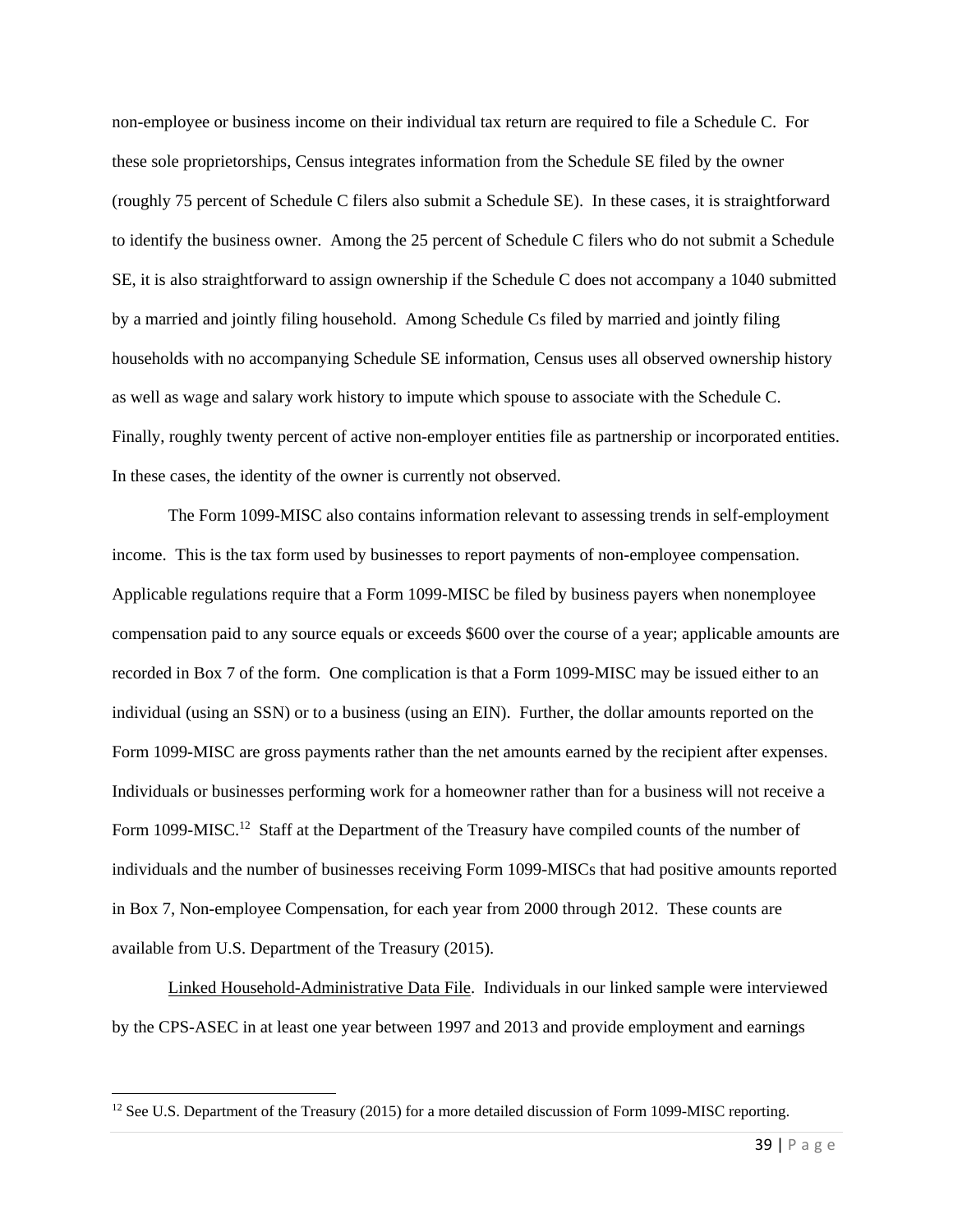non-employee or business income on their individual tax return are required to file a Schedule C. For these sole proprietorships, Census integrates information from the Schedule SE filed by the owner (roughly 75 percent of Schedule C filers also submit a Schedule SE). In these cases, it is straightforward to identify the business owner. Among the 25 percent of Schedule C filers who do not submit a Schedule SE, it is also straightforward to assign ownership if the Schedule C does not accompany a 1040 submitted by a married and jointly filing household. Among Schedule Cs filed by married and jointly filing households with no accompanying Schedule SE information, Census uses all observed ownership history as well as wage and salary work history to impute which spouse to associate with the Schedule C. Finally, roughly twenty percent of active non-employer entities file as partnership or incorporated entities. In these cases, the identity of the owner is currently not observed.

The Form 1099-MISC also contains information relevant to assessing trends in self-employment income. This is the tax form used by businesses to report payments of non-employee compensation. Applicable regulations require that a Form 1099-MISC be filed by business payers when nonemployee compensation paid to any source equals or exceeds $600 over the course of a year; applicable amounts are recorded in Box 7 of the form. One complication is that a Form 1099-MISC may be issued either to an individual (using an SSN) or to a business (using an EIN). Further, the dollar amounts reported on the Form 1099-MISC are gross payments rather than the net amounts earned by the recipient after expenses. Individuals or businesses performing work for a homeowner rather than for a business will not receive a Form 1099-MISC.[12] Staff at the Department of the Treasury have compiled counts of the number of individuals and the number of businesses receiving Form 1099-MISCs that had positive amounts reported in Box 7, Non-employee Compensation, for each year from 2000 through 2012. These counts are available from U.S. Department of the Treasury (2015).

<u>Linked Household-Administrative Data File</u>. Individuals in our linked sample were interviewed by the CPS-ASEC in at least one year between 1997 and 2013 and provide employment and earnings

[12] See U.S. Department of the Treasury (2015) for a more detailed discussion of Form 1099-MISC reporting.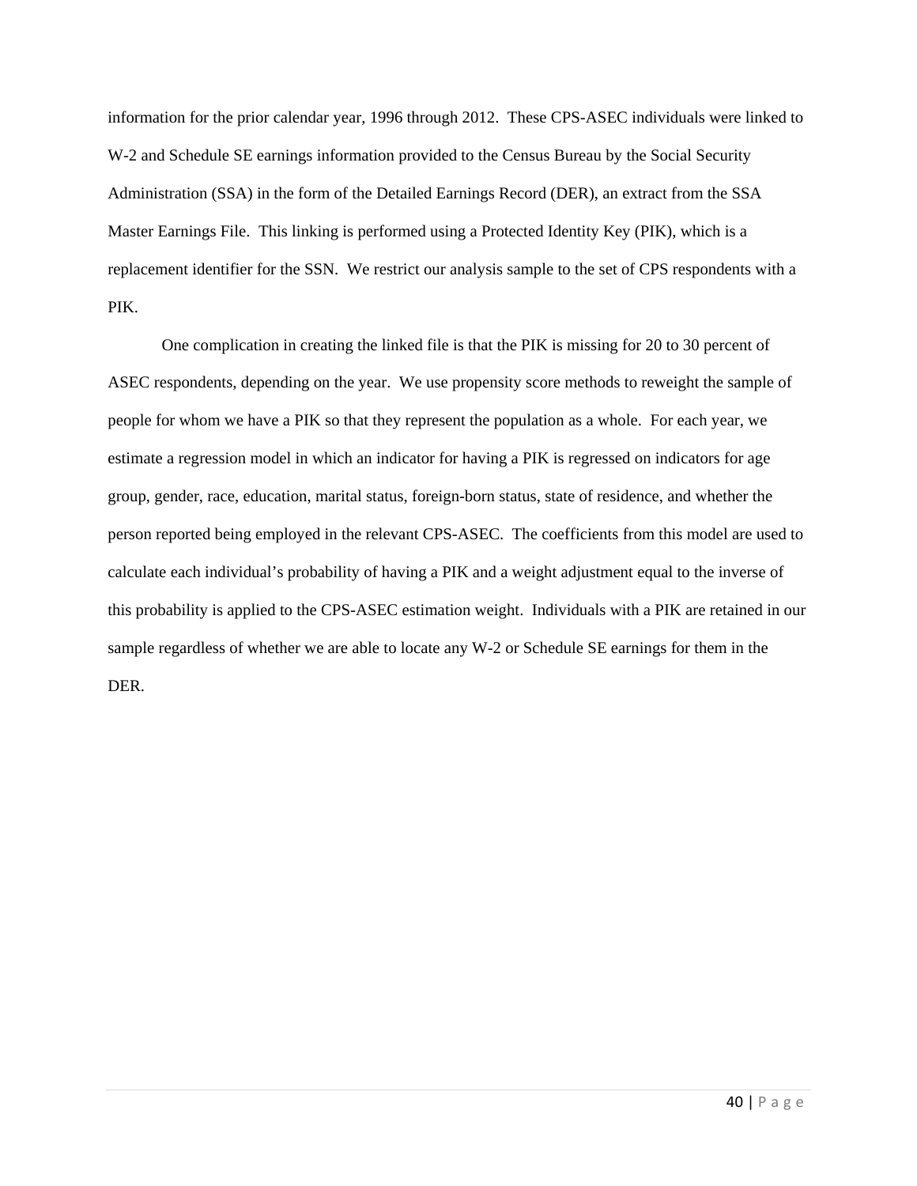information for the prior calendar year, 1996 through 2012. These CPS-ASEC individuals were linked to W-2 and Schedule SE earnings information provided to the Census Bureau by the Social Security Administration (SSA) in the form of the Detailed Earnings Record (DER), an extract from the SSA Master Earnings File. This linking is performed using a Protected Identity Key (PIK), which is a replacement identifier for the SSN. We restrict our analysis sample to the set of CPS respondents with a PIK.

One complication in creating the linked file is that the PIK is missing for 20 to 30 percent of ASEC respondents, depending on the year. We use propensity score methods to reweight the sample of people for whom we have a PIK so that they represent the population as a whole. For each year, we estimate a regression model in which an indicator for having a PIK is regressed on indicators for age group, gender, race, education, marital status, foreign-born status, state of residence, and whether the person reported being employed in the relevant CPS-ASEC. The coefficients from this model are used to calculate each individual's probability of having a PIK and a weight adjustment equal to the inverse of this probability is applied to the CPS-ASEC estimation weight. Individuals with a PIK are retained in our sample regardless of whether we are able to locate any W-2 or Schedule SE earnings for them in the DER.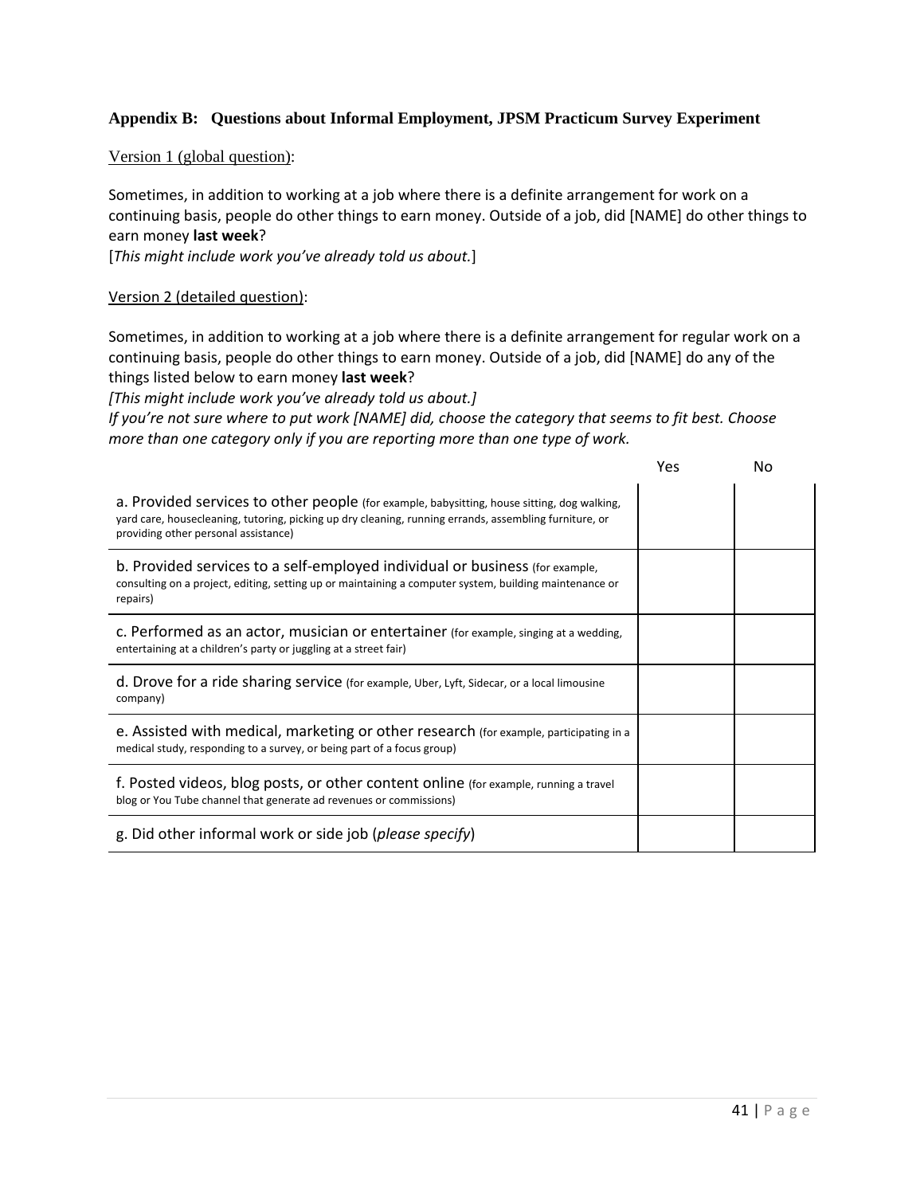### Appendix B: Questions about Informal Employment, JPSM Practicum Survey Experiment

Version 1 (global question):

Sometimes, in addition to working at a job where there is a definite arrangement for work on a continuing basis, people do other things to earn money. Outside of a job, did [NAME] do other things to earn money **last week**?
[*This might include work you've already told us about.*]

Version 2 (detailed question):

Sometimes, in addition to working at a job where there is a definite arrangement for regular work on a continuing basis, people do other things to earn money. Outside of a job, did [NAME] do any of the things listed below to earn money **last week**?
*[This might include work you've already told us about.]*
*If you're not sure where to put work [NAME] did, choose the category that seems to fit best. Choose more than one category only if you are reporting more than one type of work.*

| | Yes | No |
|---|---|---|
| a. Provided services to other people (for example, babysitting, house sitting, dog walking, yard care, housecleaning, tutoring, picking up dry cleaning, running errands, assembling furniture, or providing other personal assistance) | | |
| b. Provided services to a self-employed individual or business (for example, consulting on a project, editing, setting up or maintaining a computer system, building maintenance or repairs) | | |
| c. Performed as an actor, musician or entertainer (for example, singing at a wedding, entertaining at a children's party or juggling at a street fair) | | |
| d. Drove for a ride sharing service (for example, Uber, Lyft, Sidecar, or a local limousine company) | | |
| e. Assisted with medical, marketing or other research (for example, participating in a medical study, responding to a survey, or being part of a focus group) | | |
| f. Posted videos, blog posts, or other content online (for example, running a travel blog or You Tube channel that generate ad revenues or commissions) | | |
| g. Did other informal work or side job (*please specify*) | | |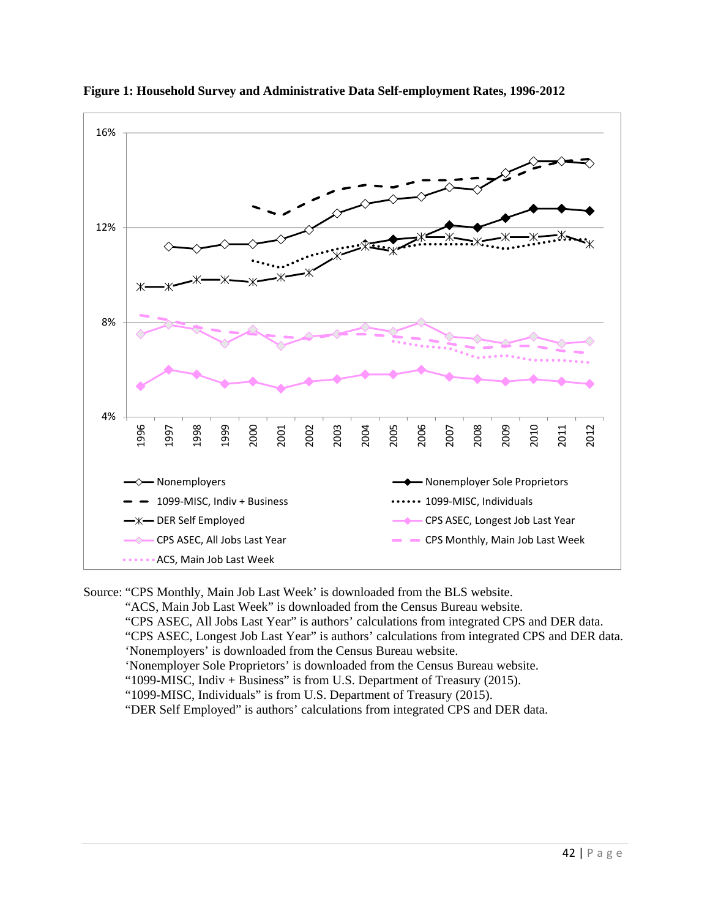**Figure 1: Household Survey and Administrative Data Self-employment Rates, 1996-2012**

Source: "CPS Monthly, Main Job Last Week' is downloaded from the BLS website.
"ACS, Main Job Last Week" is downloaded from the Census Bureau website.
"CPS ASEC, All Jobs Last Year" is authors' calculations from integrated CPS and DER data.
"CPS ASEC, Longest Job Last Year" is authors' calculations from integrated CPS and DER data.
'Nonemployers' is downloaded from the Census Bureau website.
'Nonemployer Sole Proprietors' is downloaded from the Census Bureau website.
"1099-MISC, Indiv + Business" is from U.S. Department of Treasury (2015).
"1099-MISC, Individuals" is from U.S. Department of Treasury (2015).
"DER Self Employed" is authors' calculations from integrated CPS and DER data.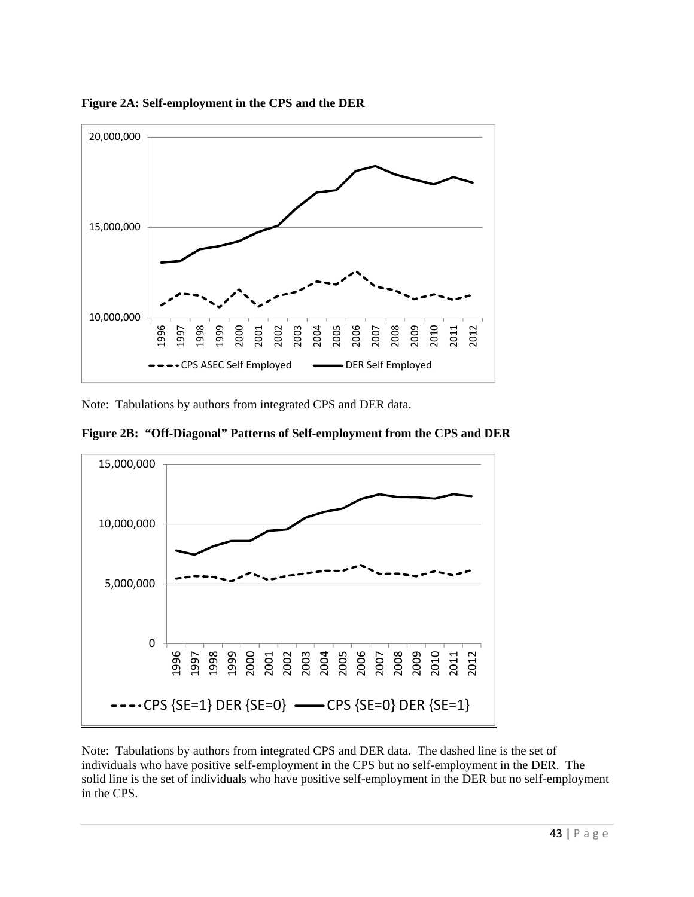**Figure 2A: Self-employment in the CPS and the DER**

Note: Tabulations by authors from integrated CPS and DER data.

**Figure 2B: "Off-Diagonal" Patterns of Self-employment from the CPS and DER**

Note: Tabulations by authors from integrated CPS and DER data. The dashed line is the set of individuals who have positive self-employment in the CPS but no self-employment in the DER. The solid line is the set of individuals who have positive self-employment in the DER but no self-employment in the CPS.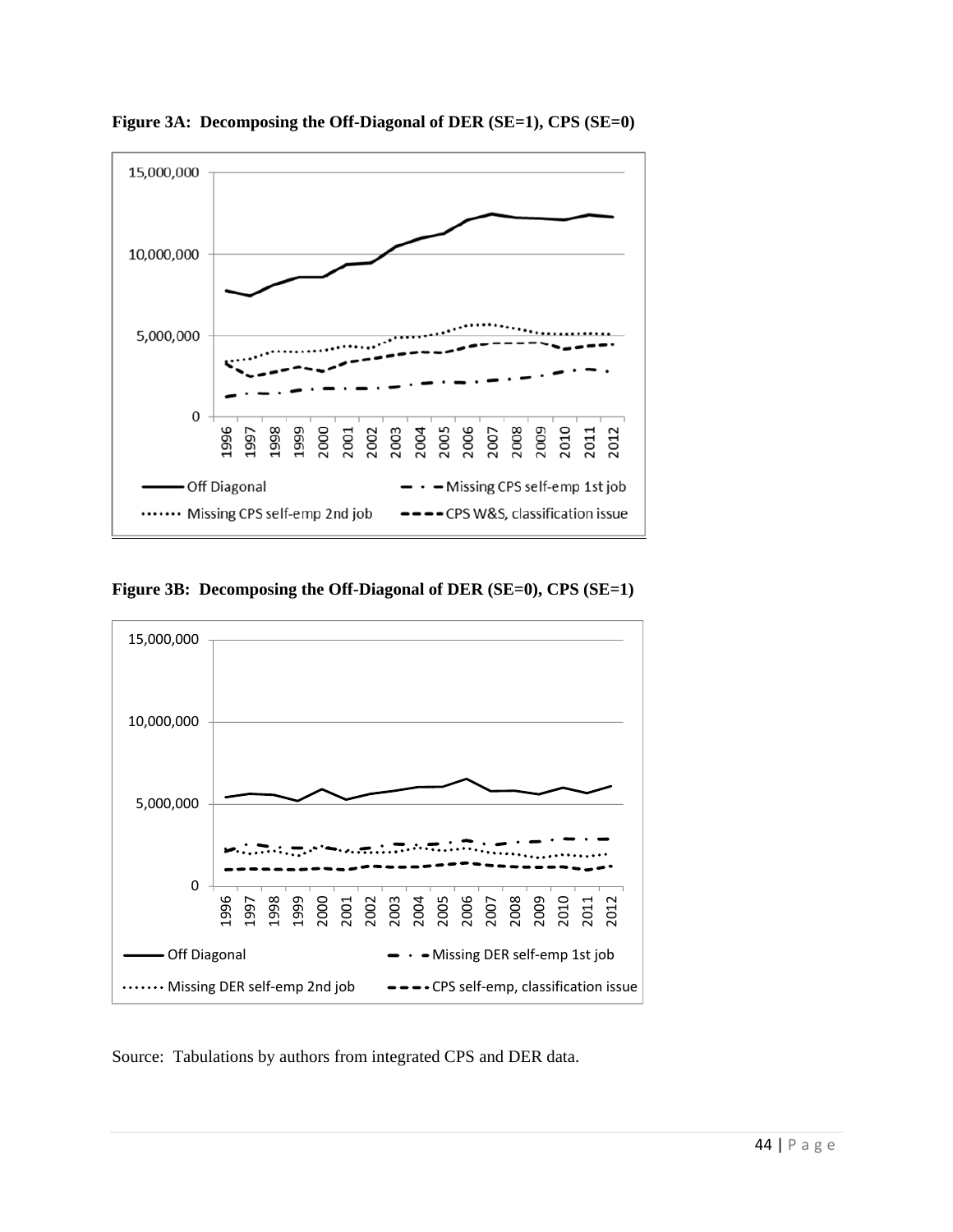**Figure 3A: Decomposing the Off-Diagonal of DER (SE=1), CPS (SE=0)**

**Figure 3B: Decomposing the Off-Diagonal of DER (SE=0), CPS (SE=1)**

Source: Tabulations by authors from integrated CPS and DER data.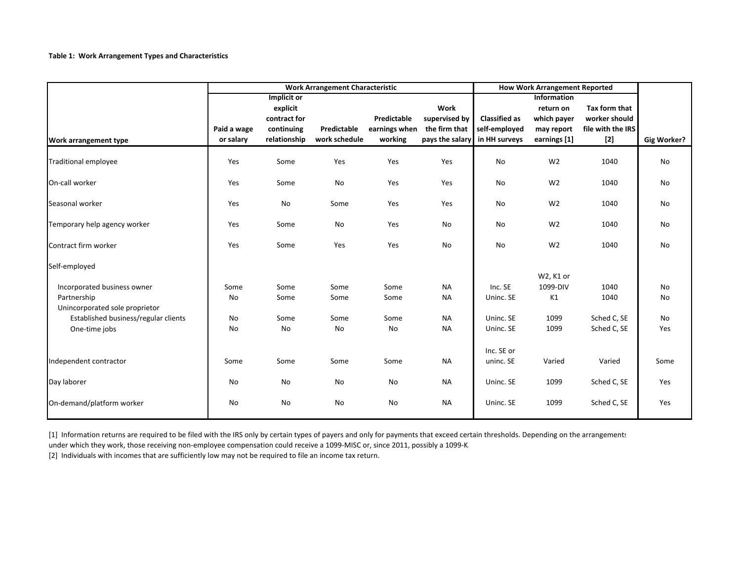**Table 1: Work Arrangement Types and Characteristics**

| Work arrangement type | Work Arrangement Characteristic | | | | | How Work Arrangement Reported | | | Gig Worker? |
|---|---|---|---|---|---|---|---|---|---|
| | Paid a wage or salary | Implicit or explicit contract for continuing relationship | Predictable work schedule | Predictable earnings when working | Work supervised by the firm that pays the salary | Classified as self-employed in HH surveys | Information return on which payer may report earnings [1] | Tax form that worker should file with the IRS [2] | |
| Traditional employee | Yes | Some | Yes | Yes | Yes | No | W2 | 1040 | No |
| On-call worker | Yes | Some | No | Yes | Yes | No | W2 | 1040 | No |
| Seasonal worker | Yes | No | Some | Yes | Yes | No | W2 | 1040 | No |
| Temporary help agency worker | Yes | Some | No | Yes | No | No | W2 | 1040 | No |
| Contract firm worker | Yes | Some | Yes | Yes | No | No | W2 | 1040 | No |
| Self-employed | | | | | | | | | |
| Incorporated business owner | Some | Some | Some | Some | NA | Inc. SE | W2, K1 or 1099-DIV | 1040 | No |
| Partnership | No | Some | Some | Some | NA | Uninc. SE | K1 | 1040 | No |
| Unincorporated sole proprietor | | | | | | | | | |
| Established business/regular clients | No | Some | Some | Some | NA | Uninc. SE | 1099 | Sched C, SE | No |
| One-time jobs | No | No | No | No | NA | Uninc. SE | 1099 | Sched C, SE | Yes |
| Independent contractor | Some | Some | Some | Some | NA | Inc. SE or uninc. SE | Varied | Varied | Some |
| Day laborer | No | No | No | No | NA | Uninc. SE | 1099 | Sched C, SE | Yes |
| On-demand/platform worker | No | No | No | No | NA | Uninc. SE | 1099 | Sched C, SE | Yes |

[1] Information returns are required to be filed with the IRS only by certain types of payers and only for payments that exceed certain thresholds. Depending on the arrangements under which they work, those receiving non-employee compensation could receive a 1099-MISC or, since 2011, possibly a 1099-K.

[2] Individuals with incomes that are sufficiently low may not be required to file an income tax return.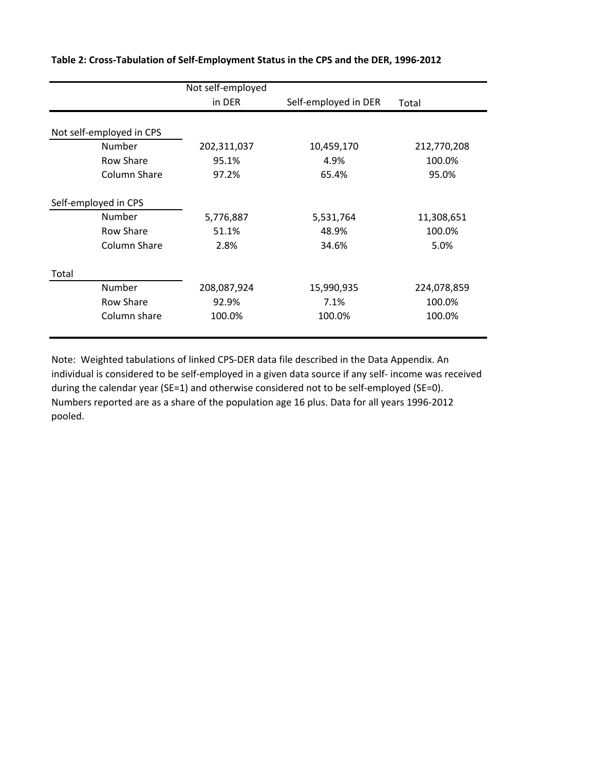**Table 2: Cross-Tabulation of Self-Employment Status in the CPS and the DER, 1996-2012**

| | | Not self-employed in DER | Self-employed in DER | Total |
|---|---|---|---|---|
| Not self-employed in CPS | | | | |
| | Number | 202,311,037 | 10,459,170 | 212,770,208 |
| | Row Share | 95.1% | 4.9% | 100.0% |
| | Column Share | 97.2% | 65.4% | 95.0% |
| Self-employed in CPS | | | | |
| | Number | 5,776,887 | 5,531,764 | 11,308,651 |
| | Row Share | 51.1% | 48.9% | 100.0% |
| | Column Share | 2.8% | 34.6% | 5.0% |
| Total | | | | |
| | Number | 208,087,924 | 15,990,935 | 224,078,859 |
| | Row Share | 92.9% | 7.1% | 100.0% |
| | Column share | 100.0% | 100.0% | 100.0% |

Note: Weighted tabulations of linked CPS-DER data file described in the Data Appendix. An individual is considered to be self-employed in a given data source if any self- income was received during the calendar year (SE=1) and otherwise considered not to be self-employed (SE=0). Numbers reported are as a share of the population age 16 plus. Data for all years 1996-2012 pooled.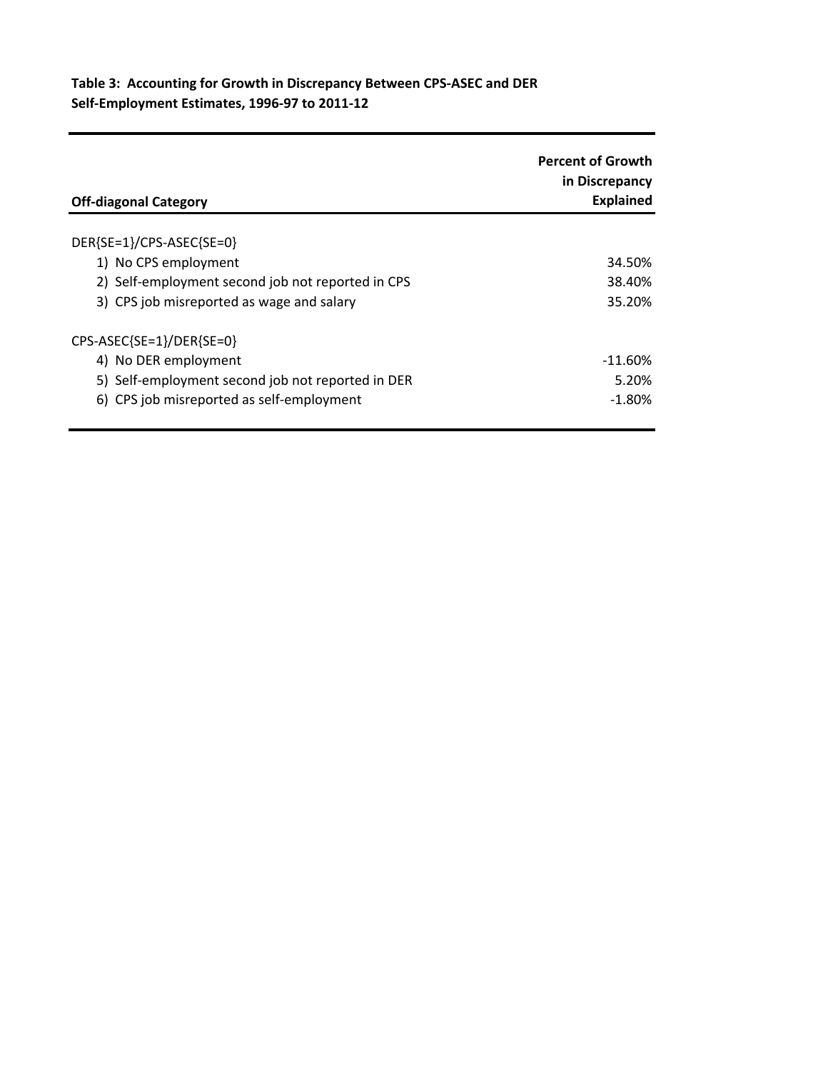**Table 3: Accounting for Growth in Discrepancy Between CPS-ASEC and DER Self-Employment Estimates, 1996-97 to 2011-12**

| Off-diagonal Category | Percent of Growth in Discrepancy Explained |
|---|---|
| DER{SE=1}/CPS-ASEC{SE=0} | |
| 1) No CPS employment | 34.50% |
| 2) Self-employment second job not reported in CPS | 38.40% |
| 3) CPS job misreported as wage and salary | 35.20% |
| CPS-ASEC{SE=1}/DER{SE=0} | |
| 4) No DER employment | -11.60% |
| 5) Self-employment second job not reported in DER | 5.20% |
| 6) CPS job misreported as self-employment | -1.80% |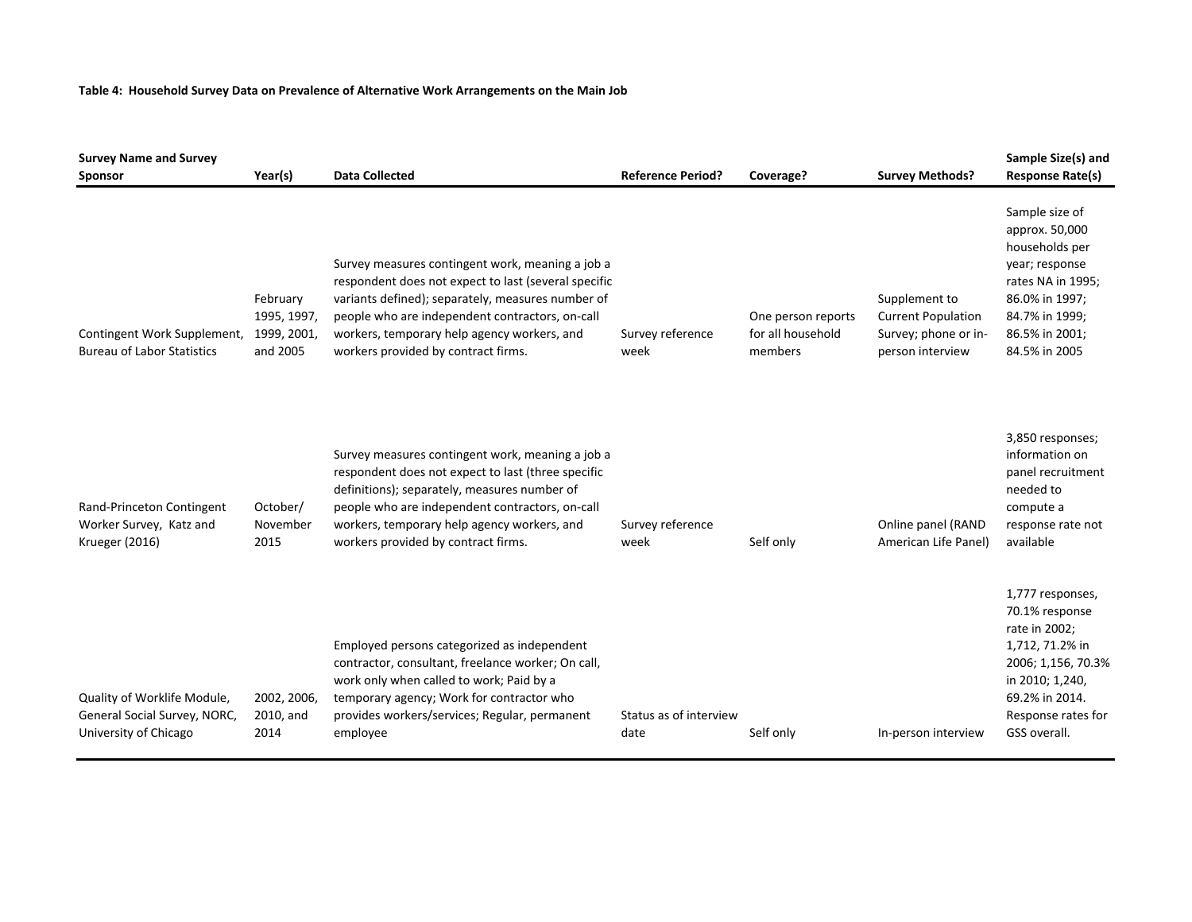**Table 4: Household Survey Data on Prevalence of Alternative Work Arrangements on the Main Job**

| Survey Name and Survey Sponsor | Year(s) | Data Collected | Reference Period? | Coverage? | Survey Methods? | Sample Size(s) and Response Rate(s) |
|---|---|---|---|---|---|---|
| Contingent Work Supplement, Bureau of Labor Statistics | February 1995, 1997, 1999, 2001, and 2005 | Survey measures contingent work, meaning a job a respondent does not expect to last (several specific variants defined); separately, measures number of people who are independent contractors, on-call workers, temporary help agency workers, and workers provided by contract firms. | Survey reference week | One person reports for all household members | Supplement to Current Population Survey; phone or in-person interview | Sample size of approx. 50,000 households per year; response rates NA in 1995; 86.0% in 1997; 84.7% in 1999; 86.5% in 2001; 84.5% in 2005 |
| Rand-Princeton Contingent Worker Survey, Katz and Krueger (2016) | October/ November 2015 | Survey measures contingent work, meaning a job a respondent does not expect to last (three specific definitions); separately, measures number of people who are independent contractors, on-call workers, temporary help agency workers, and workers provided by contract firms. | Survey reference week | Self only | Online panel (RAND American Life Panel) | 3,850 responses; information on panel recruitment needed to compute a response rate not available |
| Quality of Worklife Module, General Social Survey, NORC, University of Chicago | 2002, 2006, 2010, and 2014 | Employed persons categorized as independent contractor, consultant, freelance worker; On call, work only when called to work; Paid by a temporary agency; Work for contractor who provides workers/services; Regular, permanent employee | Status as of interview date | Self only | In-person interview | 1,777 responses, 70.1% response rate in 2002; 1,712, 71.2% in 2006; 1,156, 70.3% in 2010; 1,240, 69.2% in 2014. Response rates for GSS overall. |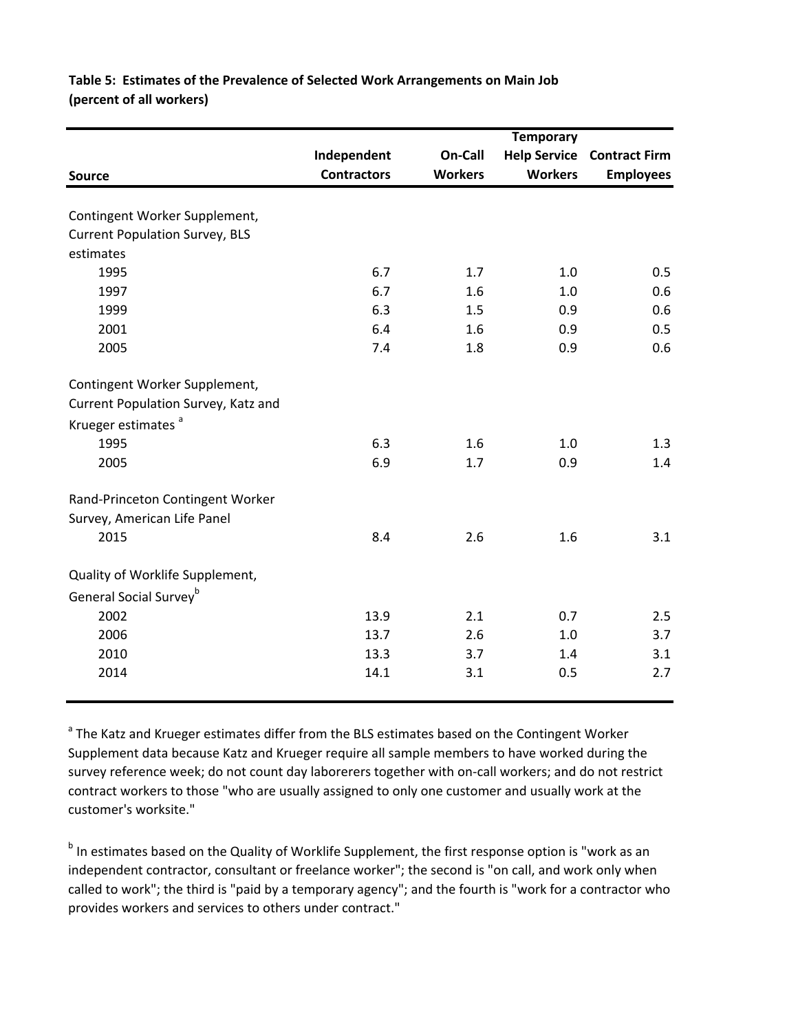**Table 5: Estimates of the Prevalence of Selected Work Arrangements on Main Job (percent of all workers)**

| Source | Independent Contractors | On-Call Workers | Temporary Help Service Workers | Contract Firm Employees |
|---|---|---|---|---|
| Contingent Worker Supplement, Current Population Survey, BLS estimates | | | | |
| 1995 | 6.7 | 1.7 | 1.0 | 0.5 |
| 1997 | 6.7 | 1.6 | 1.0 | 0.6 |
| 1999 | 6.3 | 1.5 | 0.9 | 0.6 |
| 2001 | 6.4 | 1.6 | 0.9 | 0.5 |
| 2005 | 7.4 | 1.8 | 0.9 | 0.6 |
| Contingent Worker Supplement, Current Population Survey, Katz and Krueger estimates [a] | | | | |
| 1995 | 6.3 | 1.6 | 1.0 | 1.3 |
| 2005 | 6.9 | 1.7 | 0.9 | 1.4 |
| Rand-Princeton Contingent Worker Survey, American Life Panel | | | | |
| 2015 | 8.4 | 2.6 | 1.6 | 3.1 |
| Quality of Worklife Supplement, General Social Survey[b] | | | | |
| 2002 | 13.9 | 2.1 | 0.7 | 2.5 |
| 2006 | 13.7 | 2.6 | 1.0 | 3.7 |
| 2010 | 13.3 | 3.7 | 1.4 | 3.1 |
| 2014 | 14.1 | 3.1 | 0.5 | 2.7 |

[a] The Katz and Krueger estimates differ from the BLS estimates based on the Contingent Worker Supplement data because Katz and Krueger require all sample members to have worked during the survey reference week; do not count day labor​erers together with on-call workers; and do not restrict contract workers to those "who are usually assigned to only one customer and usually work at the customer's worksite."

[b] In estimates based on the Quality of Worklife Supplement, the first response option is "work as an independent contractor, consultant or freelance worker"; the second is "on call, and work only when called to work"; the third is "paid by a temporary agency"; and the fourth is "work for a contractor who provides workers and services to others under contract."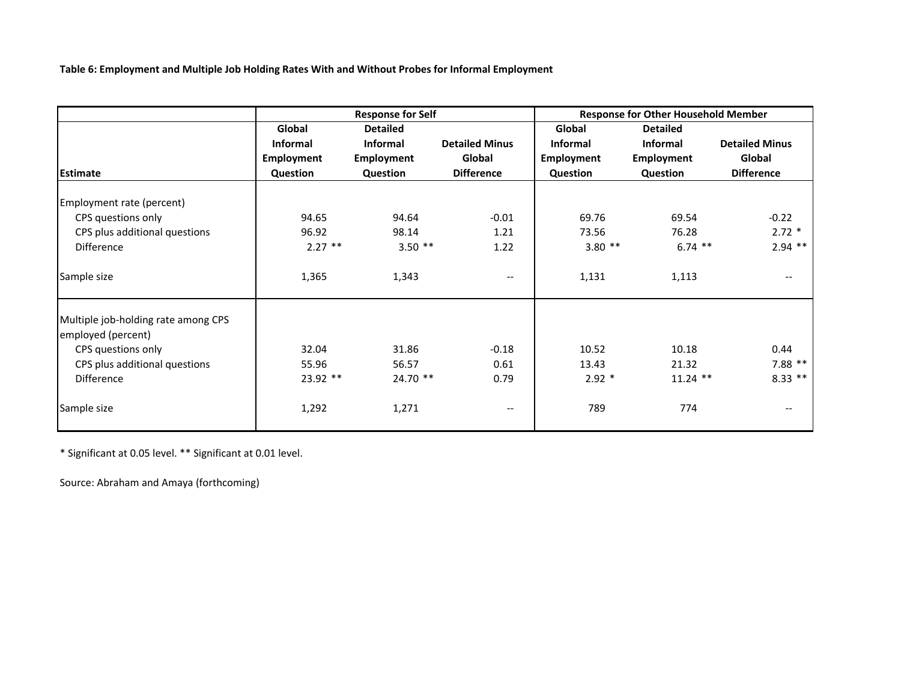**Table 6: Employment and Multiple Job Holding Rates With and Without Probes for Informal Employment**

| | Response for Self | | | Response for Other Household Member | | |
|---|---|---|---|---|---|---|
| Estimate | Global Informal Employment Question | Detailed Informal Employment Question | Detailed Minus Global Difference | Global Informal Employment Question | Detailed Informal Employment Question | Detailed Minus Global Difference |
| Employment rate (percent) | | | | | | |
| CPS questions only | 94.65 | 94.64 | -0.01 | 69.76 | 69.54 | -0.22 |
| CPS plus additional questions | 96.92 | 98.14 | 1.21 | 73.56 | 76.28 | 2.72 * |
| Difference | 2.27 ** | 3.50 ** | 1.22 | 3.80 ** | 6.74 ** | 2.94 ** |
| Sample size | 1,365 | 1,343 | -- | 1,131 | 1,113 | -- |
| Multiple job-holding rate among CPS employed (percent) | | | | | | |
| CPS questions only | 32.04 | 31.86 | -0.18 | 10.52 | 10.18 | 0.44 |
| CPS plus additional questions | 55.96 | 56.57 | 0.61 | 13.43 | 21.32 | 7.88 ** |
| Difference | 23.92 ** | 24.70 ** | 0.79 | 2.92 * | 11.24 ** | 8.33 ** |
| Sample size | 1,292 | 1,271 | -- | 789 | 774 | -- |

* Significant at 0.05 level. ** Significant at 0.01 level.

Source: Abraham and Amaya (forthcoming)